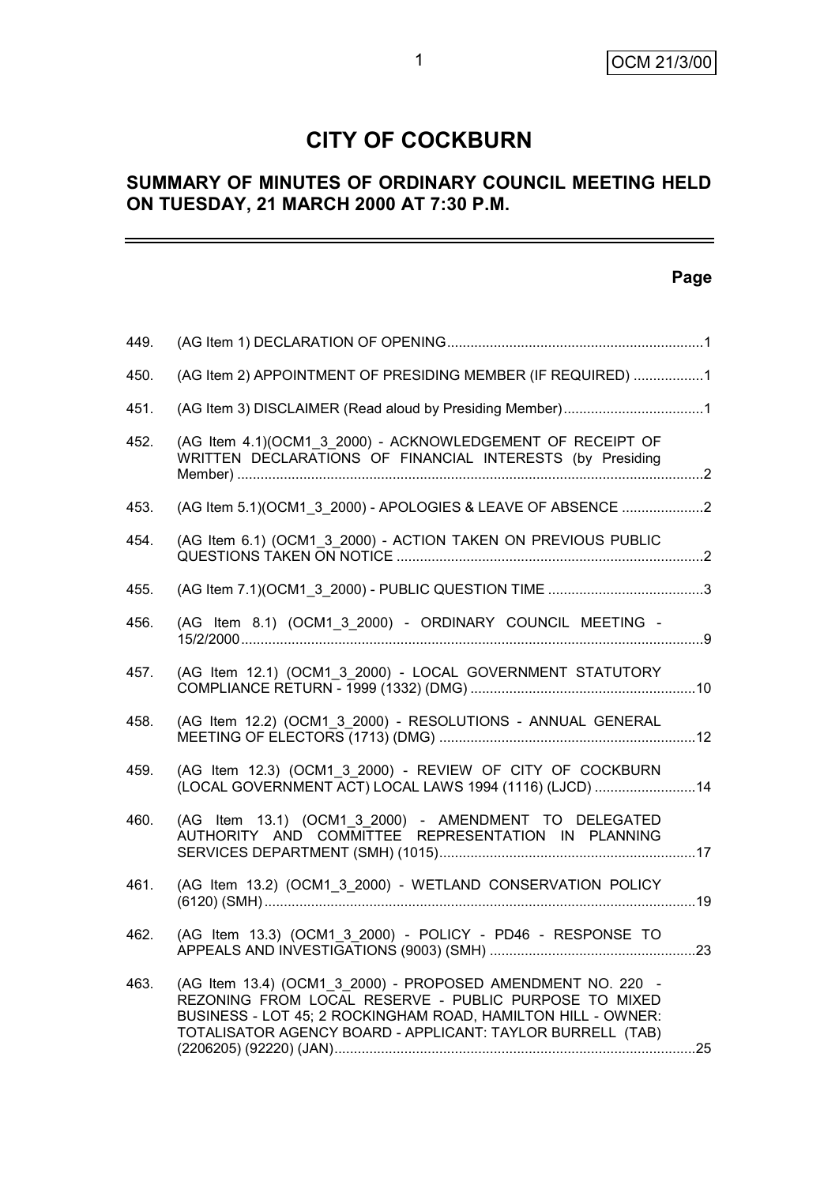# CITY OF COCKBURN

## SUMMARY OF MINUTES OF ORDINARY COUNCIL MEETING HELD ON TUESDAY, 21 MARCH 2000 AT 7:30 P.M.

| | | Page |
|---|---|---|
| 449. | (AG Item 1) DECLARATION OF OPENING | 1 |
| 450. | (AG Item 2) APPOINTMENT OF PRESIDING MEMBER (IF REQUIRED) | 1 |
| 451. | (AG Item 3) DISCLAIMER (Read aloud by Presiding Member) | 1 |
| 452. | (AG Item 4.1)(OCM1_3_2000) - ACKNOWLEDGEMENT OF RECEIPT OF WRITTEN DECLARATIONS OF FINANCIAL INTERESTS (by Presiding Member) | 2 |
| 453. | (AG Item 5.1)(OCM1_3_2000) - APOLOGIES & LEAVE OF ABSENCE | 2 |
| 454. | (AG Item 6.1) (OCM1_3_2000) - ACTION TAKEN ON PREVIOUS PUBLIC QUESTIONS TAKEN ON NOTICE | 2 |
| 455. | (AG Item 7.1)(OCM1_3_2000) - PUBLIC QUESTION TIME | 3 |
| 456. | (AG Item 8.1) (OCM1_3_2000) - ORDINARY COUNCIL MEETING - 15/2/2000 | 9 |
| 457. | (AG Item 12.1) (OCM1_3_2000) - LOCAL GOVERNMENT STATUTORY COMPLIANCE RETURN - 1999 (1332) (DMG) | 10 |
| 458. | (AG Item 12.2) (OCM1_3_2000) - RESOLUTIONS - ANNUAL GENERAL MEETING OF ELECTORS (1713) (DMG) | 12 |
| 459. | (AG Item 12.3) (OCM1_3_2000) - REVIEW OF CITY OF COCKBURN (LOCAL GOVERNMENT ACT) LOCAL LAWS 1994 (1116) (LJCD) | 14 |
| 460. | (AG Item 13.1) (OCM1_3_2000) - AMENDMENT TO DELEGATED AUTHORITY AND COMMITTEE REPRESENTATION IN PLANNING SERVICES DEPARTMENT (SMH) (1015) | 17 |
| 461. | (AG Item 13.2) (OCM1_3_2000) - WETLAND CONSERVATION POLICY (6120) (SMH) | 19 |
| 462. | (AG Item 13.3) (OCM1_3_2000) - POLICY - PD46 - RESPONSE TO APPEALS AND INVESTIGATIONS (9003) (SMH) | 23 |
| 463. | (AG Item 13.4) (OCM1_3_2000) - PROPOSED AMENDMENT NO. 220 - REZONING FROM LOCAL RESERVE - PUBLIC PURPOSE TO MIXED BUSINESS - LOT 45; 2 ROCKINGHAM ROAD, HAMILTON HILL - OWNER: TOTALISATOR AGENCY BOARD - APPLICANT: TAYLOR BURRELL (TAB) (2206205) (92220) (JAN) | 25 |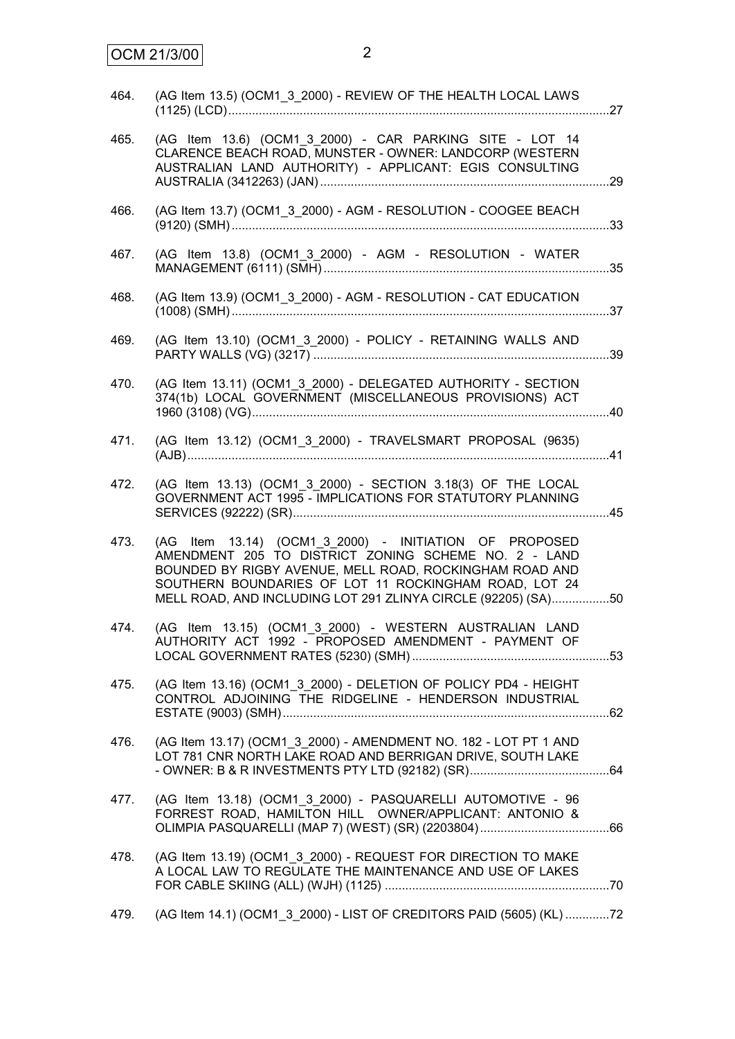464. (AG Item 13.5) (OCM1_3_2000) - REVIEW OF THE HEALTH LOCAL LAWS (1125) (LCD) ....... 27

465. (AG Item 13.6) (OCM1_3_2000) - CAR PARKING SITE - LOT 14 CLARENCE BEACH ROAD, MUNSTER - OWNER: LANDCORP (WESTERN AUSTRALIAN LAND AUTHORITY) - APPLICANT: EGIS CONSULTING AUSTRALIA (3412263) (JAN) ....... 29

466. (AG Item 13.7) (OCM1_3_2000) - AGM - RESOLUTION - COOGEE BEACH (9120) (SMH) ....... 33

467. (AG Item 13.8) (OCM1_3_2000) - AGM - RESOLUTION - WATER MANAGEMENT (6111) (SMH) ....... 35

468. (AG Item 13.9) (OCM1_3_2000) - AGM - RESOLUTION - CAT EDUCATION (1008) (SMH) ....... 37

469. (AG Item 13.10) (OCM1_3_2000) - POLICY - RETAINING WALLS AND PARTY WALLS (VG) (3217) ....... 39

470. (AG Item 13.11) (OCM1_3_2000) - DELEGATED AUTHORITY - SECTION 374(1b) LOCAL GOVERNMENT (MISCELLANEOUS PROVISIONS) ACT 1960 (3108) (VG) ....... 40

471. (AG Item 13.12) (OCM1_3_2000) - TRAVELSMART PROPOSAL (9635) (AJB) ....... 41

472. (AG Item 13.13) (OCM1_3_2000) - SECTION 3.18(3) OF THE LOCAL GOVERNMENT ACT 1995 - IMPLICATIONS FOR STATUTORY PLANNING SERVICES (92222) (SR) ....... 45

473. (AG Item 13.14) (OCM1_3_2000) - INITIATION OF PROPOSED AMENDMENT 205 TO DISTRICT ZONING SCHEME NO. 2 - LAND BOUNDED BY RIGBY AVENUE, MELL ROAD, ROCKINGHAM ROAD AND SOUTHERN BOUNDARIES OF LOT 11 ROCKINGHAM ROAD, LOT 24 MELL ROAD, AND INCLUDING LOT 291 ZLINYA CIRCLE (92205) (SA) ....... 50

474. (AG Item 13.15) (OCM1_3_2000) - WESTERN AUSTRALIAN LAND AUTHORITY ACT 1992 - PROPOSED AMENDMENT - PAYMENT OF LOCAL GOVERNMENT RATES (5230) (SMH) ....... 53

475. (AG Item 13.16) (OCM1_3_2000) - DELETION OF POLICY PD4 - HEIGHT CONTROL ADJOINING THE RIDGELINE - HENDERSON INDUSTRIAL ESTATE (9003) (SMH) ....... 62

476. (AG Item 13.17) (OCM1_3_2000) - AMENDMENT NO. 182 - LOT PT 1 AND LOT 781 CNR NORTH LAKE ROAD AND BERRIGAN DRIVE, SOUTH LAKE - OWNER: B & R INVESTMENTS PTY LTD (92182) (SR) ....... 64

477. (AG Item 13.18) (OCM1_3_2000) - PASQUARELLI AUTOMOTIVE - 96 FORREST ROAD, HAMILTON HILL OWNER/APPLICANT: ANTONIO & OLIMPIA PASQUARELLI (MAP 7) (WEST) (SR) (2203804) ....... 66

478. (AG Item 13.19) (OCM1_3_2000) - REQUEST FOR DIRECTION TO MAKE A LOCAL LAW TO REGULATE THE MAINTENANCE AND USE OF LAKES FOR CABLE SKIING (ALL) (WJH) (1125) ....... 70

479. (AG Item 14.1) (OCM1_3_2000) - LIST OF CREDITORS PAID (5605) (KL) ....... 72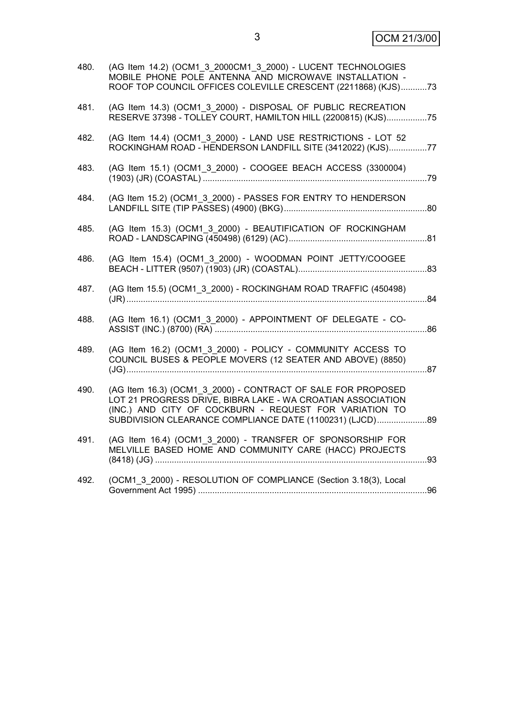480. (AG Item 14.2) (OCM1_3_2000CM1_3_2000) - LUCENT TECHNOLOGIES MOBILE PHONE POLE ANTENNA AND MICROWAVE INSTALLATION - ROOF TOP COUNCIL OFFICES COLEVILLE CRESCENT (2211868) (KJS)...........73

481. (AG Item 14.3) (OCM1_3_2000) - DISPOSAL OF PUBLIC RECREATION RESERVE 37398 - TOLLEY COURT, HAMILTON HILL (2200815) (KJS).................75

482. (AG Item 14.4) (OCM1_3_2000) - LAND USE RESTRICTIONS - LOT 52 ROCKINGHAM ROAD - HENDERSON LANDFILL SITE (3412022) (KJS)................77

483. (AG Item 15.1) (OCM1_3_2000) - COOGEE BEACH ACCESS (3300004) (1903) (JR) (COASTAL) .............................................................................................79

484. (AG Item 15.2) (OCM1_3_2000) - PASSES FOR ENTRY TO HENDERSON LANDFILL SITE (TIP PASSES) (4900) (BKG)............................................................80

485. (AG Item 15.3) (OCM1_3_2000) - BEAUTIFICATION OF ROCKINGHAM ROAD - LANDSCAPING (450498) (6129) (AC)..........................................................81

486. (AG Item 15.4) (OCM1_3_2000) - WOODMAN POINT JETTY/COOGEE BEACH - LITTER (9507) (1903) (JR) (COASTAL)......................................................83

487. (AG Item 15.5) (OCM1_3_2000) - ROCKINGHAM ROAD TRAFFIC (450498) (JR).............................................................................................................................84

488. (AG Item 16.1) (OCM1_3_2000) - APPOINTMENT OF DELEGATE - CO-ASSIST (INC.) (8700) (RA) .........................................................................................86

489. (AG Item 16.2) (OCM1_3_2000) - POLICY - COMMUNITY ACCESS TO COUNCIL BUSES & PEOPLE MOVERS (12 SEATER AND ABOVE) (8850) (JG).............................................................................................................................87

490. (AG Item 16.3) (OCM1_3_2000) - CONTRACT OF SALE FOR PROPOSED LOT 21 PROGRESS DRIVE, BIBRA LAKE - WA CROATIAN ASSOCIATION (INC.) AND CITY OF COCKBURN - REQUEST FOR VARIATION TO SUBDIVISION CLEARANCE COMPLIANCE DATE (1100231) (LJCD).....................89

491. (AG Item 16.4) (OCM1_3_2000) - TRANSFER OF SPONSORSHIP FOR MELVILLE BASED HOME AND COMMUNITY CARE (HACC) PROJECTS (8418) (JG) .................................................................................................................93

492. (OCM1_3_2000) - RESOLUTION OF COMPLIANCE (Section 3.18(3), Local Government Act 1995) ...............................................................................................96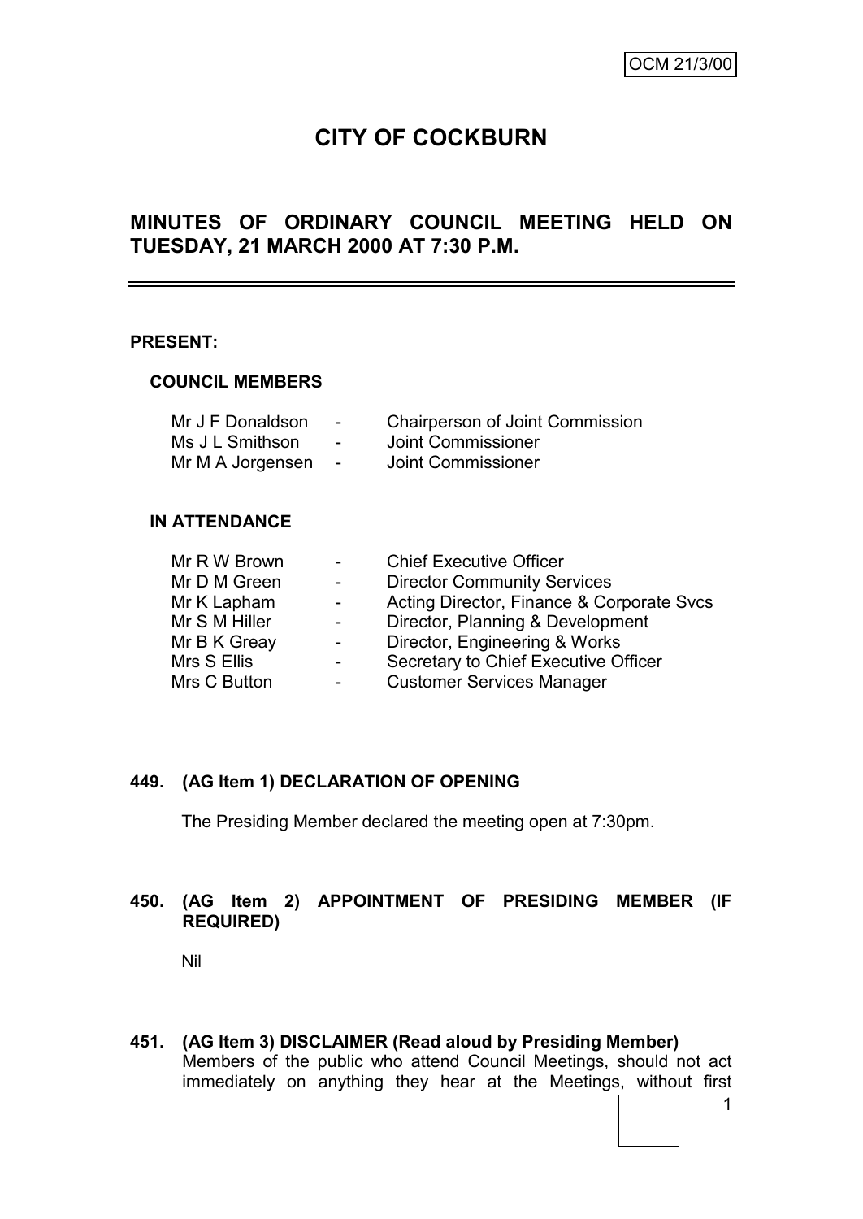OCM 21/3/00

# CITY OF COCKBURN

## MINUTES OF ORDINARY COUNCIL MEETING HELD ON TUESDAY, 21 MARCH 2000 AT 7:30 P.M.

---

**PRESENT:**

**COUNCIL MEMBERS**

| | | |
|---|---|---|
| Mr J F Donaldson | - | Chairperson of Joint Commission |
| Ms J L Smithson | - | Joint Commissioner |
| Mr M A Jorgensen | - | Joint Commissioner |

**IN ATTENDANCE**

| | | |
|---|---|---|
| Mr R W Brown | - | Chief Executive Officer |
| Mr D M Green | - | Director Community Services |
| Mr K Lapham | - | Acting Director, Finance & Corporate Svcs |
| Mr S M Hiller | - | Director, Planning & Development |
| Mr B K Greay | - | Director, Engineering & Works |
| Mrs S Ellis | - | Secretary to Chief Executive Officer |
| Mrs C Button | - | Customer Services Manager |

### 449. (AG Item 1) DECLARATION OF OPENING

The Presiding Member declared the meeting open at 7:30pm.

### 450. (AG Item 2) APPOINTMENT OF PRESIDING MEMBER (IF REQUIRED)

Nil

### 451. (AG Item 3) DISCLAIMER (Read aloud by Presiding Member)

Members of the public who attend Council Meetings, should not act immediately on anything they hear at the Meetings, without first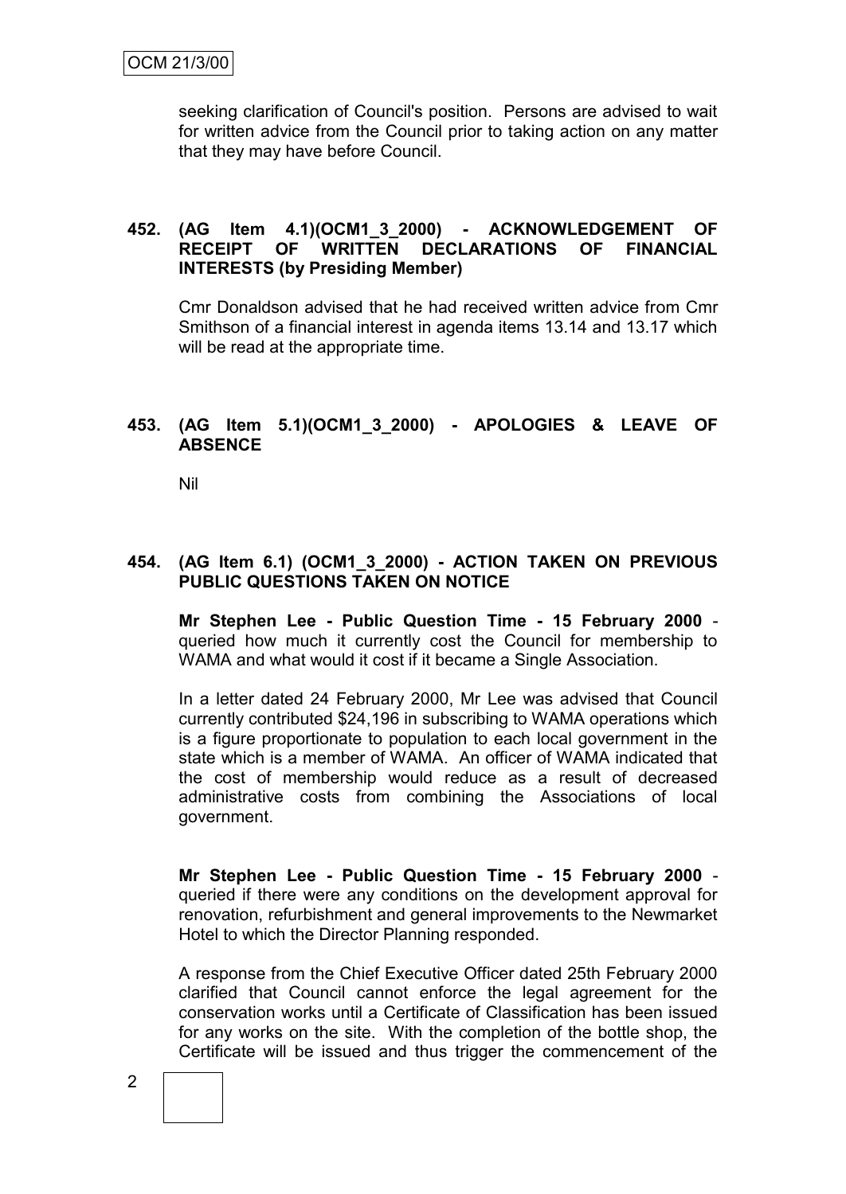seeking clarification of Council's position. Persons are advised to wait for written advice from the Council prior to taking action on any matter that they may have before Council.

### 452. (AG Item 4.1)(OCM1_3_2000) - ACKNOWLEDGEMENT OF RECEIPT OF WRITTEN DECLARATIONS OF FINANCIAL INTERESTS (by Presiding Member)

Cmr Donaldson advised that he had received written advice from Cmr Smithson of a financial interest in agenda items 13.14 and 13.17 which will be read at the appropriate time.

### 453. (AG Item 5.1)(OCM1_3_2000) - APOLOGIES & LEAVE OF ABSENCE

Nil

### 454. (AG Item 6.1) (OCM1_3_2000) - ACTION TAKEN ON PREVIOUS PUBLIC QUESTIONS TAKEN ON NOTICE

**Mr Stephen Lee - Public Question Time - 15 February 2000** - queried how much it currently cost the Council for membership to WAMA and what would it cost if it became a Single Association.

In a letter dated 24 February 2000, Mr Lee was advised that Council currently contributed $24,196 in subscribing to WAMA operations which is a figure proportionate to population to each local government in the state which is a member of WAMA. An officer of WAMA indicated that the cost of membership would reduce as a result of decreased administrative costs from combining the Associations of local government.

**Mr Stephen Lee - Public Question Time - 15 February 2000** - queried if there were any conditions on the development approval for renovation, refurbishment and general improvements to the Newmarket Hotel to which the Director Planning responded.

A response from the Chief Executive Officer dated 25th February 2000 clarified that Council cannot enforce the legal agreement for the conservation works until a Certificate of Classification has been issued for any works on the site. With the completion of the bottle shop, the Certificate will be issued and thus trigger the commencement of the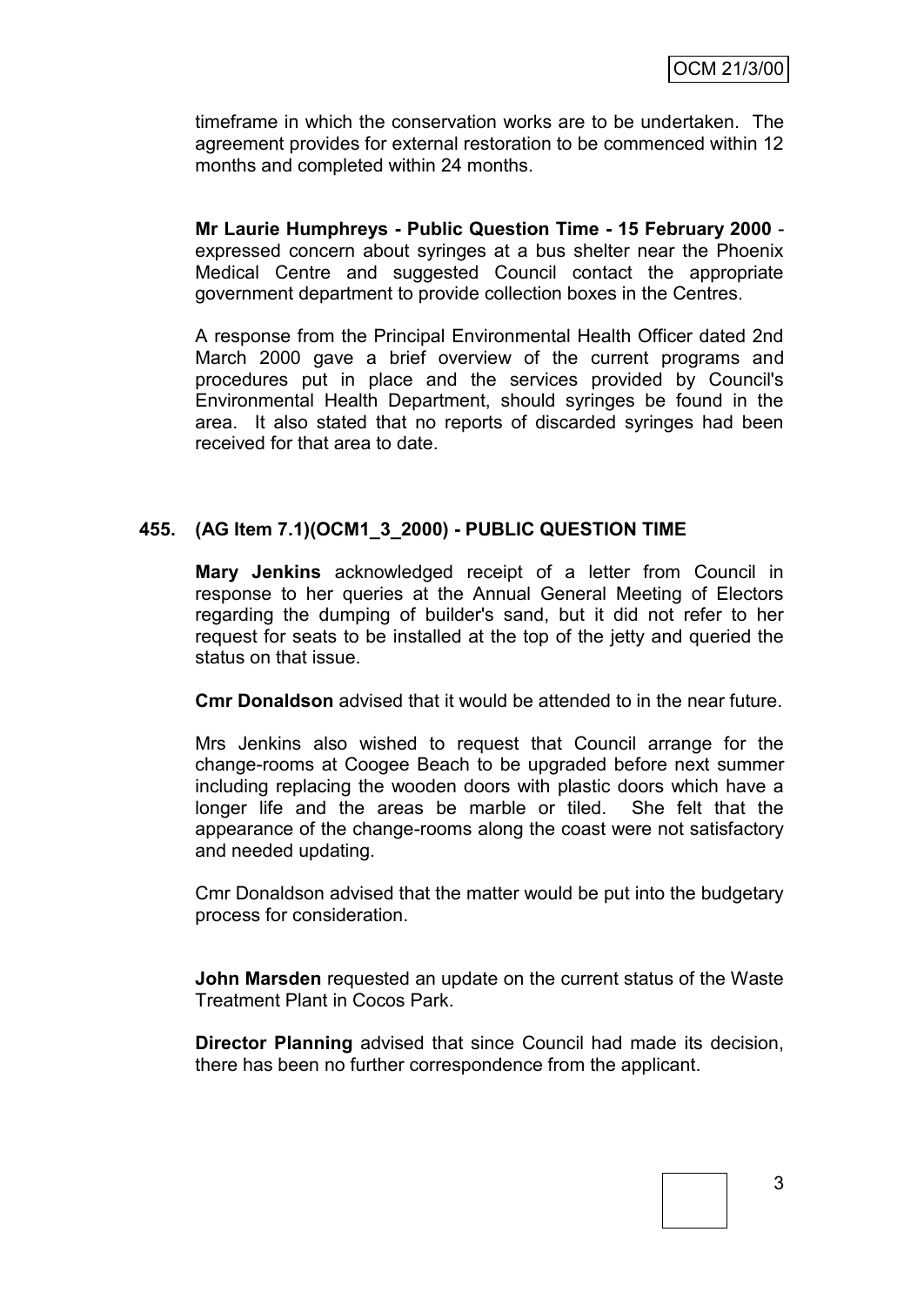timeframe in which the conservation works are to be undertaken. The agreement provides for external restoration to be commenced within 12 months and completed within 24 months.

**Mr Laurie Humphreys - Public Question Time - 15 February 2000** - expressed concern about syringes at a bus shelter near the Phoenix Medical Centre and suggested Council contact the appropriate government department to provide collection boxes in the Centres.

A response from the Principal Environmental Health Officer dated 2nd March 2000 gave a brief overview of the current programs and procedures put in place and the services provided by Council's Environmental Health Department, should syringes be found in the area. It also stated that no reports of discarded syringes had been received for that area to date.

## 455. (AG Item 7.1)(OCM1_3_2000) - PUBLIC QUESTION TIME

**Mary Jenkins** acknowledged receipt of a letter from Council in response to her queries at the Annual General Meeting of Electors regarding the dumping of builder's sand, but it did not refer to her request for seats to be installed at the top of the jetty and queried the status on that issue.

**Cmr Donaldson** advised that it would be attended to in the near future.

Mrs Jenkins also wished to request that Council arrange for the change-rooms at Coogee Beach to be upgraded before next summer including replacing the wooden doors with plastic doors which have a longer life and the areas be marble or tiled. She felt that the appearance of the change-rooms along the coast were not satisfactory and needed updating.

Cmr Donaldson advised that the matter would be put into the budgetary process for consideration.

**John Marsden** requested an update on the current status of the Waste Treatment Plant in Cocos Park.

**Director Planning** advised that since Council had made its decision, there has been no further correspondence from the applicant.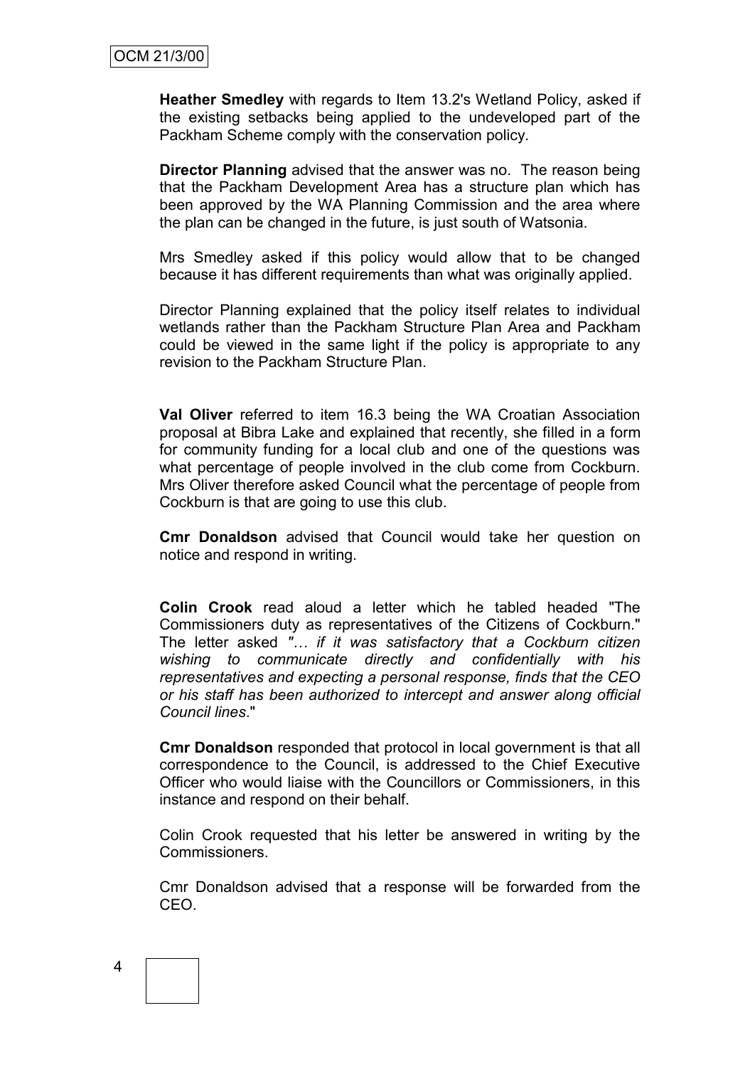**Heather Smedley** with regards to Item 13.2's Wetland Policy, asked if the existing setbacks being applied to the undeveloped part of the Packham Scheme comply with the conservation policy.

**Director Planning** advised that the answer was no. The reason being that the Packham Development Area has a structure plan which has been approved by the WA Planning Commission and the area where the plan can be changed in the future, is just south of Watsonia.

Mrs Smedley asked if this policy would allow that to be changed because it has different requirements than what was originally applied.

Director Planning explained that the policy itself relates to individual wetlands rather than the Packham Structure Plan Area and Packham could be viewed in the same light if the policy is appropriate to any revision to the Packham Structure Plan.

**Val Oliver** referred to item 16.3 being the WA Croatian Association proposal at Bibra Lake and explained that recently, she filled in a form for community funding for a local club and one of the questions was what percentage of people involved in the club come from Cockburn. Mrs Oliver therefore asked Council what the percentage of people from Cockburn is that are going to use this club.

**Cmr Donaldson** advised that Council would take her question on notice and respond in writing.

**Colin Crook** read aloud a letter which he tabled headed "The Commissioners duty as representatives of the Citizens of Cockburn." The letter asked *"… if it was satisfactory that a Cockburn citizen wishing to communicate directly and confidentially with his representatives and expecting a personal response, finds that the CEO or his staff has been authorized to intercept and answer along official Council lines*."

**Cmr Donaldson** responded that protocol in local government is that all correspondence to the Council, is addressed to the Chief Executive Officer who would liaise with the Councillors or Commissioners, in this instance and respond on their behalf.

Colin Crook requested that his letter be answered in writing by the Commissioners.

Cmr Donaldson advised that a response will be forwarded from the CEO.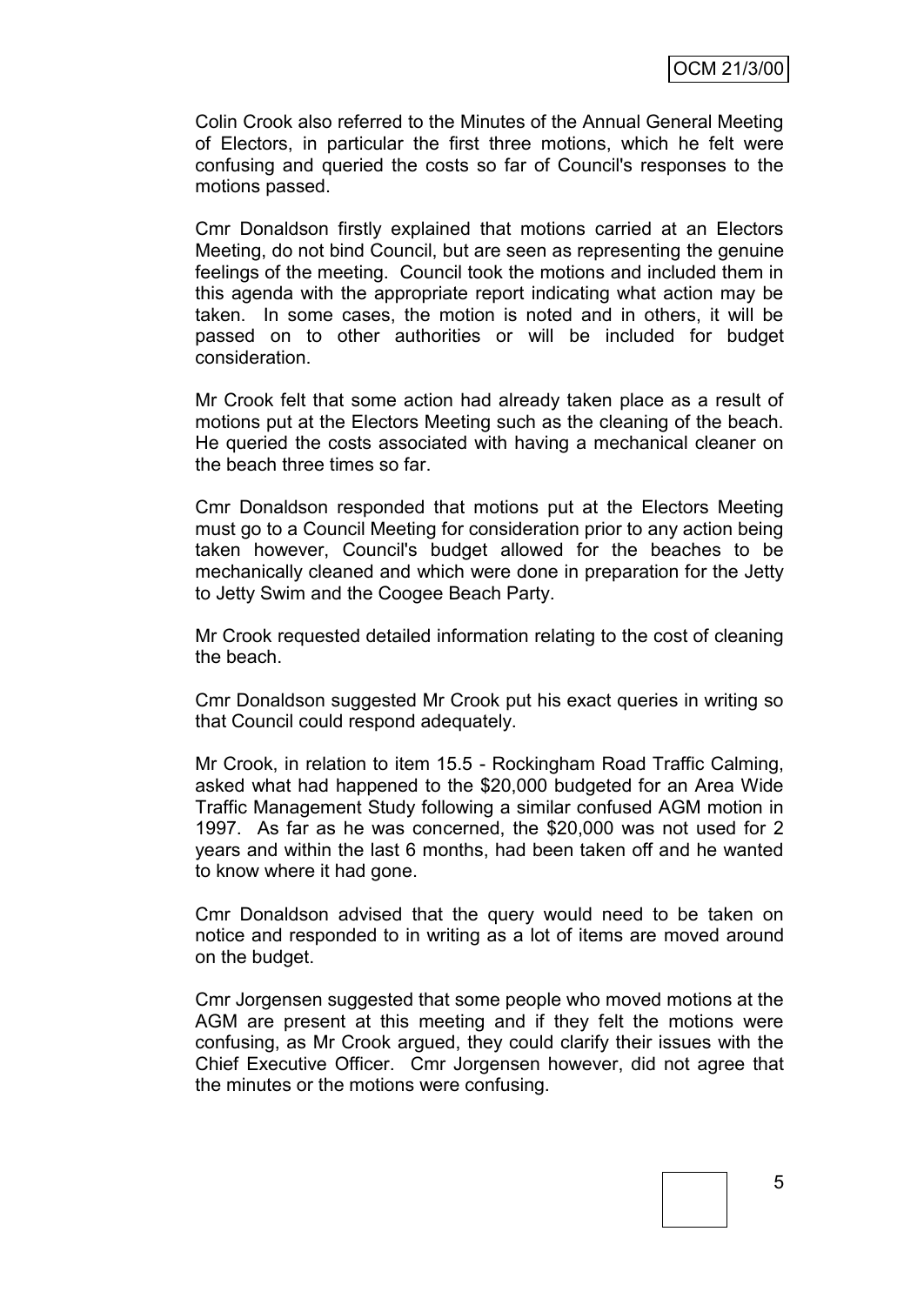Colin Crook also referred to the Minutes of the Annual General Meeting of Electors, in particular the first three motions, which he felt were confusing and queried the costs so far of Council's responses to the motions passed.

Cmr Donaldson firstly explained that motions carried at an Electors Meeting, do not bind Council, but are seen as representing the genuine feelings of the meeting. Council took the motions and included them in this agenda with the appropriate report indicating what action may be taken. In some cases, the motion is noted and in others, it will be passed on to other authorities or will be included for budget consideration.

Mr Crook felt that some action had already taken place as a result of motions put at the Electors Meeting such as the cleaning of the beach. He queried the costs associated with having a mechanical cleaner on the beach three times so far.

Cmr Donaldson responded that motions put at the Electors Meeting must go to a Council Meeting for consideration prior to any action being taken however, Council's budget allowed for the beaches to be mechanically cleaned and which were done in preparation for the Jetty to Jetty Swim and the Coogee Beach Party.

Mr Crook requested detailed information relating to the cost of cleaning the beach.

Cmr Donaldson suggested Mr Crook put his exact queries in writing so that Council could respond adequately.

Mr Crook, in relation to item 15.5 - Rockingham Road Traffic Calming, asked what had happened to the $20,000 budgeted for an Area Wide Traffic Management Study following a similar confused AGM motion in 1997. As far as he was concerned, the $20,000 was not used for 2 years and within the last 6 months, had been taken off and he wanted to know where it had gone.

Cmr Donaldson advised that the query would need to be taken on notice and responded to in writing as a lot of items are moved around on the budget.

Cmr Jorgensen suggested that some people who moved motions at the AGM are present at this meeting and if they felt the motions were confusing, as Mr Crook argued, they could clarify their issues with the Chief Executive Officer. Cmr Jorgensen however, did not agree that the minutes or the motions were confusing.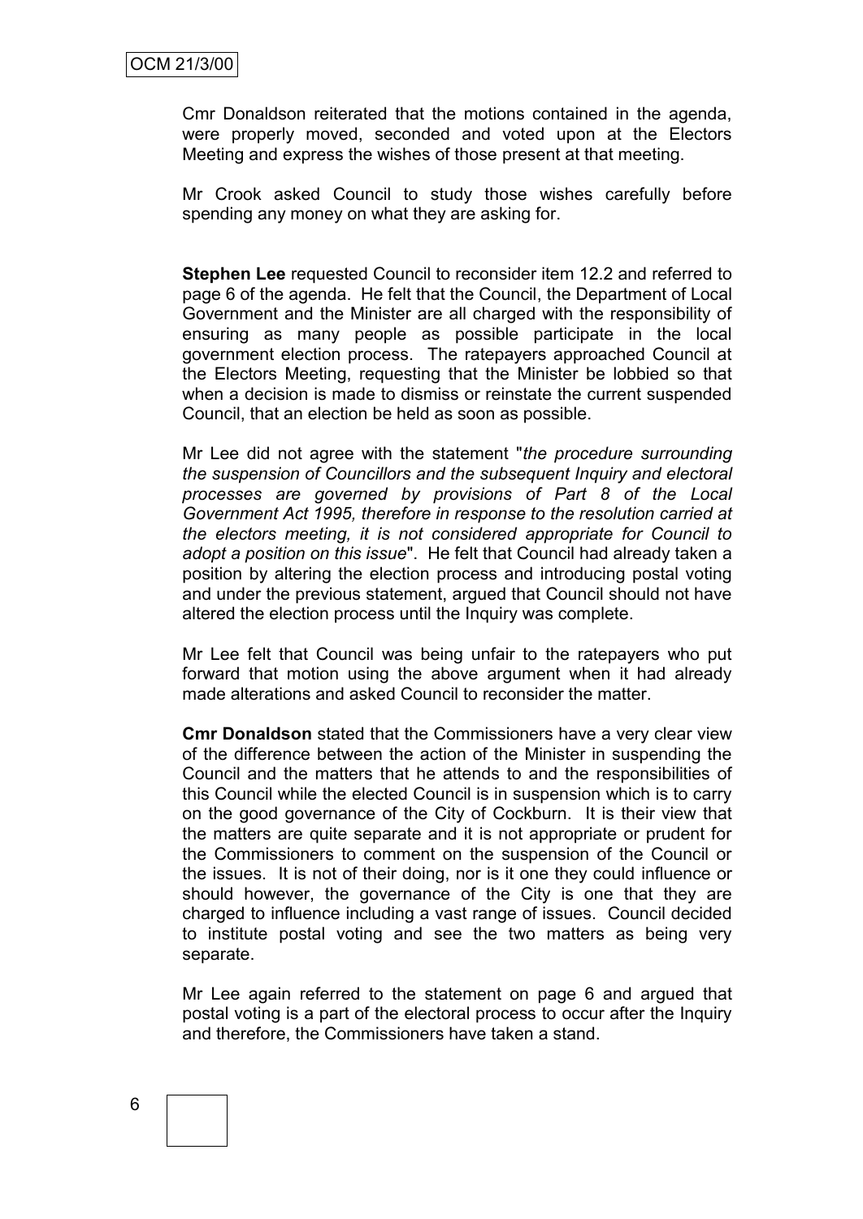Cmr Donaldson reiterated that the motions contained in the agenda, were properly moved, seconded and voted upon at the Electors Meeting and express the wishes of those present at that meeting.

Mr Crook asked Council to study those wishes carefully before spending any money on what they are asking for.

**Stephen Lee** requested Council to reconsider item 12.2 and referred to page 6 of the agenda. He felt that the Council, the Department of Local Government and the Minister are all charged with the responsibility of ensuring as many people as possible participate in the local government election process. The ratepayers approached Council at the Electors Meeting, requesting that the Minister be lobbied so that when a decision is made to dismiss or reinstate the current suspended Council, that an election be held as soon as possible.

Mr Lee did not agree with the statement "*the procedure surrounding the suspension of Councillors and the subsequent Inquiry and electoral processes are governed by provisions of Part 8 of the Local Government Act 1995, therefore in response to the resolution carried at the electors meeting, it is not considered appropriate for Council to adopt a position on this issue*". He felt that Council had already taken a position by altering the election process and introducing postal voting and under the previous statement, argued that Council should not have altered the election process until the Inquiry was complete.

Mr Lee felt that Council was being unfair to the ratepayers who put forward that motion using the above argument when it had already made alterations and asked Council to reconsider the matter.

**Cmr Donaldson** stated that the Commissioners have a very clear view of the difference between the action of the Minister in suspending the Council and the matters that he attends to and the responsibilities of this Council while the elected Council is in suspension which is to carry on the good governance of the City of Cockburn. It is their view that the matters are quite separate and it is not appropriate or prudent for the Commissioners to comment on the suspension of the Council or the issues. It is not of their doing, nor is it one they could influence or should however, the governance of the City is one that they are charged to influence including a vast range of issues. Council decided to institute postal voting and see the two matters as being very separate.

Mr Lee again referred to the statement on page 6 and argued that postal voting is a part of the electoral process to occur after the Inquiry and therefore, the Commissioners have taken a stand.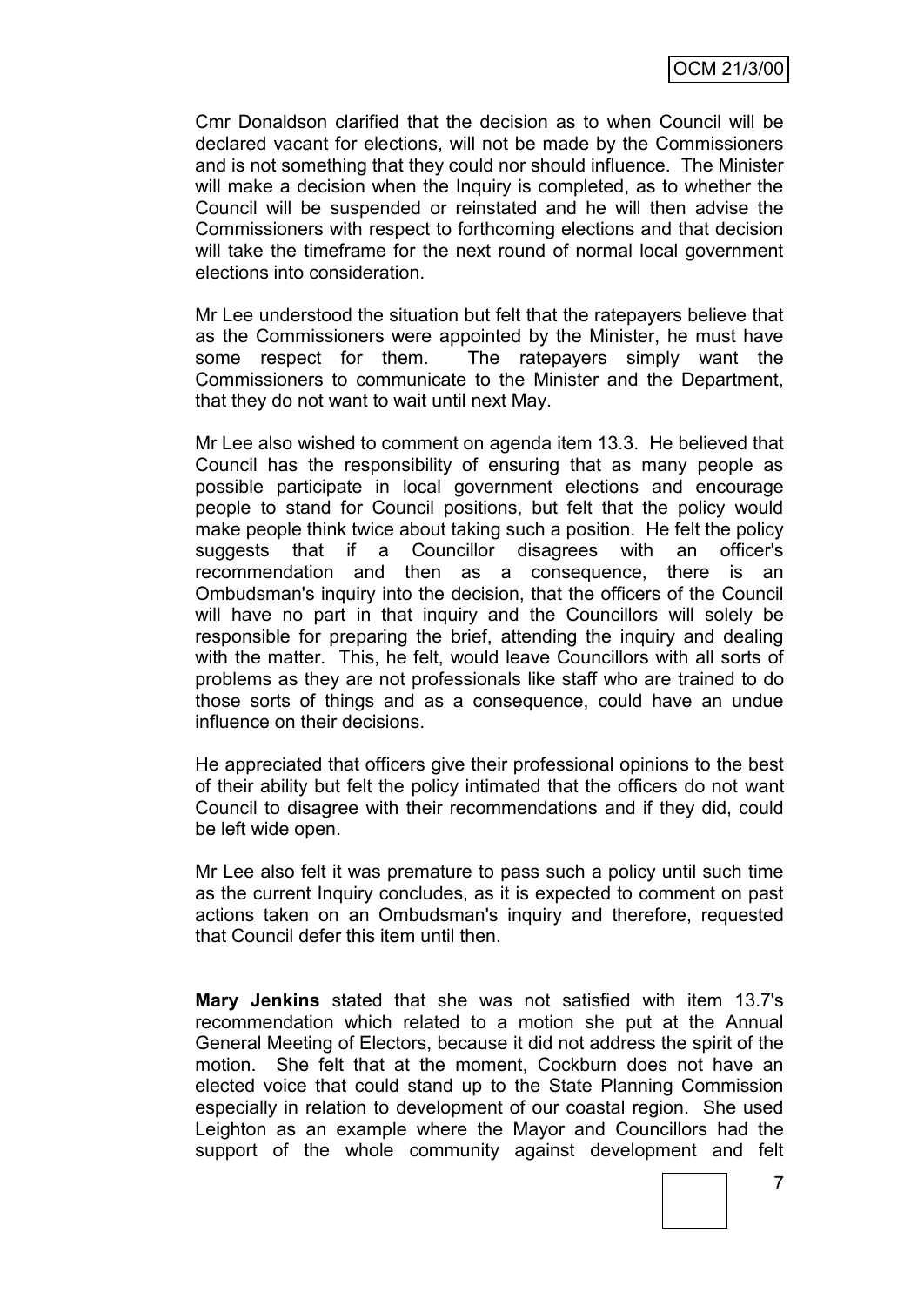Cmr Donaldson clarified that the decision as to when Council will be declared vacant for elections, will not be made by the Commissioners and is not something that they could nor should influence. The Minister will make a decision when the Inquiry is completed, as to whether the Council will be suspended or reinstated and he will then advise the Commissioners with respect to forthcoming elections and that decision will take the timeframe for the next round of normal local government elections into consideration.

Mr Lee understood the situation but felt that the ratepayers believe that as the Commissioners were appointed by the Minister, he must have some respect for them. The ratepayers simply want the Commissioners to communicate to the Minister and the Department, that they do not want to wait until next May.

Mr Lee also wished to comment on agenda item 13.3. He believed that Council has the responsibility of ensuring that as many people as possible participate in local government elections and encourage people to stand for Council positions, but felt that the policy would make people think twice about taking such a position. He felt the policy suggests that if a Councillor disagrees with an officer's recommendation and then as a consequence, there is an Ombudsman's inquiry into the decision, that the officers of the Council will have no part in that inquiry and the Councillors will solely be responsible for preparing the brief, attending the inquiry and dealing with the matter. This, he felt, would leave Councillors with all sorts of problems as they are not professionals like staff who are trained to do those sorts of things and as a consequence, could have an undue influence on their decisions.

He appreciated that officers give their professional opinions to the best of their ability but felt the policy intimated that the officers do not want Council to disagree with their recommendations and if they did, could be left wide open.

Mr Lee also felt it was premature to pass such a policy until such time as the current Inquiry concludes, as it is expected to comment on past actions taken on an Ombudsman's inquiry and therefore, requested that Council defer this item until then.

**Mary Jenkins** stated that she was not satisfied with item 13.7's recommendation which related to a motion she put at the Annual General Meeting of Electors, because it did not address the spirit of the motion. She felt that at the moment, Cockburn does not have an elected voice that could stand up to the State Planning Commission especially in relation to development of our coastal region. She used Leighton as an example where the Mayor and Councillors had the support of the whole community against development and felt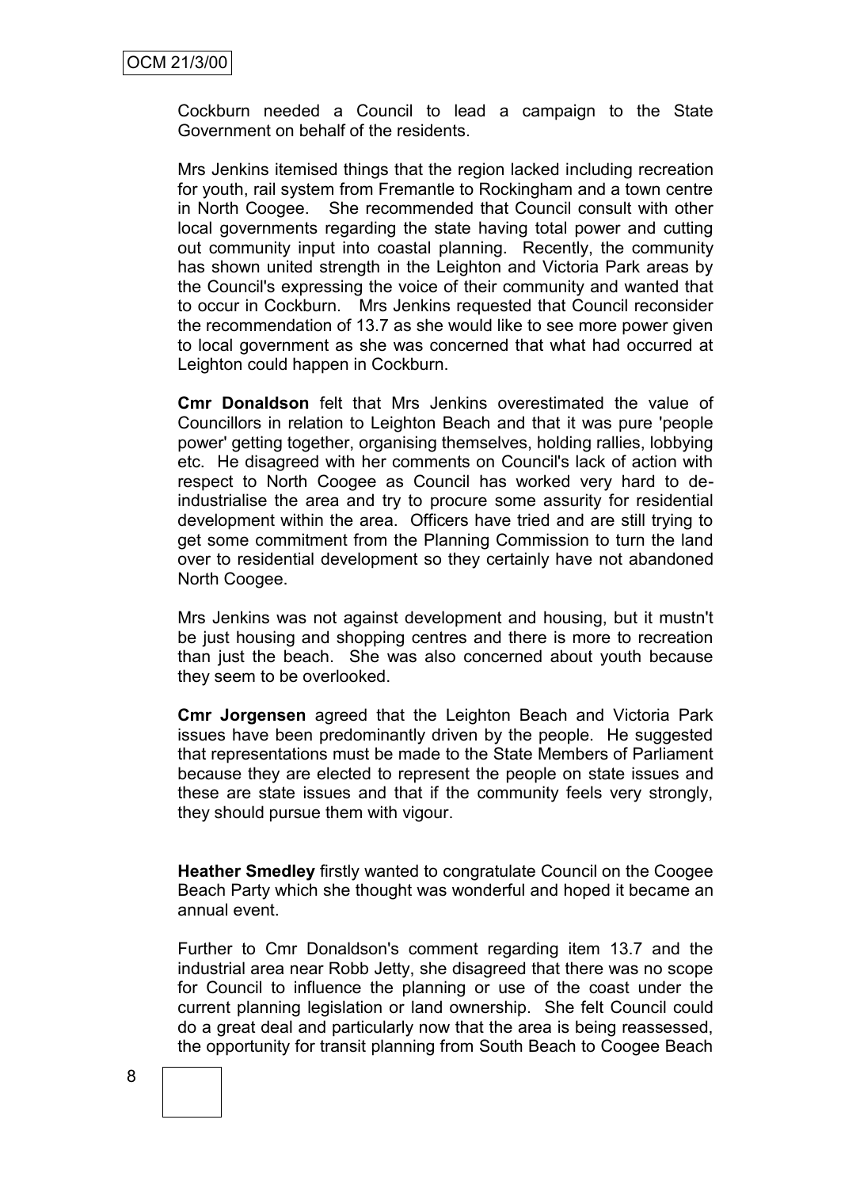Cockburn needed a Council to lead a campaign to the State Government on behalf of the residents.

Mrs Jenkins itemised things that the region lacked including recreation for youth, rail system from Fremantle to Rockingham and a town centre in North Coogee. She recommended that Council consult with other local governments regarding the state having total power and cutting out community input into coastal planning. Recently, the community has shown united strength in the Leighton and Victoria Park areas by the Council's expressing the voice of their community and wanted that to occur in Cockburn. Mrs Jenkins requested that Council reconsider the recommendation of 13.7 as she would like to see more power given to local government as she was concerned that what had occurred at Leighton could happen in Cockburn.

**Cmr Donaldson** felt that Mrs Jenkins overestimated the value of Councillors in relation to Leighton Beach and that it was pure 'people power' getting together, organising themselves, holding rallies, lobbying etc. He disagreed with her comments on Council's lack of action with respect to North Coogee as Council has worked very hard to de-industrialise the area and try to procure some assurity for residential development within the area. Officers have tried and are still trying to get some commitment from the Planning Commission to turn the land over to residential development so they certainly have not abandoned North Coogee.

Mrs Jenkins was not against development and housing, but it mustn't be just housing and shopping centres and there is more to recreation than just the beach. She was also concerned about youth because they seem to be overlooked.

**Cmr Jorgensen** agreed that the Leighton Beach and Victoria Park issues have been predominantly driven by the people. He suggested that representations must be made to the State Members of Parliament because they are elected to represent the people on state issues and these are state issues and that if the community feels very strongly, they should pursue them with vigour.

**Heather Smedley** firstly wanted to congratulate Council on the Coogee Beach Party which she thought was wonderful and hoped it became an annual event.

Further to Cmr Donaldson's comment regarding item 13.7 and the industrial area near Robb Jetty, she disagreed that there was no scope for Council to influence the planning or use of the coast under the current planning legislation or land ownership. She felt Council could do a great deal and particularly now that the area is being reassessed, the opportunity for transit planning from South Beach to Coogee Beach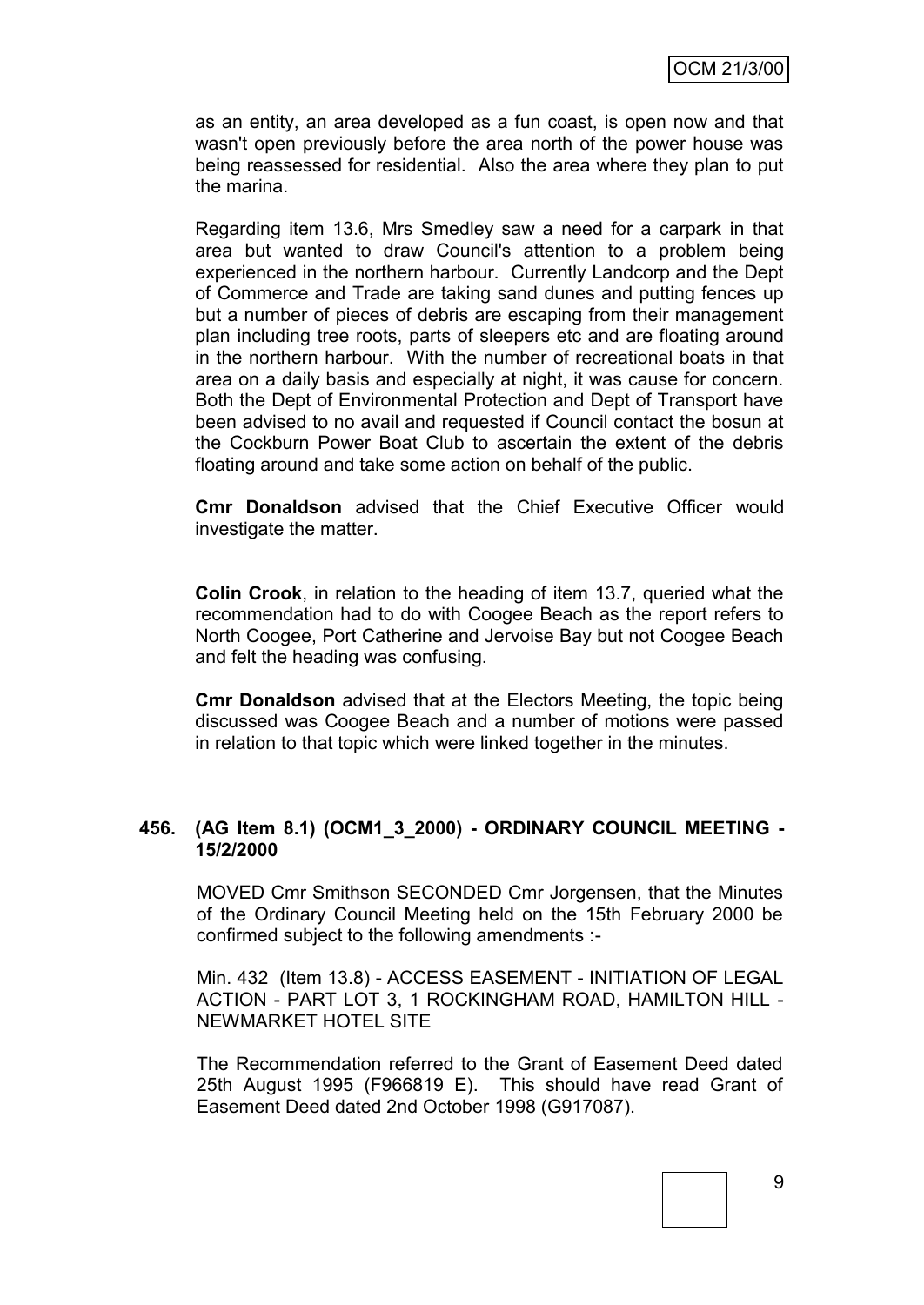as an entity, an area developed as a fun coast, is open now and that wasn't open previously before the area north of the power house was being reassessed for residential. Also the area where they plan to put the marina.

Regarding item 13.6, Mrs Smedley saw a need for a carpark in that area but wanted to draw Council's attention to a problem being experienced in the northern harbour. Currently Landcorp and the Dept of Commerce and Trade are taking sand dunes and putting fences up but a number of pieces of debris are escaping from their management plan including tree roots, parts of sleepers etc and are floating around in the northern harbour. With the number of recreational boats in that area on a daily basis and especially at night, it was cause for concern. Both the Dept of Environmental Protection and Dept of Transport have been advised to no avail and requested if Council contact the bosun at the Cockburn Power Boat Club to ascertain the extent of the debris floating around and take some action on behalf of the public.

**Cmr Donaldson** advised that the Chief Executive Officer would investigate the matter.

**Colin Crook**, in relation to the heading of item 13.7, queried what the recommendation had to do with Coogee Beach as the report refers to North Coogee, Port Catherine and Jervoise Bay but not Coogee Beach and felt the heading was confusing.

**Cmr Donaldson** advised that at the Electors Meeting, the topic being discussed was Coogee Beach and a number of motions were passed in relation to that topic which were linked together in the minutes.

**456. (AG Item 8.1) (OCM1_3_2000) - ORDINARY COUNCIL MEETING - 15/2/2000**

MOVED Cmr Smithson SECONDED Cmr Jorgensen, that the Minutes of the Ordinary Council Meeting held on the 15th February 2000 be confirmed subject to the following amendments :-

Min. 432 (Item 13.8) - ACCESS EASEMENT - INITIATION OF LEGAL ACTION - PART LOT 3, 1 ROCKINGHAM ROAD, HAMILTON HILL - NEWMARKET HOTEL SITE

The Recommendation referred to the Grant of Easement Deed dated 25th August 1995 (F966819 E). This should have read Grant of Easement Deed dated 2nd October 1998 (G917087).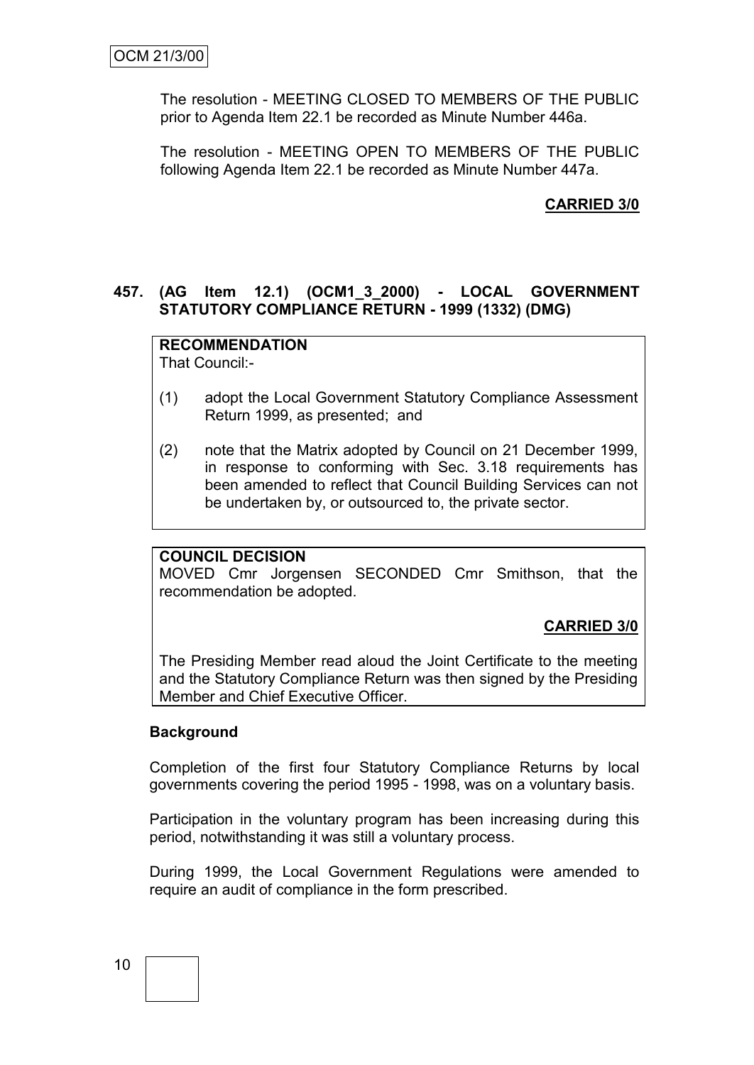The resolution - MEETING CLOSED TO MEMBERS OF THE PUBLIC prior to Agenda Item 22.1 be recorded as Minute Number 446a.

The resolution - MEETING OPEN TO MEMBERS OF THE PUBLIC following Agenda Item 22.1 be recorded as Minute Number 447a.

**CARRIED 3/0**

### 457. (AG Item 12.1) (OCM1_3_2000) - LOCAL GOVERNMENT STATUTORY COMPLIANCE RETURN - 1999 (1332) (DMG)

**RECOMMENDATION**

That Council:-

(1) adopt the Local Government Statutory Compliance Assessment Return 1999, as presented; and

(2) note that the Matrix adopted by Council on 21 December 1999, in response to conforming with Sec. 3.18 requirements has been amended to reflect that Council Building Services can not be undertaken by, or outsourced to, the private sector.

**COUNCIL DECISION**

MOVED Cmr Jorgensen SECONDED Cmr Smithson, that the recommendation be adopted.

**CARRIED 3/0**

The Presiding Member read aloud the Joint Certificate to the meeting and the Statutory Compliance Return was then signed by the Presiding Member and Chief Executive Officer.

**Background**

Completion of the first four Statutory Compliance Returns by local governments covering the period 1995 - 1998, was on a voluntary basis.

Participation in the voluntary program has been increasing during this period, notwithstanding it was still a voluntary process.

During 1999, the Local Government Regulations were amended to require an audit of compliance in the form prescribed.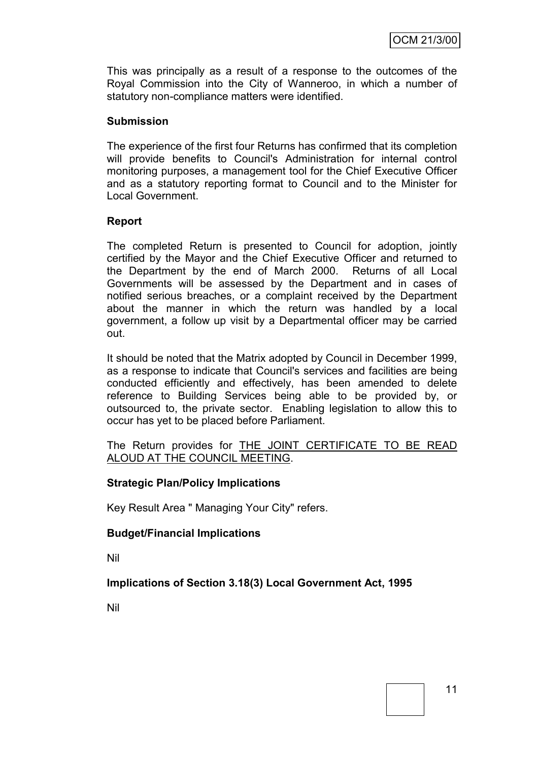This was principally as a result of a response to the outcomes of the Royal Commission into the City of Wanneroo, in which a number of statutory non-compliance matters were identified.

**Submission**

The experience of the first four Returns has confirmed that its completion will provide benefits to Council's Administration for internal control monitoring purposes, a management tool for the Chief Executive Officer and as a statutory reporting format to Council and to the Minister for Local Government.

**Report**

The completed Return is presented to Council for adoption, jointly certified by the Mayor and the Chief Executive Officer and returned to the Department by the end of March 2000. Returns of all Local Governments will be assessed by the Department and in cases of notified serious breaches, or a complaint received by the Department about the manner in which the return was handled by a local government, a follow up visit by a Departmental officer may be carried out.

It should be noted that the Matrix adopted by Council in December 1999, as a response to indicate that Council's services and facilities are being conducted efficiently and effectively, has been amended to delete reference to Building Services being able to be provided by, or outsourced to, the private sector. Enabling legislation to allow this to occur has yet to be placed before Parliament.

The Return provides for <u>THE JOINT CERTIFICATE TO BE READ ALOUD AT THE COUNCIL MEETING</u>.

**Strategic Plan/Policy Implications**

Key Result Area " Managing Your City" refers.

**Budget/Financial Implications**

Nil

**Implications of Section 3.18(3) Local Government Act, 1995**

Nil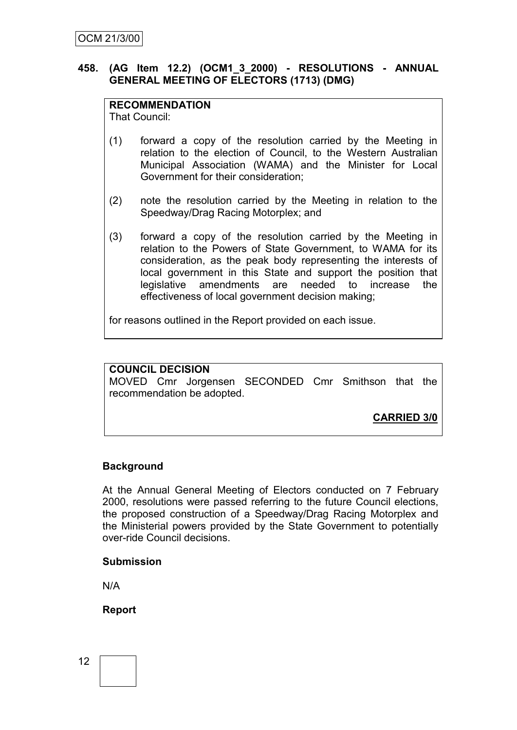## 458. (AG Item 12.2) (OCM1_3_2000) - RESOLUTIONS - ANNUAL GENERAL MEETING OF ELECTORS (1713) (DMG)

**RECOMMENDATION**
That Council:

(1) forward a copy of the resolution carried by the Meeting in relation to the election of Council, to the Western Australian Municipal Association (WAMA) and the Minister for Local Government for their consideration;

(2) note the resolution carried by the Meeting in relation to the Speedway/Drag Racing Motorplex; and

(3) forward a copy of the resolution carried by the Meeting in relation to the Powers of State Government, to WAMA for its consideration, as the peak body representing the interests of local government in this State and support the position that legislative amendments are needed to increase the effectiveness of local government decision making;

for reasons outlined in the Report provided on each issue.

**COUNCIL DECISION**
MOVED Cmr Jorgensen SECONDED Cmr Smithson that the recommendation be adopted.

**CARRIED 3/0**

**Background**

At the Annual General Meeting of Electors conducted on 7 February 2000, resolutions were passed referring to the future Council elections, the proposed construction of a Speedway/Drag Racing Motorplex and the Ministerial powers provided by the State Government to potentially over-ride Council decisions.

**Submission**

N/A

**Report**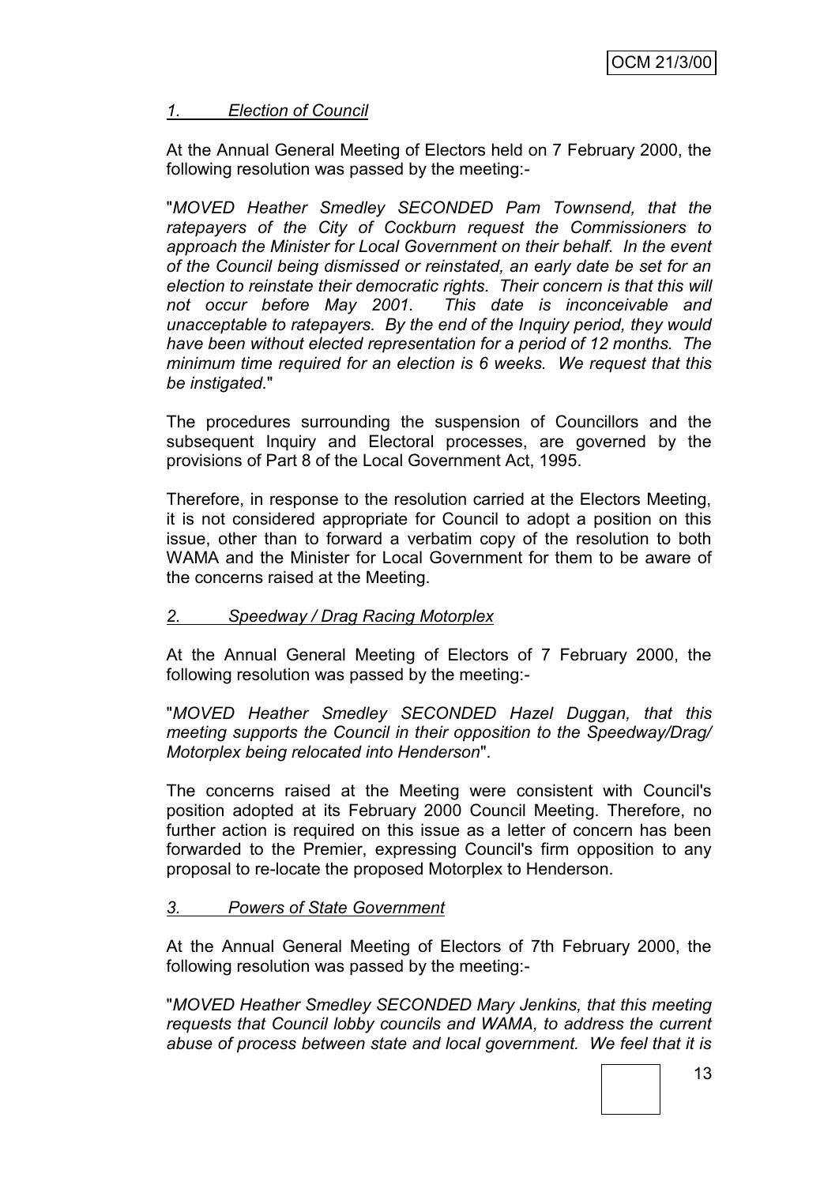*1. Election of Council*

At the Annual General Meeting of Electors held on 7 February 2000, the following resolution was passed by the meeting:-

"*MOVED Heather Smedley SECONDED Pam Townsend, that the ratepayers of the City of Cockburn request the Commissioners to approach the Minister for Local Government on their behalf. In the event of the Council being dismissed or reinstated, an early date be set for an election to reinstate their democratic rights. Their concern is that this will not occur before May 2001. This date is inconceivable and unacceptable to ratepayers. By the end of the Inquiry period, they would have been without elected representation for a period of 12 months. The minimum time required for an election is 6 weeks. We request that this be instigated.*"

The procedures surrounding the suspension of Councillors and the subsequent Inquiry and Electoral processes, are governed by the provisions of Part 8 of the Local Government Act, 1995.

Therefore, in response to the resolution carried at the Electors Meeting, it is not considered appropriate for Council to adopt a position on this issue, other than to forward a verbatim copy of the resolution to both WAMA and the Minister for Local Government for them to be aware of the concerns raised at the Meeting.

*2. Speedway / Drag Racing Motorplex*

At the Annual General Meeting of Electors of 7 February 2000, the following resolution was passed by the meeting:-

"*MOVED Heather Smedley SECONDED Hazel Duggan, that this meeting supports the Council in their opposition to the Speedway/Drag/ Motorplex being relocated into Henderson*".

The concerns raised at the Meeting were consistent with Council's position adopted at its February 2000 Council Meeting. Therefore, no further action is required on this issue as a letter of concern has been forwarded to the Premier, expressing Council's firm opposition to any proposal to re-locate the proposed Motorplex to Henderson.

*3. Powers of State Government*

At the Annual General Meeting of Electors of 7th February 2000, the following resolution was passed by the meeting:-

"*MOVED Heather Smedley SECONDED Mary Jenkins, that this meeting requests that Council lobby councils and WAMA, to address the current abuse of process between state and local government. We feel that it is*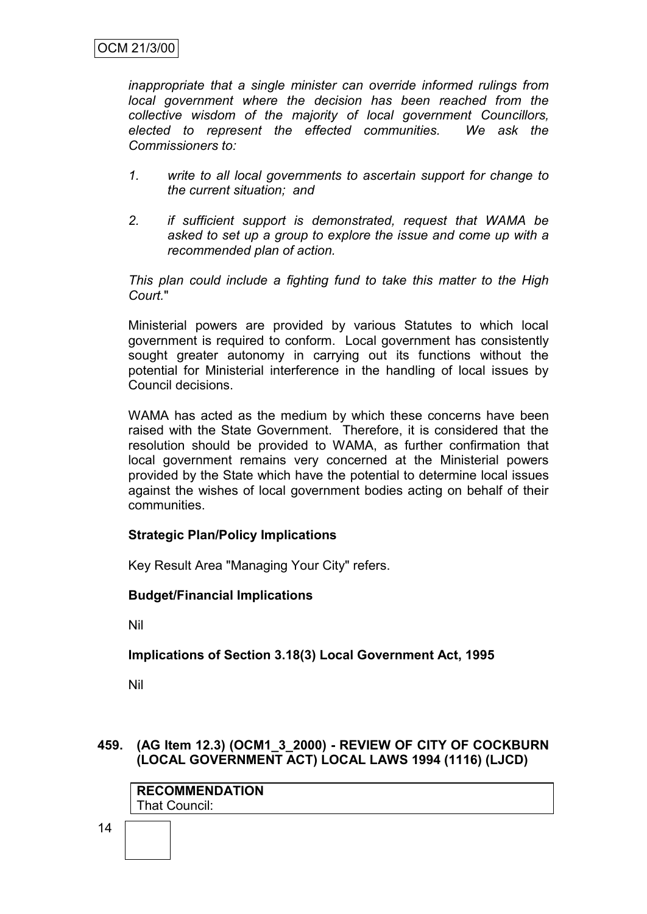*inappropriate that a single minister can override informed rulings from local government where the decision has been reached from the collective wisdom of the majority of local government Councillors, elected to represent the effected communities. We ask the Commissioners to:*

1. *write to all local governments to ascertain support for change to the current situation; and*
2. *if sufficient support is demonstrated, request that WAMA be asked to set up a group to explore the issue and come up with a recommended plan of action.*

*This plan could include a fighting fund to take this matter to the High Court.*"

Ministerial powers are provided by various Statutes to which local government is required to conform. Local government has consistently sought greater autonomy in carrying out its functions without the potential for Ministerial interference in the handling of local issues by Council decisions.

WAMA has acted as the medium by which these concerns have been raised with the State Government. Therefore, it is considered that the resolution should be provided to WAMA, as further confirmation that local government remains very concerned at the Ministerial powers provided by the State which have the potential to determine local issues against the wishes of local government bodies acting on behalf of their communities.

**Strategic Plan/Policy Implications**

Key Result Area "Managing Your City" refers.

**Budget/Financial Implications**

Nil

**Implications of Section 3.18(3) Local Government Act, 1995**

Nil

## 459. (AG Item 12.3) (OCM1_3_2000) - REVIEW OF CITY OF COCKBURN (LOCAL GOVERNMENT ACT) LOCAL LAWS 1994 (1116) (LJCD)

**RECOMMENDATION**
That Council: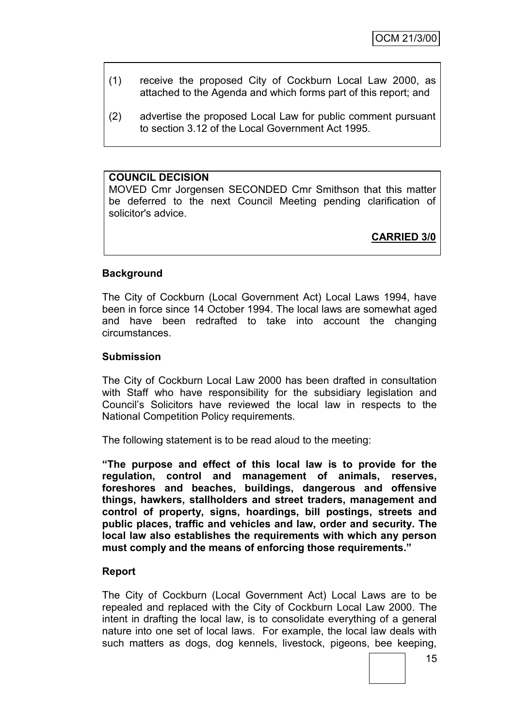(1) receive the proposed City of Cockburn Local Law 2000, as attached to the Agenda and which forms part of this report; and

(2) advertise the proposed Local Law for public comment pursuant to section 3.12 of the Local Government Act 1995.

**COUNCIL DECISION**
MOVED Cmr Jorgensen SECONDED Cmr Smithson that this matter be deferred to the next Council Meeting pending clarification of solicitor's advice.

**CARRIED 3/0**

**Background**

The City of Cockburn (Local Government Act) Local Laws 1994, have been in force since 14 October 1994. The local laws are somewhat aged and have been redrafted to take into account the changing circumstances.

**Submission**

The City of Cockburn Local Law 2000 has been drafted in consultation with Staff who have responsibility for the subsidiary legislation and Council's Solicitors have reviewed the local law in respects to the National Competition Policy requirements.

The following statement is to be read aloud to the meeting:

**"The purpose and effect of this local law is to provide for the regulation, control and management of animals, reserves, foreshores and beaches, buildings, dangerous and offensive things, hawkers, stallholders and street traders, management and control of property, signs, hoardings, bill postings, streets and public places, traffic and vehicles and law, order and security. The local law also establishes the requirements with which any person must comply and the means of enforcing those requirements."**

**Report**

The City of Cockburn (Local Government Act) Local Laws are to be repealed and replaced with the City of Cockburn Local Law 2000. The intent in drafting the local law, is to consolidate everything of a general nature into one set of local laws. For example, the local law deals with such matters as dogs, dog kennels, livestock, pigeons, bee keeping,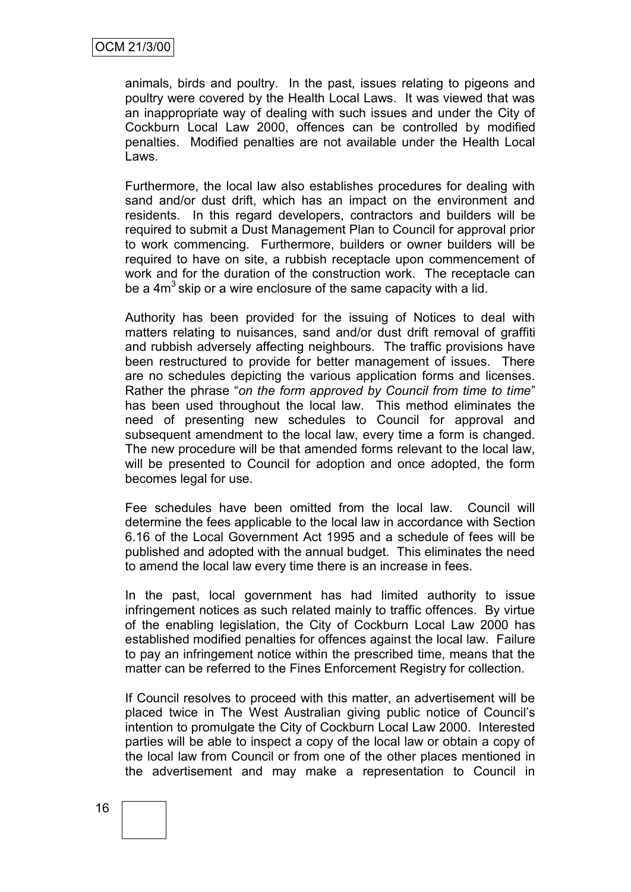animals, birds and poultry. In the past, issues relating to pigeons and poultry were covered by the Health Local Laws. It was viewed that was an inappropriate way of dealing with such issues and under the City of Cockburn Local Law 2000, offences can be controlled by modified penalties. Modified penalties are not available under the Health Local Laws.

Furthermore, the local law also establishes procedures for dealing with sand and/or dust drift, which has an impact on the environment and residents. In this regard developers, contractors and builders will be required to submit a Dust Management Plan to Council for approval prior to work commencing. Furthermore, builders or owner builders will be required to have on site, a rubbish receptacle upon commencement of work and for the duration of the construction work. The receptacle can be a $4m^3$ skip or a wire enclosure of the same capacity with a lid.

Authority has been provided for the issuing of Notices to deal with matters relating to nuisances, sand and/or dust drift removal of graffiti and rubbish adversely affecting neighbours. The traffic provisions have been restructured to provide for better management of issues. There are no schedules depicting the various application forms and licenses. Rather the phrase "*on the form approved by Council from time to time*" has been used throughout the local law. This method eliminates the need of presenting new schedules to Council for approval and subsequent amendment to the local law, every time a form is changed. The new procedure will be that amended forms relevant to the local law, will be presented to Council for adoption and once adopted, the form becomes legal for use.

Fee schedules have been omitted from the local law. Council will determine the fees applicable to the local law in accordance with Section 6.16 of the Local Government Act 1995 and a schedule of fees will be published and adopted with the annual budget. This eliminates the need to amend the local law every time there is an increase in fees.

In the past, local government has had limited authority to issue infringement notices as such related mainly to traffic offences. By virtue of the enabling legislation, the City of Cockburn Local Law 2000 has established modified penalties for offences against the local law. Failure to pay an infringement notice within the prescribed time, means that the matter can be referred to the Fines Enforcement Registry for collection.

If Council resolves to proceed with this matter, an advertisement will be placed twice in The West Australian giving public notice of Council's intention to promulgate the City of Cockburn Local Law 2000. Interested parties will be able to inspect a copy of the local law or obtain a copy of the local law from Council or from one of the other places mentioned in the advertisement and may make a representation to Council in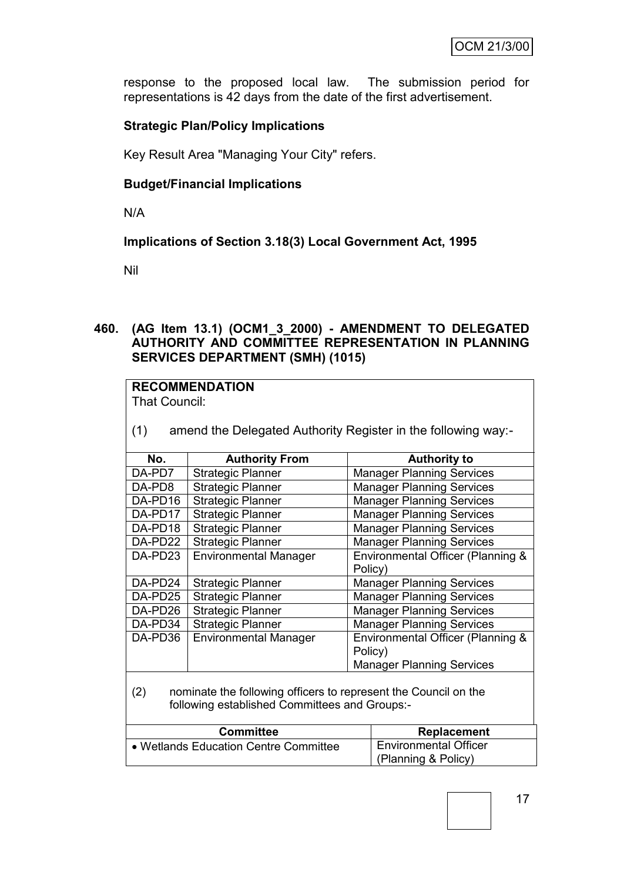response to the proposed local law. The submission period for representations is 42 days from the date of the first advertisement.

**Strategic Plan/Policy Implications**

Key Result Area "Managing Your City" refers.

**Budget/Financial Implications**

N/A

**Implications of Section 3.18(3) Local Government Act, 1995**

Nil

## 460. (AG Item 13.1) (OCM1_3_2000) - AMENDMENT TO DELEGATED AUTHORITY AND COMMITTEE REPRESENTATION IN PLANNING SERVICES DEPARTMENT (SMH) (1015)

**RECOMMENDATION**

That Council:

(1) amend the Delegated Authority Register in the following way:-

| No. | Authority From | Authority to |
|---|---|---|
| DA-PD7 | Strategic Planner | Manager Planning Services |
| DA-PD8 | Strategic Planner | Manager Planning Services |
| DA-PD16 | Strategic Planner | Manager Planning Services |
| DA-PD17 | Strategic Planner | Manager Planning Services |
| DA-PD18 | Strategic Planner | Manager Planning Services |
| DA-PD22 | Strategic Planner | Manager Planning Services |
| DA-PD23 | Environmental Manager | Environmental Officer (Planning & Policy) |
| DA-PD24 | Strategic Planner | Manager Planning Services |
| DA-PD25 | Strategic Planner | Manager Planning Services |
| DA-PD26 | Strategic Planner | Manager Planning Services |
| DA-PD34 | Strategic Planner | Manager Planning Services |
| DA-PD36 | Environmental Manager | Environmental Officer (Planning & Policy)<br>Manager Planning Services |

(2) nominate the following officers to represent the Council on the following established Committees and Groups:-

| Committee | Replacement |
|---|---|
| • Wetlands Education Centre Committee | Environmental Officer (Planning & Policy) |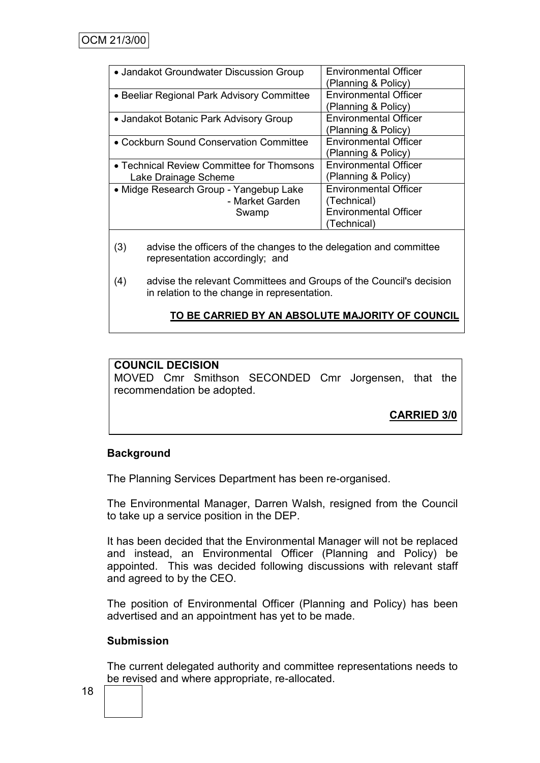| | |
|---|---|
| • Jandakot Groundwater Discussion Group | Environmental Officer (Planning & Policy) |
| • Beeliar Regional Park Advisory Committee | Environmental Officer (Planning & Policy) |
| • Jandakot Botanic Park Advisory Group | Environmental Officer (Planning & Policy) |
| • Cockburn Sound Conservation Committee | Environmental Officer (Planning & Policy) |
| • Technical Review Committee for Thomsons Lake Drainage Scheme | Environmental Officer (Planning & Policy) |
| • Midge Research Group - Yangebup Lake - Market Garden Swamp | Environmental Officer (Technical) Environmental Officer (Technical) |

(3) advise the officers of the changes to the delegation and committee representation accordingly; and

(4) advise the relevant Committees and Groups of the Council's decision in relation to the change in representation.

**TO BE CARRIED BY AN ABSOLUTE MAJORITY OF COUNCIL**

**COUNCIL DECISION**

MOVED Cmr Smithson SECONDED Cmr Jorgensen, that the recommendation be adopted.

**CARRIED 3/0**

**Background**

The Planning Services Department has been re-organised.

The Environmental Manager, Darren Walsh, resigned from the Council to take up a service position in the DEP.

It has been decided that the Environmental Manager will not be replaced and instead, an Environmental Officer (Planning and Policy) be appointed. This was decided following discussions with relevant staff and agreed to by the CEO.

The position of Environmental Officer (Planning and Policy) has been advertised and an appointment has yet to be made.

**Submission**

The current delegated authority and committee representations needs to be revised and where appropriate, re-allocated.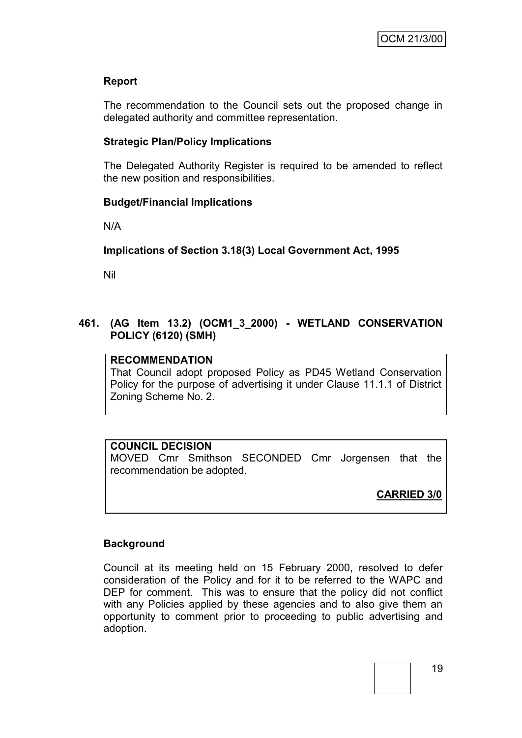**Report**

The recommendation to the Council sets out the proposed change in delegated authority and committee representation.

**Strategic Plan/Policy Implications**

The Delegated Authority Register is required to be amended to reflect the new position and responsibilities.

**Budget/Financial Implications**

N/A

**Implications of Section 3.18(3) Local Government Act, 1995**

Nil

**461. (AG Item 13.2) (OCM1_3_2000) - WETLAND CONSERVATION POLICY (6120) (SMH)**

**RECOMMENDATION**
That Council adopt proposed Policy as PD45 Wetland Conservation Policy for the purpose of advertising it under Clause 11.1.1 of District Zoning Scheme No. 2.

**COUNCIL DECISION**
MOVED Cmr Smithson SECONDED Cmr Jorgensen that the recommendation be adopted.

**CARRIED 3/0**

**Background**

Council at its meeting held on 15 February 2000, resolved to defer consideration of the Policy and for it to be referred to the WAPC and DEP for comment. This was to ensure that the policy did not conflict with any Policies applied by these agencies and to also give them an opportunity to comment prior to proceeding to public advertising and adoption.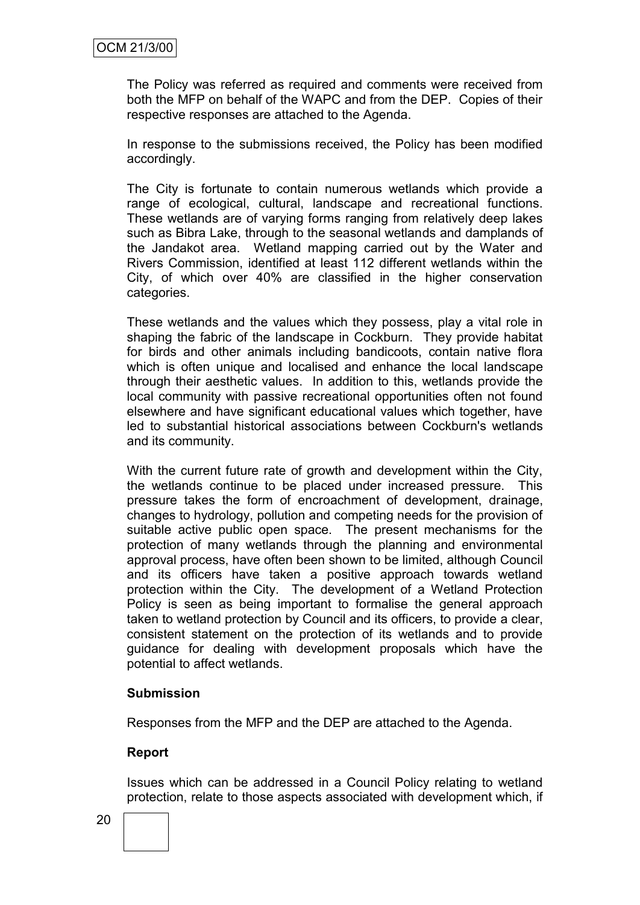The Policy was referred as required and comments were received from both the MFP on behalf of the WAPC and from the DEP. Copies of their respective responses are attached to the Agenda.

In response to the submissions received, the Policy has been modified accordingly.

The City is fortunate to contain numerous wetlands which provide a range of ecological, cultural, landscape and recreational functions. These wetlands are of varying forms ranging from relatively deep lakes such as Bibra Lake, through to the seasonal wetlands and damplands of the Jandakot area. Wetland mapping carried out by the Water and Rivers Commission, identified at least 112 different wetlands within the City, of which over 40% are classified in the higher conservation categories.

These wetlands and the values which they possess, play a vital role in shaping the fabric of the landscape in Cockburn. They provide habitat for birds and other animals including bandicoots, contain native flora which is often unique and localised and enhance the local landscape through their aesthetic values. In addition to this, wetlands provide the local community with passive recreational opportunities often not found elsewhere and have significant educational values which together, have led to substantial historical associations between Cockburn's wetlands and its community.

With the current future rate of growth and development within the City, the wetlands continue to be placed under increased pressure. This pressure takes the form of encroachment of development, drainage, changes to hydrology, pollution and competing needs for the provision of suitable active public open space. The present mechanisms for the protection of many wetlands through the planning and environmental approval process, have often been shown to be limited, although Council and its officers have taken a positive approach towards wetland protection within the City. The development of a Wetland Protection Policy is seen as being important to formalise the general approach taken to wetland protection by Council and its officers, to provide a clear, consistent statement on the protection of its wetlands and to provide guidance for dealing with development proposals which have the potential to affect wetlands.

**Submission**

Responses from the MFP and the DEP are attached to the Agenda.

**Report**

Issues which can be addressed in a Council Policy relating to wetland protection, relate to those aspects associated with development which, if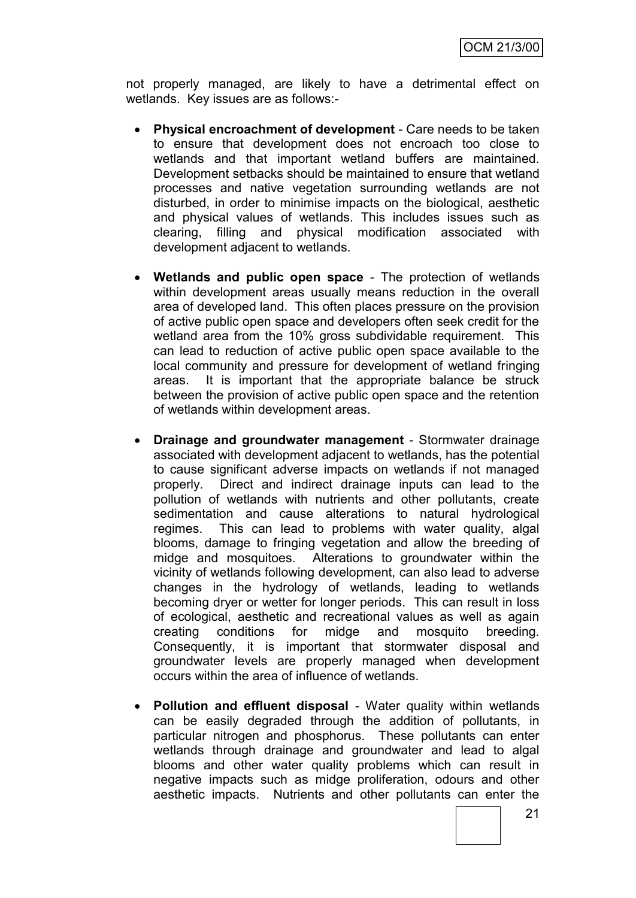not properly managed, are likely to have a detrimental effect on wetlands. Key issues are as follows:-

- **Physical encroachment of development** - Care needs to be taken to ensure that development does not encroach too close to wetlands and that important wetland buffers are maintained. Development setbacks should be maintained to ensure that wetland processes and native vegetation surrounding wetlands are not disturbed, in order to minimise impacts on the biological, aesthetic and physical values of wetlands. This includes issues such as clearing, filling and physical modification associated with development adjacent to wetlands.

- **Wetlands and public open space** - The protection of wetlands within development areas usually means reduction in the overall area of developed land. This often places pressure on the provision of active public open space and developers often seek credit for the wetland area from the 10% gross subdividable requirement. This can lead to reduction of active public open space available to the local community and pressure for development of wetland fringing areas. It is important that the appropriate balance be struck between the provision of active public open space and the retention of wetlands within development areas.

- **Drainage and groundwater management** - Stormwater drainage associated with development adjacent to wetlands, has the potential to cause significant adverse impacts on wetlands if not managed properly. Direct and indirect drainage inputs can lead to the pollution of wetlands with nutrients and other pollutants, create sedimentation and cause alterations to natural hydrological regimes. This can lead to problems with water quality, algal blooms, damage to fringing vegetation and allow the breeding of midge and mosquitoes. Alterations to groundwater within the vicinity of wetlands following development, can also lead to adverse changes in the hydrology of wetlands, leading to wetlands becoming dryer or wetter for longer periods. This can result in loss of ecological, aesthetic and recreational values as well as again creating conditions for midge and mosquito breeding. Consequently, it is important that stormwater disposal and groundwater levels are properly managed when development occurs within the area of influence of wetlands.

- **Pollution and effluent disposal** - Water quality within wetlands can be easily degraded through the addition of pollutants, in particular nitrogen and phosphorus. These pollutants can enter wetlands through drainage and groundwater and lead to algal blooms and other water quality problems which can result in negative impacts such as midge proliferation, odours and other aesthetic impacts. Nutrients and other pollutants can enter the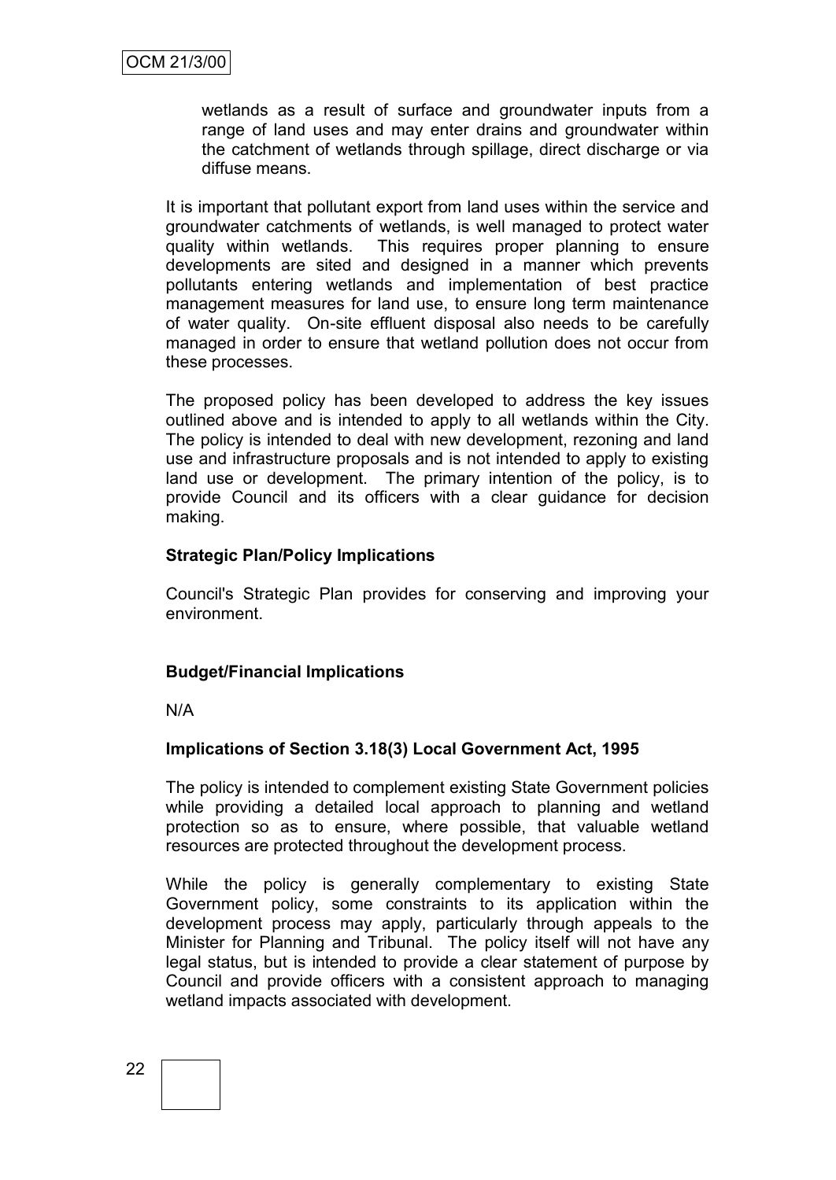wetlands as a result of surface and groundwater inputs from a range of land uses and may enter drains and groundwater within the catchment of wetlands through spillage, direct discharge or via diffuse means.

It is important that pollutant export from land uses within the service and groundwater catchments of wetlands, is well managed to protect water quality within wetlands. This requires proper planning to ensure developments are sited and designed in a manner which prevents pollutants entering wetlands and implementation of best practice management measures for land use, to ensure long term maintenance of water quality. On-site effluent disposal also needs to be carefully managed in order to ensure that wetland pollution does not occur from these processes.

The proposed policy has been developed to address the key issues outlined above and is intended to apply to all wetlands within the City. The policy is intended to deal with new development, rezoning and land use and infrastructure proposals and is not intended to apply to existing land use or development. The primary intention of the policy, is to provide Council and its officers with a clear guidance for decision making.

**Strategic Plan/Policy Implications**

Council's Strategic Plan provides for conserving and improving your environment.

**Budget/Financial Implications**

N/A

**Implications of Section 3.18(3) Local Government Act, 1995**

The policy is intended to complement existing State Government policies while providing a detailed local approach to planning and wetland protection so as to ensure, where possible, that valuable wetland resources are protected throughout the development process.

While the policy is generally complementary to existing State Government policy, some constraints to its application within the development process may apply, particularly through appeals to the Minister for Planning and Tribunal. The policy itself will not have any legal status, but is intended to provide a clear statement of purpose by Council and provide officers with a consistent approach to managing wetland impacts associated with development.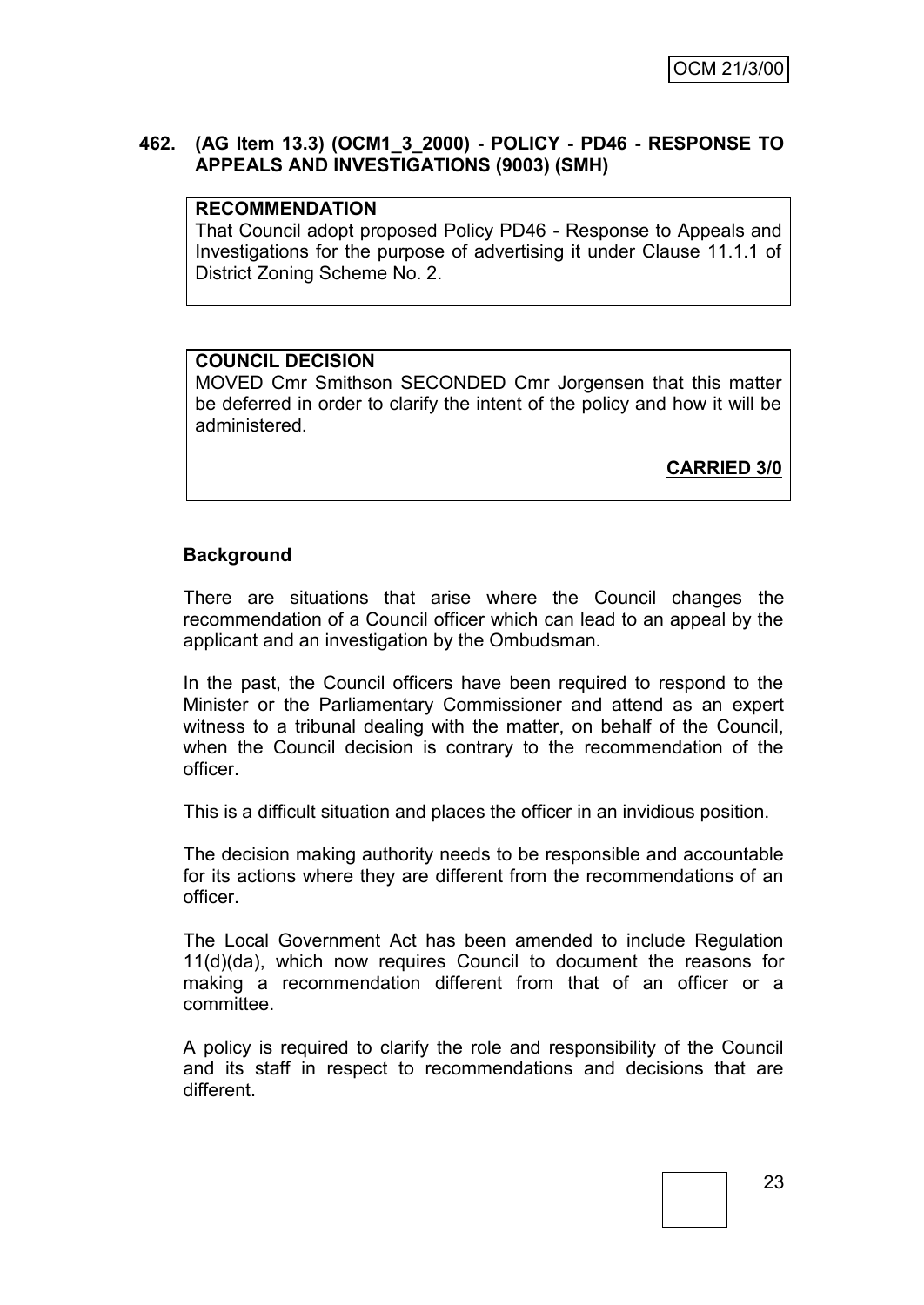## 462. (AG Item 13.3) (OCM1_3_2000) - POLICY - PD46 - RESPONSE TO APPEALS AND INVESTIGATIONS (9003) (SMH)

**RECOMMENDATION**

That Council adopt proposed Policy PD46 - Response to Appeals and Investigations for the purpose of advertising it under Clause 11.1.1 of District Zoning Scheme No. 2.

**COUNCIL DECISION**

MOVED Cmr Smithson SECONDED Cmr Jorgensen that this matter be deferred in order to clarify the intent of the policy and how it will be administered.

**CARRIED 3/0**

### Background

There are situations that arise where the Council changes the recommendation of a Council officer which can lead to an appeal by the applicant and an investigation by the Ombudsman.

In the past, the Council officers have been required to respond to the Minister or the Parliamentary Commissioner and attend as an expert witness to a tribunal dealing with the matter, on behalf of the Council, when the Council decision is contrary to the recommendation of the officer.

This is a difficult situation and places the officer in an invidious position.

The decision making authority needs to be responsible and accountable for its actions where they are different from the recommendations of an officer.

The Local Government Act has been amended to include Regulation 11(d)(da), which now requires Council to document the reasons for making a recommendation different from that of an officer or a committee.

A policy is required to clarify the role and responsibility of the Council and its staff in respect to recommendations and decisions that are different.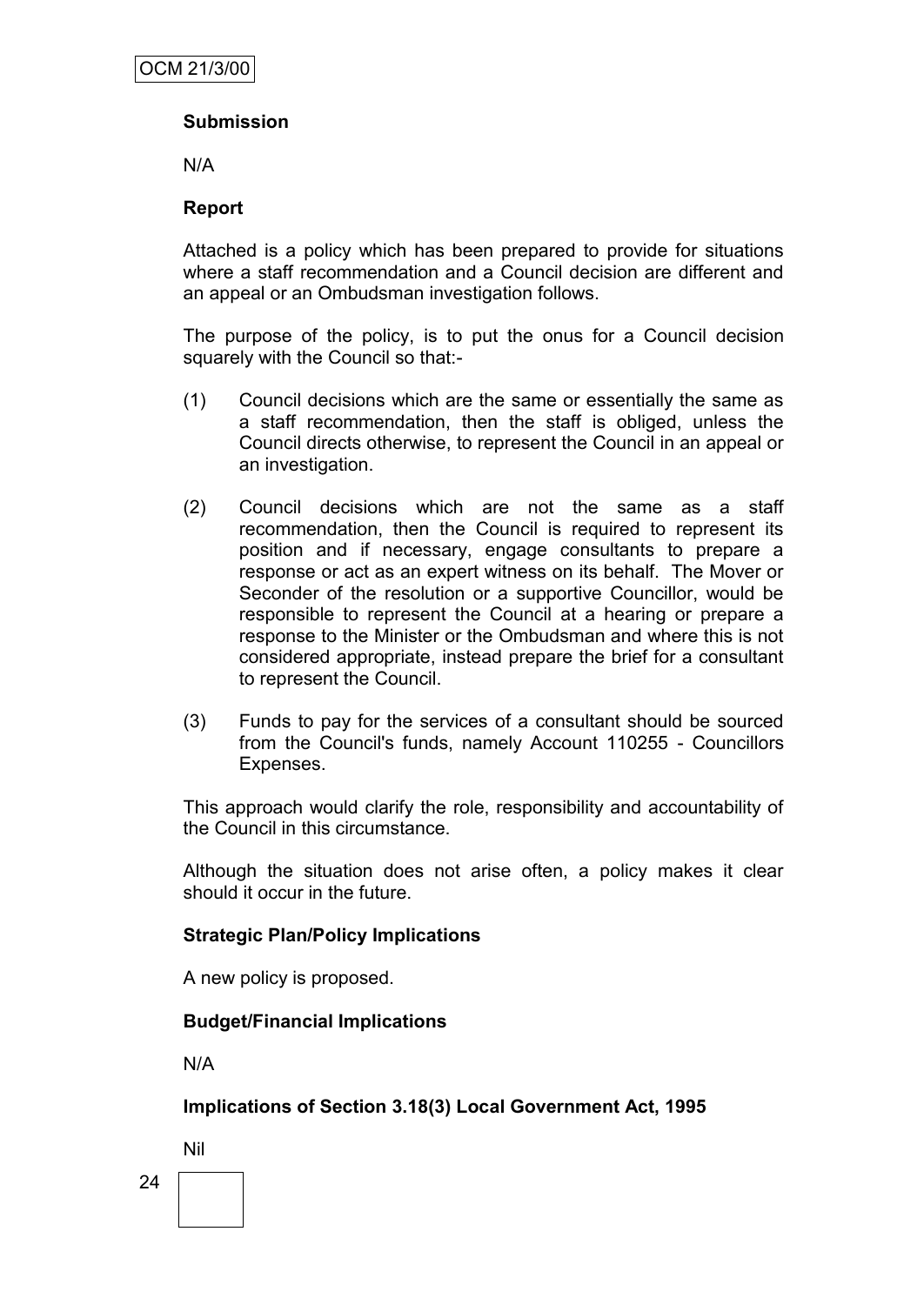**Submission**

N/A

**Report**

Attached is a policy which has been prepared to provide for situations where a staff recommendation and a Council decision are different and an appeal or an Ombudsman investigation follows.

The purpose of the policy, is to put the onus for a Council decision squarely with the Council so that:-

(1) Council decisions which are the same or essentially the same as a staff recommendation, then the staff is obliged, unless the Council directs otherwise, to represent the Council in an appeal or an investigation.

(2) Council decisions which are not the same as a staff recommendation, then the Council is required to represent its position and if necessary, engage consultants to prepare a response or act as an expert witness on its behalf. The Mover or Seconder of the resolution or a supportive Councillor, would be responsible to represent the Council at a hearing or prepare a response to the Minister or the Ombudsman and where this is not considered appropriate, instead prepare the brief for a consultant to represent the Council.

(3) Funds to pay for the services of a consultant should be sourced from the Council's funds, namely Account 110255 - Councillors Expenses.

This approach would clarify the role, responsibility and accountability of the Council in this circumstance.

Although the situation does not arise often, a policy makes it clear should it occur in the future.

**Strategic Plan/Policy Implications**

A new policy is proposed.

**Budget/Financial Implications**

N/A

**Implications of Section 3.18(3) Local Government Act, 1995**

Nil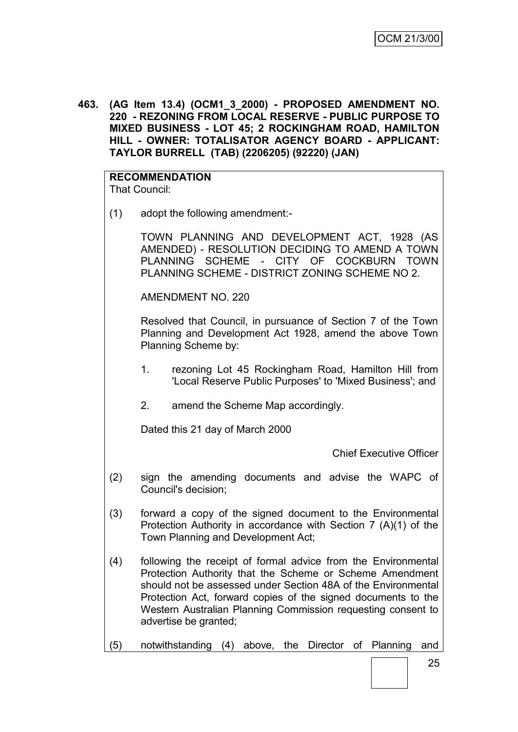**463. (AG Item 13.4) (OCM1_3_2000) - PROPOSED AMENDMENT NO. 220 - REZONING FROM LOCAL RESERVE - PUBLIC PURPOSE TO MIXED BUSINESS - LOT 45; 2 ROCKINGHAM ROAD, HAMILTON HILL - OWNER: TOTALISATOR AGENCY BOARD - APPLICANT: TAYLOR BURRELL (TAB) (2206205) (92220) (JAN)**

**RECOMMENDATION**

That Council:

(1) adopt the following amendment:-

TOWN PLANNING AND DEVELOPMENT ACT, 1928 (AS AMENDED) - RESOLUTION DECIDING TO AMEND A TOWN PLANNING SCHEME - CITY OF COCKBURN TOWN PLANNING SCHEME - DISTRICT ZONING SCHEME NO 2.

AMENDMENT NO. 220

Resolved that Council, in pursuance of Section 7 of the Town Planning and Development Act 1928, amend the above Town Planning Scheme by:

1. rezoning Lot 45 Rockingham Road, Hamilton Hill from 'Local Reserve Public Purposes' to 'Mixed Business'; and
2. amend the Scheme Map accordingly.

Dated this 21 day of March 2000

Chief Executive Officer

(2) sign the amending documents and advise the WAPC of Council's decision;

(3) forward a copy of the signed document to the Environmental Protection Authority in accordance with Section 7 (A)(1) of the Town Planning and Development Act;

(4) following the receipt of formal advice from the Environmental Protection Authority that the Scheme or Scheme Amendment should not be assessed under Section 48A of the Environmental Protection Act, forward copies of the signed documents to the Western Australian Planning Commission requesting consent to advertise be granted;

(5) notwithstanding (4) above, the Director of Planning and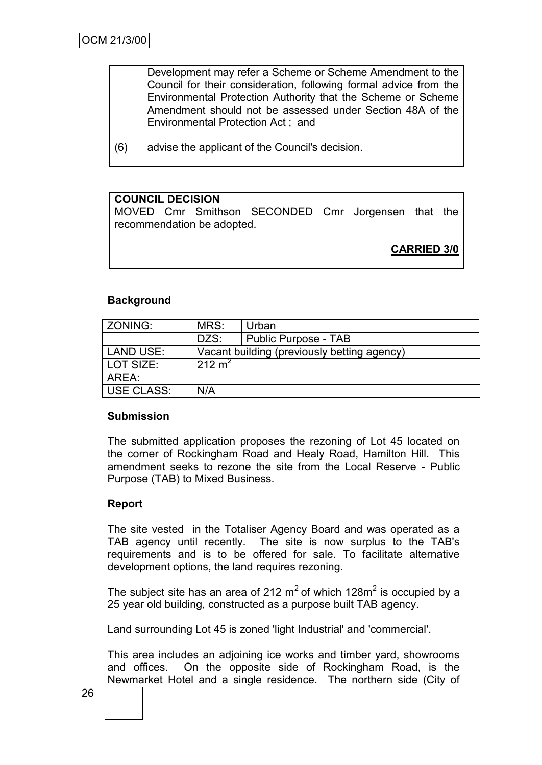Development may refer a Scheme or Scheme Amendment to the Council for their consideration, following formal advice from the Environmental Protection Authority that the Scheme or Scheme Amendment should not be assessed under Section 48A of the Environmental Protection Act ; and

(6) advise the applicant of the Council's decision.

**COUNCIL DECISION**

MOVED Cmr Smithson SECONDED Cmr Jorgensen that the recommendation be adopted.

**CARRIED 3/0**

### Background

| ZONING: | MRS: | Urban |
|---|---|---|
| | DZS: | Public Purpose - TAB |
| LAND USE: | Vacant building (previously betting agency) | |
| LOT SIZE: | 212 $m^2$ | |
| AREA: | | |
| USE CLASS: | N/A | |

### Submission

The submitted application proposes the rezoning of Lot 45 located on the corner of Rockingham Road and Healy Road, Hamilton Hill. This amendment seeks to rezone the site from the Local Reserve - Public Purpose (TAB) to Mixed Business.

### Report

The site vested in the Totaliser Agency Board and was operated as a TAB agency until recently. The site is now surplus to the TAB's requirements and is to be offered for sale. To facilitate alternative development options, the land requires rezoning.

The subject site has an area of 212 $m^2$ of which 128$m^2$ is occupied by a 25 year old building, constructed as a purpose built TAB agency.

Land surrounding Lot 45 is zoned 'light Industrial' and 'commercial'.

This area includes an adjoining ice works and timber yard, showrooms and offices. On the opposite side of Rockingham Road, is the Newmarket Hotel and a single residence. The northern side (City of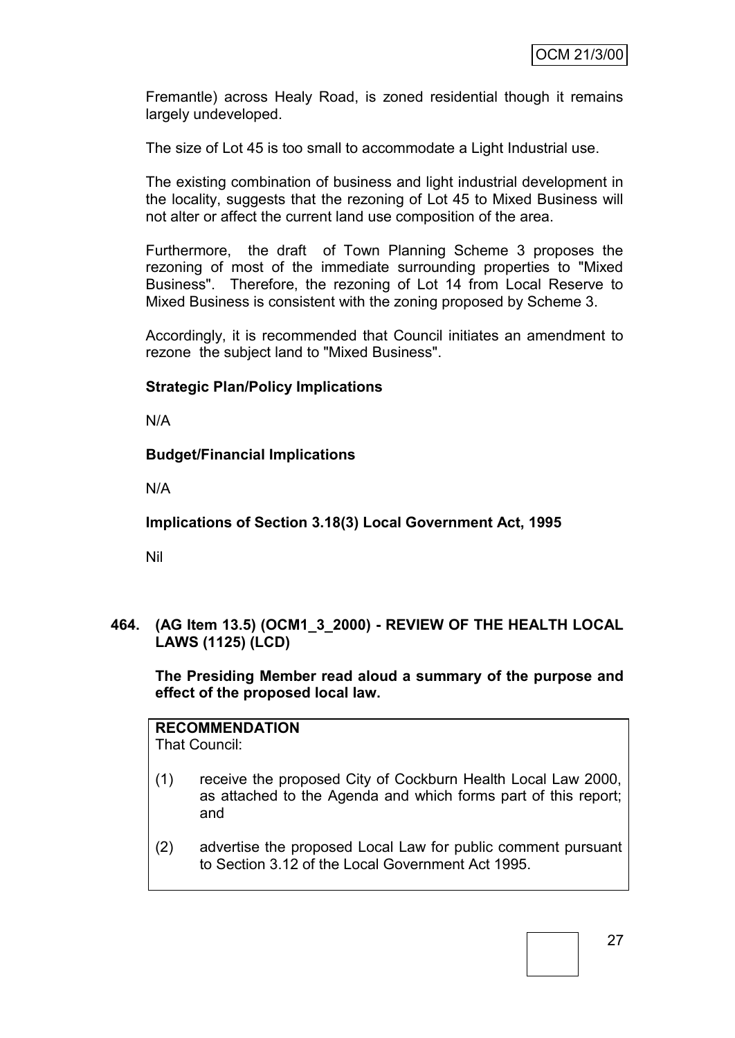Fremantle) across Healy Road, is zoned residential though it remains largely undeveloped.

The size of Lot 45 is too small to accommodate a Light Industrial use.

The existing combination of business and light industrial development in the locality, suggests that the rezoning of Lot 45 to Mixed Business will not alter or affect the current land use composition of the area.

Furthermore, the draft of Town Planning Scheme 3 proposes the rezoning of most of the immediate surrounding properties to "Mixed Business". Therefore, the rezoning of Lot 14 from Local Reserve to Mixed Business is consistent with the zoning proposed by Scheme 3.

Accordingly, it is recommended that Council initiates an amendment to rezone the subject land to "Mixed Business".

**Strategic Plan/Policy Implications**

N/A

**Budget/Financial Implications**

N/A

**Implications of Section 3.18(3) Local Government Act, 1995**

Nil

**464. (AG Item 13.5) (OCM1_3_2000) - REVIEW OF THE HEALTH LOCAL LAWS (1125) (LCD)**

**The Presiding Member read aloud a summary of the purpose and effect of the proposed local law.**

**RECOMMENDATION**
That Council:

(1) receive the proposed City of Cockburn Health Local Law 2000, as attached to the Agenda and which forms part of this report; and

(2) advertise the proposed Local Law for public comment pursuant to Section 3.12 of the Local Government Act 1995.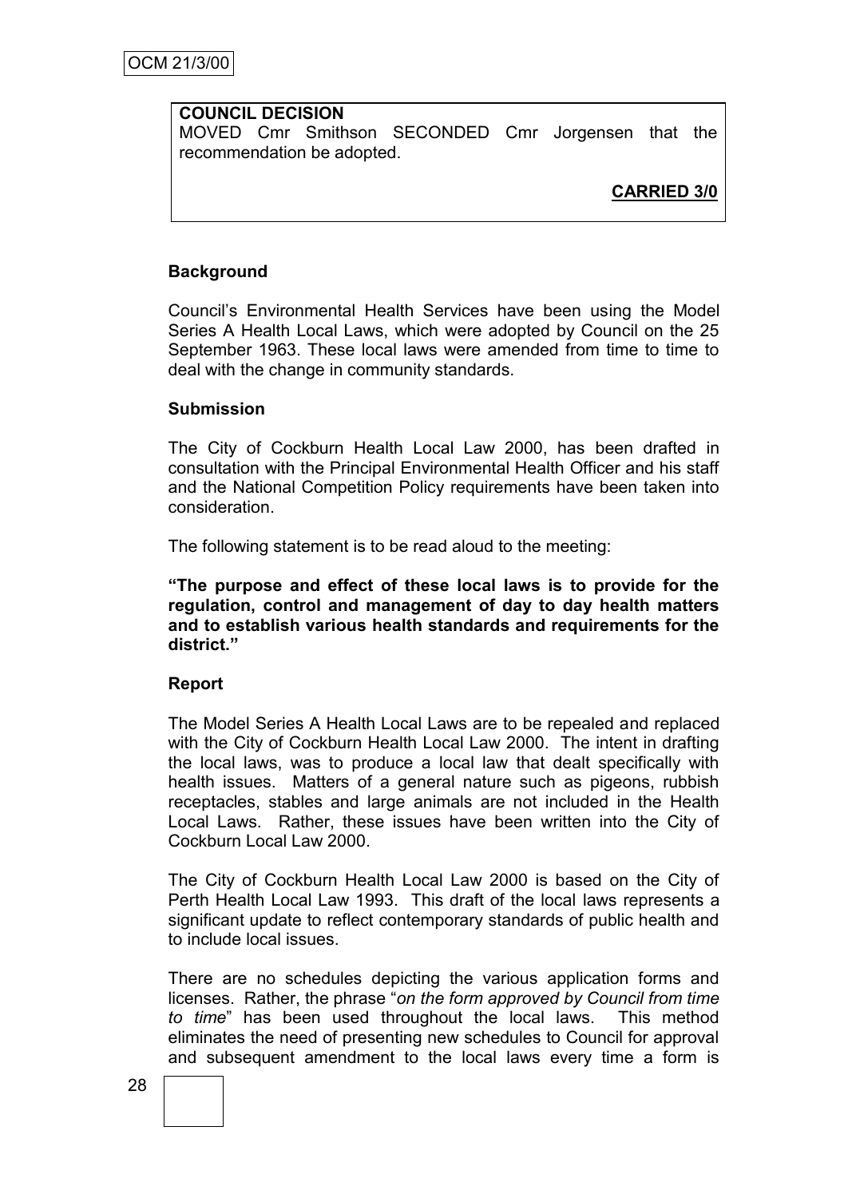**COUNCIL DECISION**

MOVED Cmr Smithson SECONDED Cmr Jorgensen that the recommendation be adopted.

**CARRIED 3/0**

**Background**

Council's Environmental Health Services have been using the Model Series A Health Local Laws, which were adopted by Council on the 25 September 1963. These local laws were amended from time to time to deal with the change in community standards.

**Submission**

The City of Cockburn Health Local Law 2000, has been drafted in consultation with the Principal Environmental Health Officer and his staff and the National Competition Policy requirements have been taken into consideration.

The following statement is to be read aloud to the meeting:

**"The purpose and effect of these local laws is to provide for the regulation, control and management of day to day health matters and to establish various health standards and requirements for the district."**

**Report**

The Model Series A Health Local Laws are to be repealed and replaced with the City of Cockburn Health Local Law 2000. The intent in drafting the local laws, was to produce a local law that dealt specifically with health issues. Matters of a general nature such as pigeons, rubbish receptacles, stables and large animals are not included in the Health Local Laws. Rather, these issues have been written into the City of Cockburn Local Law 2000.

The City of Cockburn Health Local Law 2000 is based on the City of Perth Health Local Law 1993. This draft of the local laws represents a significant update to reflect contemporary standards of public health and to include local issues.

There are no schedules depicting the various application forms and licenses. Rather, the phrase "*on the form approved by Council from time to time*" has been used throughout the local laws. This method eliminates the need of presenting new schedules to Council for approval and subsequent amendment to the local laws every time a form is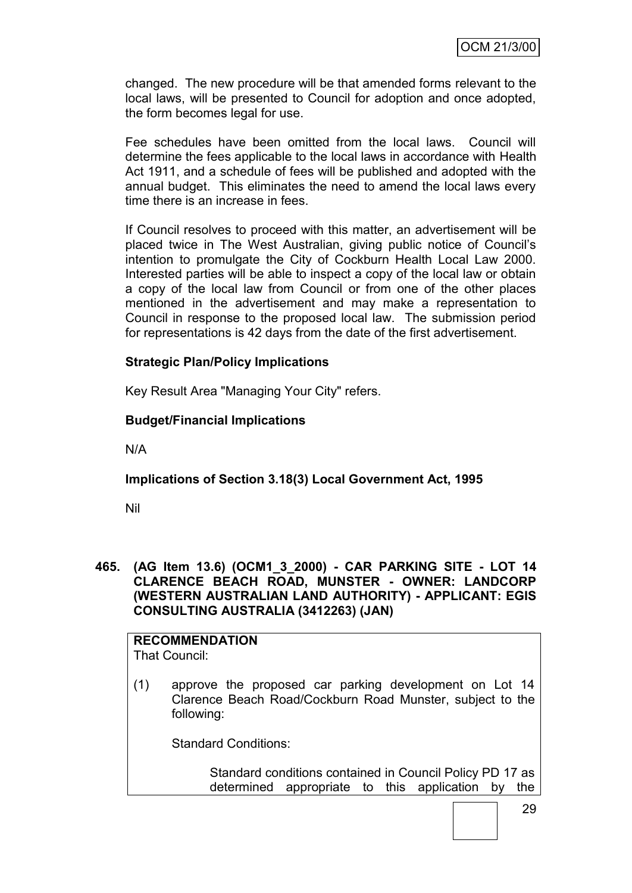changed. The new procedure will be that amended forms relevant to the local laws, will be presented to Council for adoption and once adopted, the form becomes legal for use.

Fee schedules have been omitted from the local laws. Council will determine the fees applicable to the local laws in accordance with Health Act 1911, and a schedule of fees will be published and adopted with the annual budget. This eliminates the need to amend the local laws every time there is an increase in fees.

If Council resolves to proceed with this matter, an advertisement will be placed twice in The West Australian, giving public notice of Council's intention to promulgate the City of Cockburn Health Local Law 2000. Interested parties will be able to inspect a copy of the local law or obtain a copy of the local law from Council or from one of the other places mentioned in the advertisement and may make a representation to Council in response to the proposed local law. The submission period for representations is 42 days from the date of the first advertisement.

**Strategic Plan/Policy Implications**

Key Result Area "Managing Your City" refers.

**Budget/Financial Implications**

N/A

**Implications of Section 3.18(3) Local Government Act, 1995**

Nil

**465. (AG Item 13.6) (OCM1_3_2000) - CAR PARKING SITE - LOT 14 CLARENCE BEACH ROAD, MUNSTER - OWNER: LANDCORP (WESTERN AUSTRALIAN LAND AUTHORITY) - APPLICANT: EGIS CONSULTING AUSTRALIA (3412263) (JAN)**

**RECOMMENDATION**
That Council:

(1) approve the proposed car parking development on Lot 14 Clarence Beach Road/Cockburn Road Munster, subject to the following:

Standard Conditions:

Standard conditions contained in Council Policy PD 17 as determined appropriate to this application by the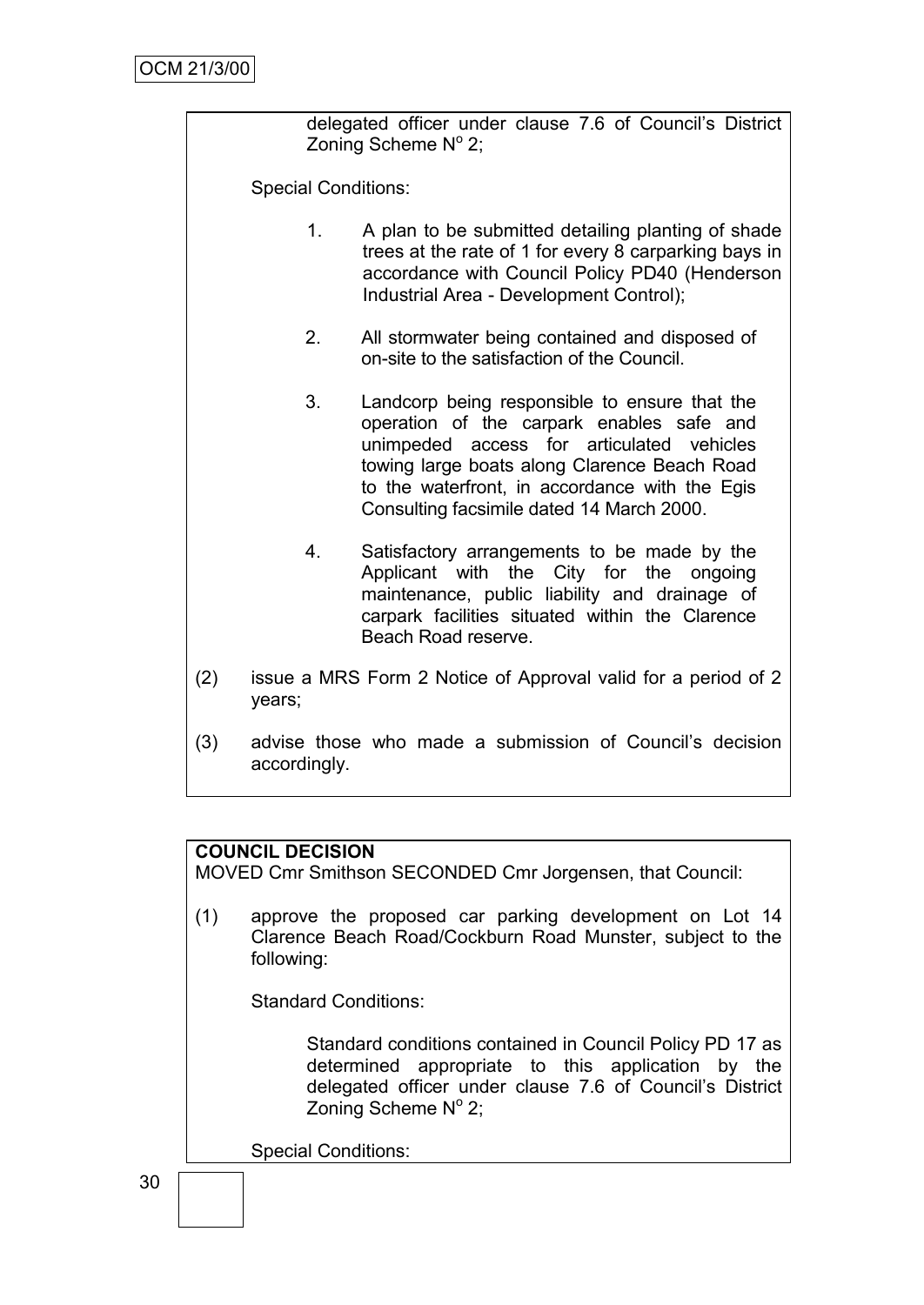delegated officer under clause 7.6 of Council's District Zoning Scheme N$^o$ 2;

Special Conditions:

1. A plan to be submitted detailing planting of shade trees at the rate of 1 for every 8 carparking bays in accordance with Council Policy PD40 (Henderson Industrial Area - Development Control);

2. All stormwater being contained and disposed of on-site to the satisfaction of the Council.

3. Landcorp being responsible to ensure that the operation of the carpark enables safe and unimpeded access for articulated vehicles towing large boats along Clarence Beach Road to the waterfront, in accordance with the Egis Consulting facsimile dated 14 March 2000.

4. Satisfactory arrangements to be made by the Applicant with the City for the ongoing maintenance, public liability and drainage of carpark facilities situated within the Clarence Beach Road reserve.

(2) issue a MRS Form 2 Notice of Approval valid for a period of 2 years;

(3) advise those who made a submission of Council's decision accordingly.

**COUNCIL DECISION**
MOVED Cmr Smithson SECONDED Cmr Jorgensen, that Council:

(1) approve the proposed car parking development on Lot 14 Clarence Beach Road/Cockburn Road Munster, subject to the following:

Standard Conditions:

Standard conditions contained in Council Policy PD 17 as determined appropriate to this application by the delegated officer under clause 7.6 of Council's District Zoning Scheme N$^o$ 2;

Special Conditions: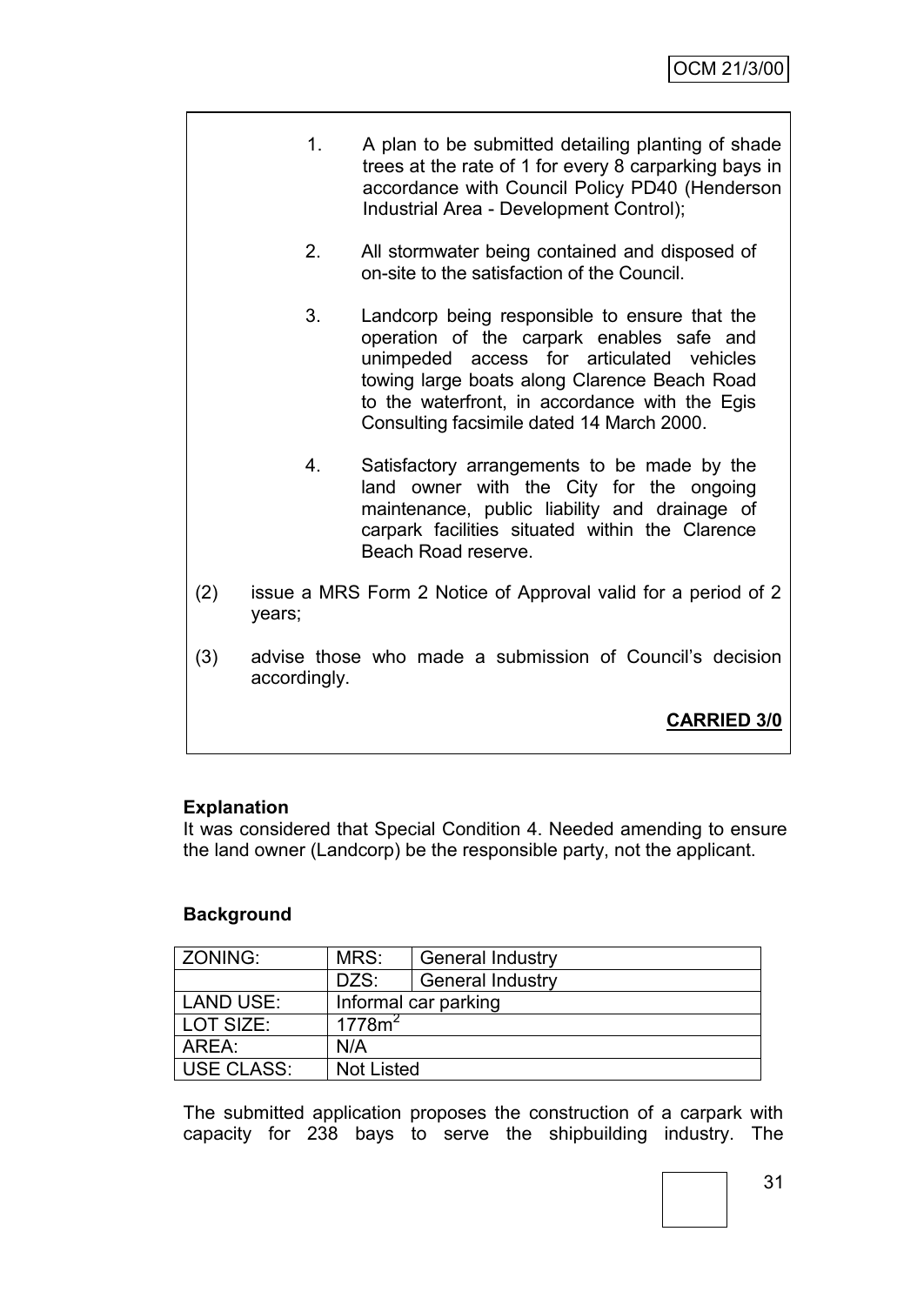1. A plan to be submitted detailing planting of shade trees at the rate of 1 for every 8 carparking bays in accordance with Council Policy PD40 (Henderson Industrial Area - Development Control);

2. All stormwater being contained and disposed of on-site to the satisfaction of the Council.

3. Landcorp being responsible to ensure that the operation of the carpark enables safe and unimpeded access for articulated vehicles towing large boats along Clarence Beach Road to the waterfront, in accordance with the Egis Consulting facsimile dated 14 March 2000.

4. Satisfactory arrangements to be made by the land owner with the City for the ongoing maintenance, public liability and drainage of carpark facilities situated within the Clarence Beach Road reserve.

(2) issue a MRS Form 2 Notice of Approval valid for a period of 2 years;

(3) advise those who made a submission of Council's decision accordingly.

**CARRIED 3/0**

**Explanation**

It was considered that Special Condition 4. Needed amending to ensure the land owner (Landcorp) be the responsible party, not the applicant.

**Background**

| ZONING: | MRS: | General Industry |
|---|---|---|
| | DZS: | General Industry |
| LAND USE: | Informal car parking | |
| LOT SIZE: | 1778m$^2$ | |
| AREA: | N/A | |
| USE CLASS: | Not Listed | |

The submitted application proposes the construction of a carpark with capacity for 238 bays to serve the shipbuilding industry. The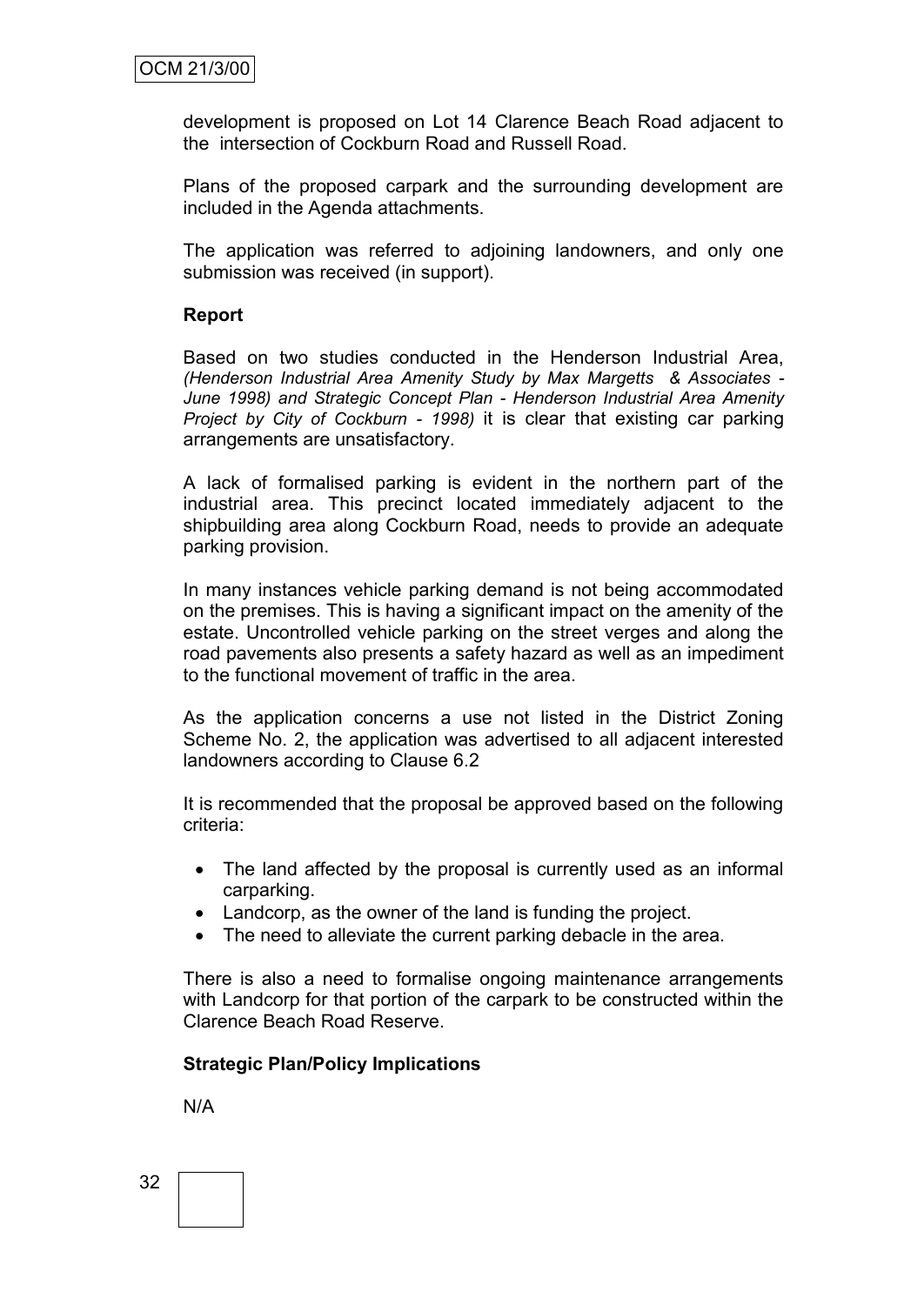development is proposed on Lot 14 Clarence Beach Road adjacent to the intersection of Cockburn Road and Russell Road.

Plans of the proposed carpark and the surrounding development are included in the Agenda attachments.

The application was referred to adjoining landowners, and only one submission was received (in support).

**Report**

Based on two studies conducted in the Henderson Industrial Area, *(Henderson Industrial Area Amenity Study by Max Margetts & Associates - June 1998) and Strategic Concept Plan - Henderson Industrial Area Amenity Project by City of Cockburn - 1998)* it is clear that existing car parking arrangements are unsatisfactory.

A lack of formalised parking is evident in the northern part of the industrial area. This precinct located immediately adjacent to the shipbuilding area along Cockburn Road, needs to provide an adequate parking provision.

In many instances vehicle parking demand is not being accommodated on the premises. This is having a significant impact on the amenity of the estate. Uncontrolled vehicle parking on the street verges and along the road pavements also presents a safety hazard as well as an impediment to the functional movement of traffic in the area.

As the application concerns a use not listed in the District Zoning Scheme No. 2, the application was advertised to all adjacent interested landowners according to Clause 6.2

It is recommended that the proposal be approved based on the following criteria:

- The land affected by the proposal is currently used as an informal carparking.
- Landcorp, as the owner of the land is funding the project.
- The need to alleviate the current parking debacle in the area.

There is also a need to formalise ongoing maintenance arrangements with Landcorp for that portion of the carpark to be constructed within the Clarence Beach Road Reserve.

**Strategic Plan/Policy Implications**

N/A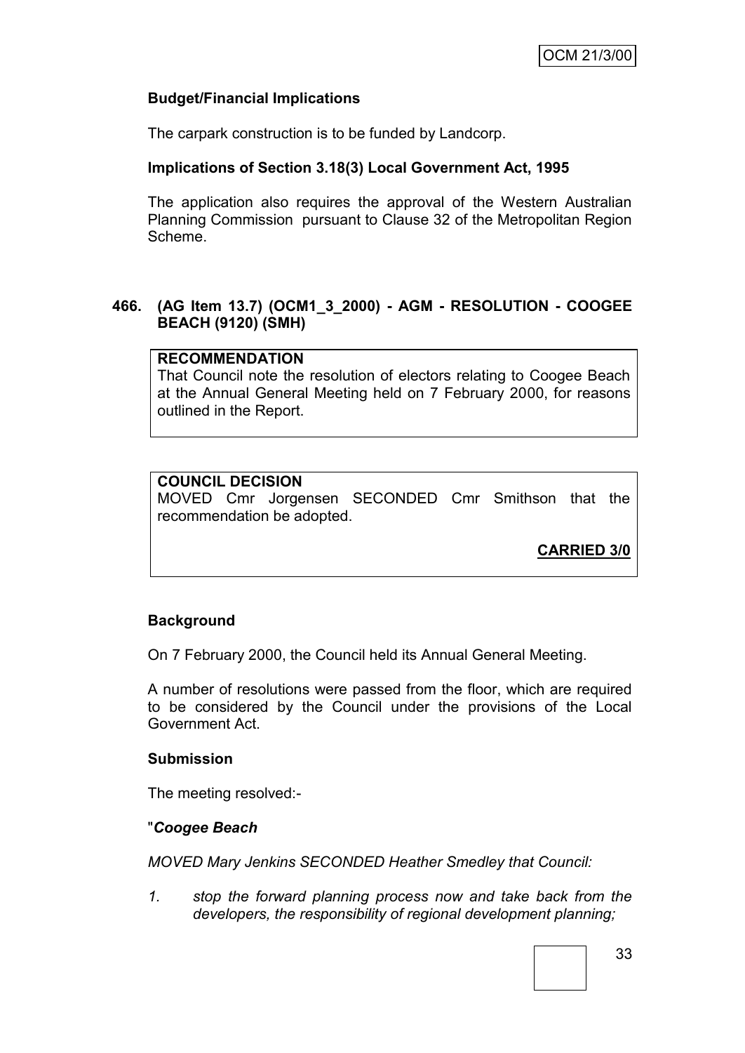**Budget/Financial Implications**

The carpark construction is to be funded by Landcorp.

**Implications of Section 3.18(3) Local Government Act, 1995**

The application also requires the approval of the Western Australian Planning Commission pursuant to Clause 32 of the Metropolitan Region Scheme.

## 466. (AG Item 13.7) (OCM1_3_2000) - AGM - RESOLUTION - COOGEE BEACH (9120) (SMH)

**RECOMMENDATION**

That Council note the resolution of electors relating to Coogee Beach at the Annual General Meeting held on 7 February 2000, for reasons outlined in the Report.

**COUNCIL DECISION**

MOVED Cmr Jorgensen SECONDED Cmr Smithson that the recommendation be adopted.

**CARRIED 3/0**

**Background**

On 7 February 2000, the Council held its Annual General Meeting.

A number of resolutions were passed from the floor, which are required to be considered by the Council under the provisions of the Local Government Act.

**Submission**

The meeting resolved:-

"***Coogee Beach***

*MOVED Mary Jenkins SECONDED Heather Smedley that Council:*

1. *stop the forward planning process now and take back from the developers, the responsibility of regional development planning;*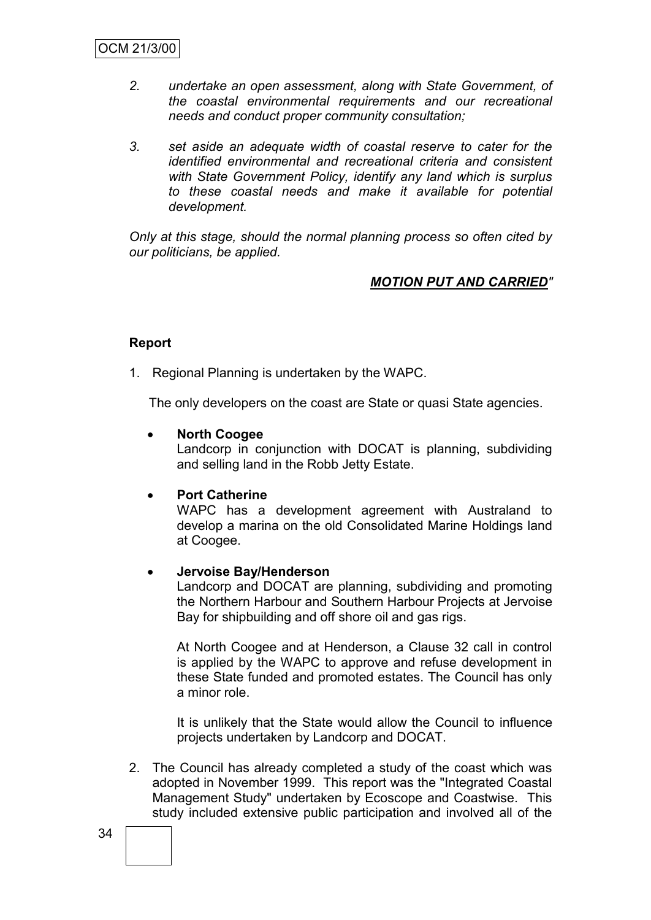2. *undertake an open assessment, along with State Government, of the coastal environmental requirements and our recreational needs and conduct proper community consultation;*

3. *set aside an adequate width of coastal reserve to cater for the identified environmental and recreational criteria and consistent with State Government Policy, identify any land which is surplus to these coastal needs and make it available for potential development.*

*Only at this stage, should the normal planning process so often cited by our politicians, be applied.*

***MOTION PUT AND CARRIED"***

**Report**

1. Regional Planning is undertaken by the WAPC.

   The only developers on the coast are State or quasi State agencies.

   - **North Coogee**
     Landcorp in conjunction with DOCAT is planning, subdividing and selling land in the Robb Jetty Estate.

   - **Port Catherine**
     WAPC has a development agreement with Australand to develop a marina on the old Consolidated Marine Holdings land at Coogee.

   - **Jervoise Bay/Henderson**
     Landcorp and DOCAT are planning, subdividing and promoting the Northern Harbour and Southern Harbour Projects at Jervoise Bay for shipbuilding and off shore oil and gas rigs.

     At North Coogee and at Henderson, a Clause 32 call in control is applied by the WAPC to approve and refuse development in these State funded and promoted estates. The Council has only a minor role.

     It is unlikely that the State would allow the Council to influence projects undertaken by Landcorp and DOCAT.

2. The Council has already completed a study of the coast which was adopted in November 1999. This report was the "Integrated Coastal Management Study" undertaken by Ecoscope and Coastwise. This study included extensive public participation and involved all of the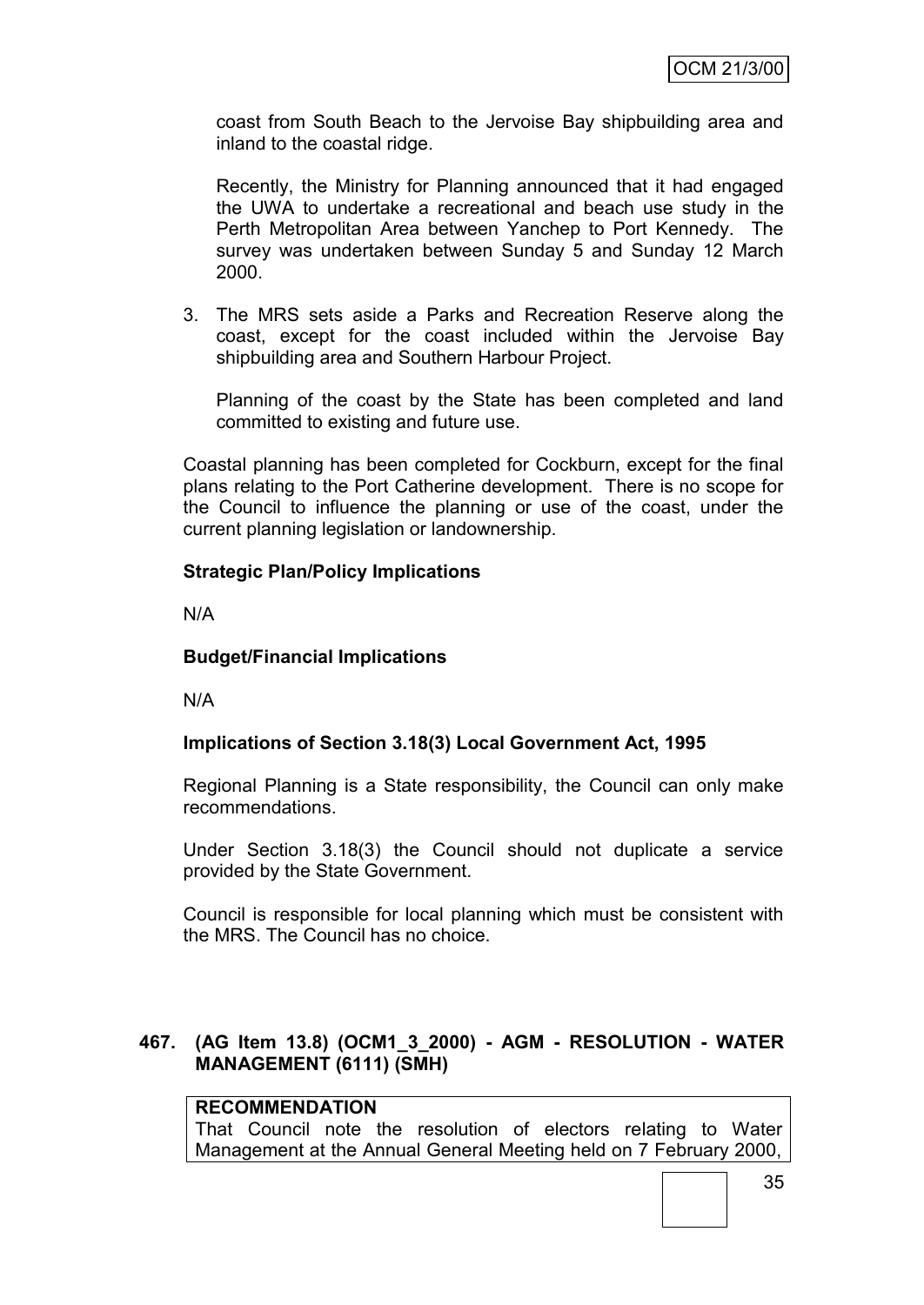coast from South Beach to the Jervoise Bay shipbuilding area and inland to the coastal ridge.

Recently, the Ministry for Planning announced that it had engaged the UWA to undertake a recreational and beach use study in the Perth Metropolitan Area between Yanchep to Port Kennedy. The survey was undertaken between Sunday 5 and Sunday 12 March 2000.

3. The MRS sets aside a Parks and Recreation Reserve along the coast, except for the coast included within the Jervoise Bay shipbuilding area and Southern Harbour Project.

   Planning of the coast by the State has been completed and land committed to existing and future use.

Coastal planning has been completed for Cockburn, except for the final plans relating to the Port Catherine development. There is no scope for the Council to influence the planning or use of the coast, under the current planning legislation or landownership.

**Strategic Plan/Policy Implications**

N/A

**Budget/Financial Implications**

N/A

**Implications of Section 3.18(3) Local Government Act, 1995**

Regional Planning is a State responsibility, the Council can only make recommendations.

Under Section 3.18(3) the Council should not duplicate a service provided by the State Government.

Council is responsible for local planning which must be consistent with the MRS. The Council has no choice.

### 467. (AG Item 13.8) (OCM1_3_2000) - AGM - RESOLUTION - WATER MANAGEMENT (6111) (SMH)

**RECOMMENDATION**
That Council note the resolution of electors relating to Water Management at the Annual General Meeting held on 7 February 2000,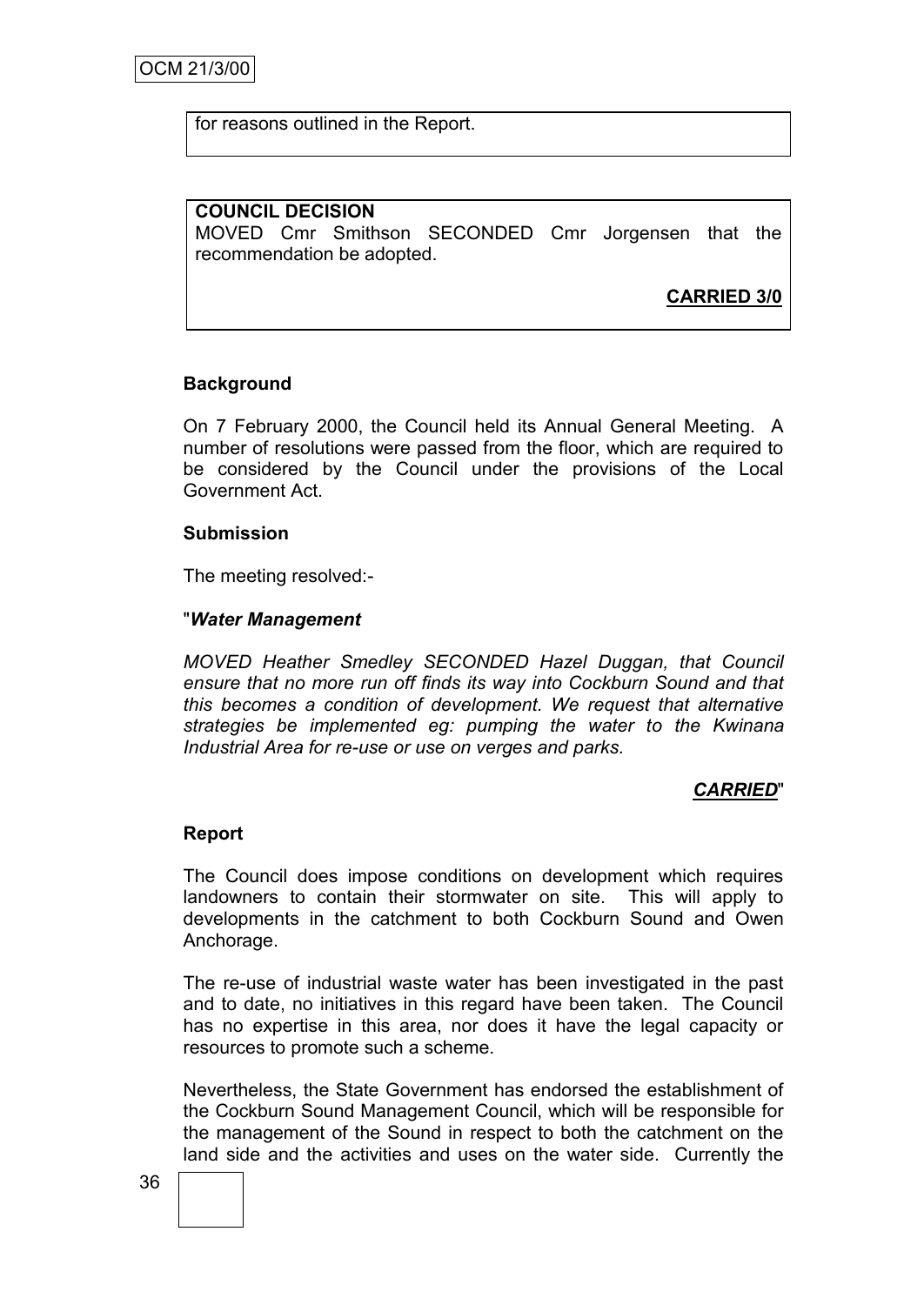for reasons outlined in the Report.

**COUNCIL DECISION**
MOVED Cmr Smithson SECONDED Cmr Jorgensen that the recommendation be adopted.

**CARRIED 3/0**

**Background**

On 7 February 2000, the Council held its Annual General Meeting. A number of resolutions were passed from the floor, which are required to be considered by the Council under the provisions of the Local Government Act.

**Submission**

The meeting resolved:-

"***Water Management***

*MOVED Heather Smedley SECONDED Hazel Duggan, that Council ensure that no more run off finds its way into Cockburn Sound and that this becomes a condition of development. We request that alternative strategies be implemented eg: pumping the water to the Kwinana Industrial Area for re-use or use on verges and parks.*

***CARRIED***"

**Report**

The Council does impose conditions on development which requires landowners to contain their stormwater on site. This will apply to developments in the catchment to both Cockburn Sound and Owen Anchorage.

The re-use of industrial waste water has been investigated in the past and to date, no initiatives in this regard have been taken. The Council has no expertise in this area, nor does it have the legal capacity or resources to promote such a scheme.

Nevertheless, the State Government has endorsed the establishment of the Cockburn Sound Management Council, which will be responsible for the management of the Sound in respect to both the catchment on the land side and the activities and uses on the water side. Currently the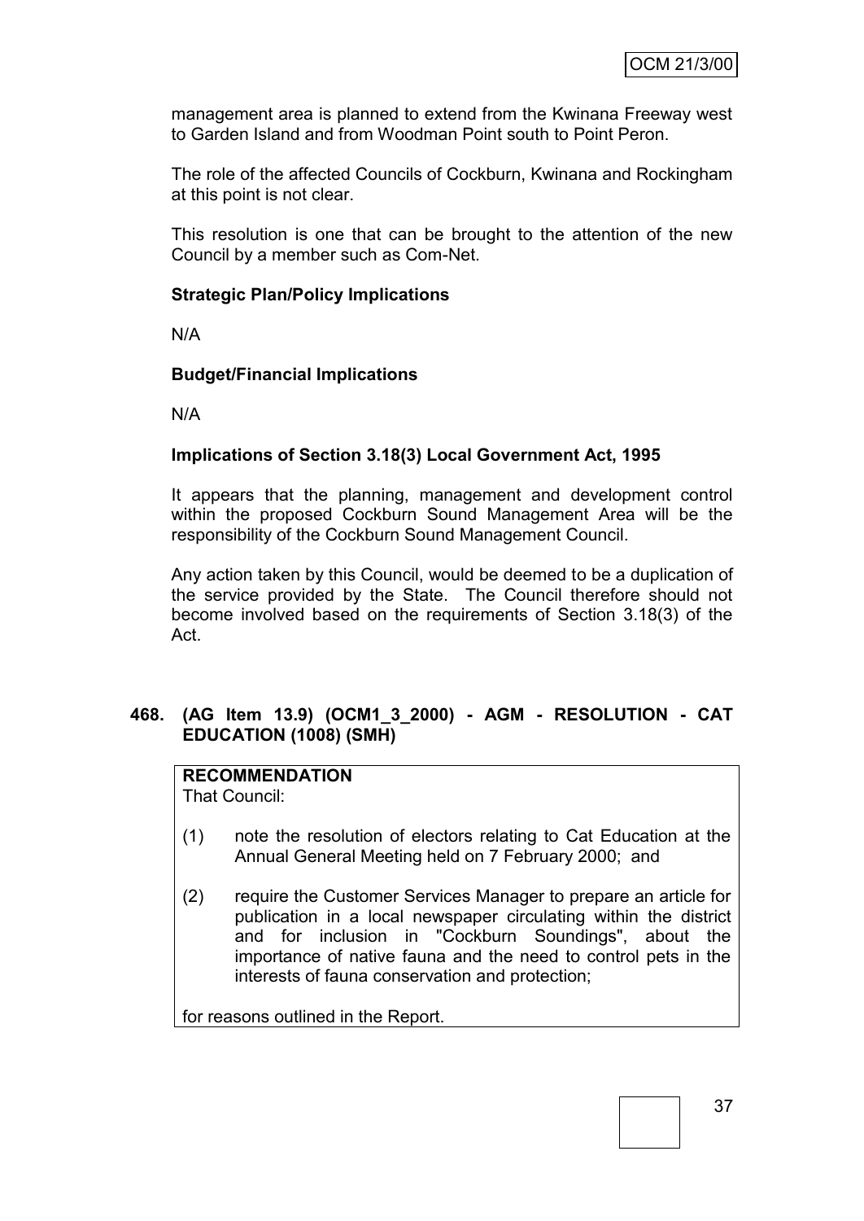management area is planned to extend from the Kwinana Freeway west to Garden Island and from Woodman Point south to Point Peron.

The role of the affected Councils of Cockburn, Kwinana and Rockingham at this point is not clear.

This resolution is one that can be brought to the attention of the new Council by a member such as Com-Net.

**Strategic Plan/Policy Implications**

N/A

**Budget/Financial Implications**

N/A

**Implications of Section 3.18(3) Local Government Act, 1995**

It appears that the planning, management and development control within the proposed Cockburn Sound Management Area will be the responsibility of the Cockburn Sound Management Council.

Any action taken by this Council, would be deemed to be a duplication of the service provided by the State. The Council therefore should not become involved based on the requirements of Section 3.18(3) of the Act.

**468. (AG Item 13.9) (OCM1_3_2000) - AGM - RESOLUTION - CAT EDUCATION (1008) (SMH)**

**RECOMMENDATION**
That Council:

(1) note the resolution of electors relating to Cat Education at the Annual General Meeting held on 7 February 2000; and

(2) require the Customer Services Manager to prepare an article for publication in a local newspaper circulating within the district and for inclusion in "Cockburn Soundings", about the importance of native fauna and the need to control pets in the interests of fauna conservation and protection;

for reasons outlined in the Report.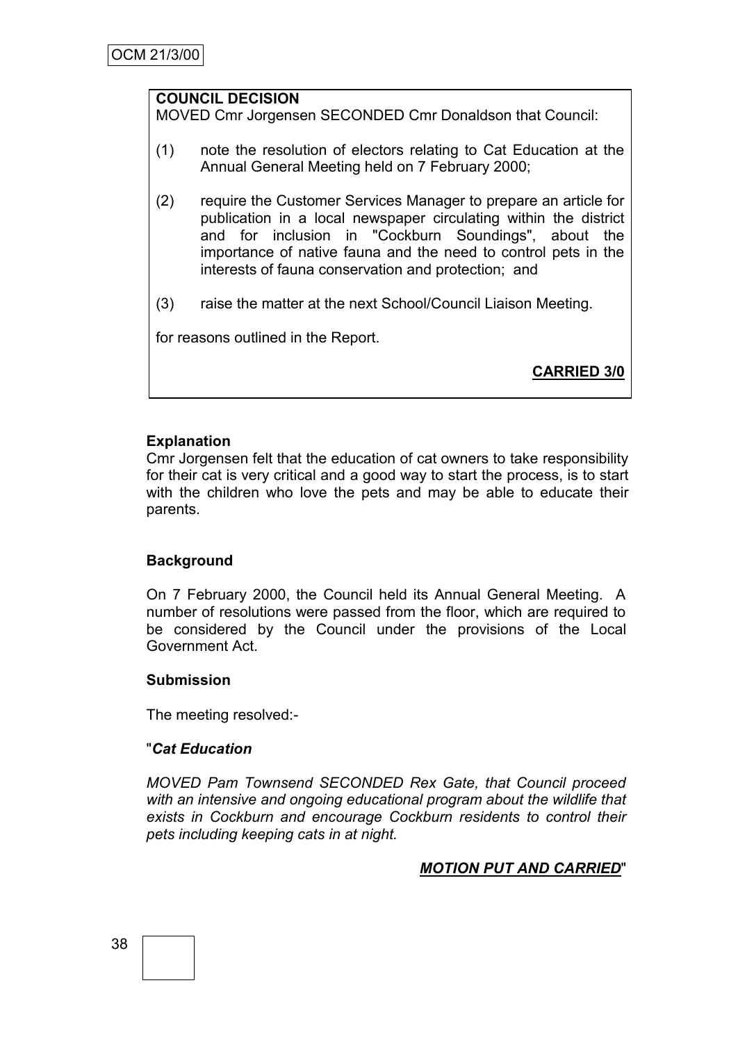**COUNCIL DECISION**

MOVED Cmr Jorgensen SECONDED Cmr Donaldson that Council:

(1) note the resolution of electors relating to Cat Education at the Annual General Meeting held on 7 February 2000;

(2) require the Customer Services Manager to prepare an article for publication in a local newspaper circulating within the district and for inclusion in "Cockburn Soundings", about the importance of native fauna and the need to control pets in the interests of fauna conservation and protection; and

(3) raise the matter at the next School/Council Liaison Meeting.

for reasons outlined in the Report.

**CARRIED 3/0**

**Explanation**

Cmr Jorgensen felt that the education of cat owners to take responsibility for their cat is very critical and a good way to start the process, is to start with the children who love the pets and may be able to educate their parents.

**Background**

On 7 February 2000, the Council held its Annual General Meeting. A number of resolutions were passed from the floor, which are required to be considered by the Council under the provisions of the Local Government Act.

**Submission**

The meeting resolved:-

"***Cat Education***

*MOVED Pam Townsend SECONDED Rex Gate, that Council proceed with an intensive and ongoing educational program about the wildlife that exists in Cockburn and encourage Cockburn residents to control their pets including keeping cats in at night.*

***MOTION PUT AND CARRIED***"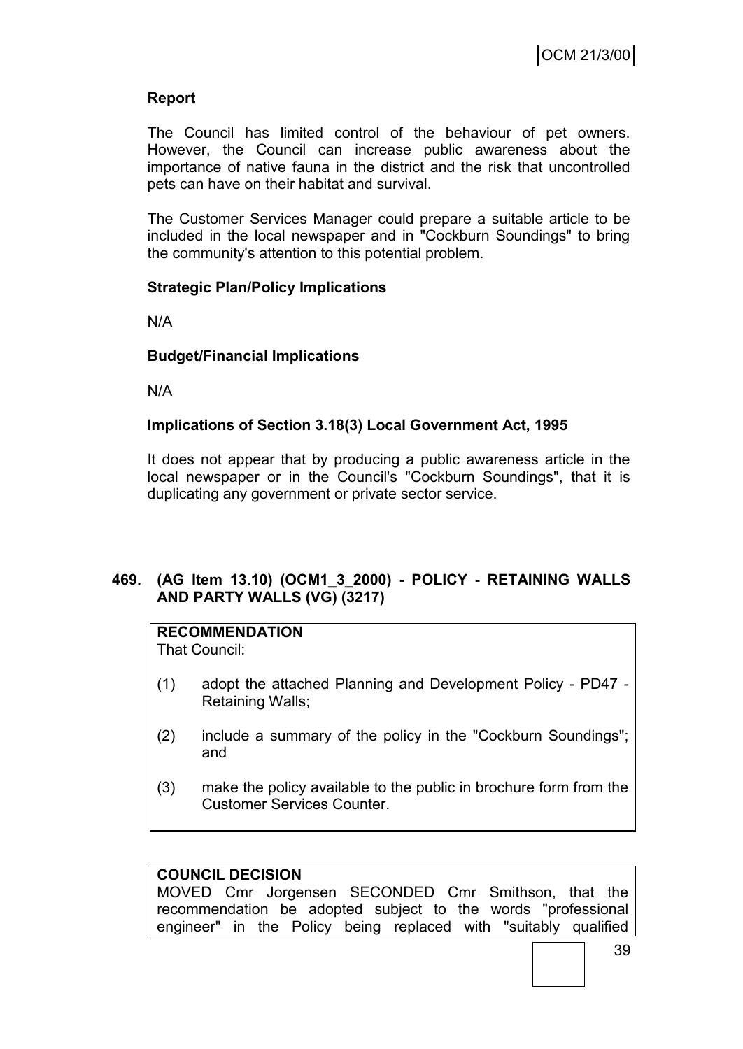**Report**

The Council has limited control of the behaviour of pet owners. However, the Council can increase public awareness about the importance of native fauna in the district and the risk that uncontrolled pets can have on their habitat and survival.

The Customer Services Manager could prepare a suitable article to be included in the local newspaper and in "Cockburn Soundings" to bring the community's attention to this potential problem.

**Strategic Plan/Policy Implications**

N/A

**Budget/Financial Implications**

N/A

**Implications of Section 3.18(3) Local Government Act, 1995**

It does not appear that by producing a public awareness article in the local newspaper or in the Council's "Cockburn Soundings", that it is duplicating any government or private sector service.

**469. (AG Item 13.10) (OCM1_3_2000) - POLICY - RETAINING WALLS AND PARTY WALLS (VG) (3217)**

**RECOMMENDATION**
That Council:

(1) adopt the attached Planning and Development Policy - PD47 - Retaining Walls;

(2) include a summary of the policy in the "Cockburn Soundings"; and

(3) make the policy available to the public in brochure form from the Customer Services Counter.

**COUNCIL DECISION**
MOVED Cmr Jorgensen SECONDED Cmr Smithson, that the recommendation be adopted subject to the words "professional engineer" in the Policy being replaced with "suitably qualified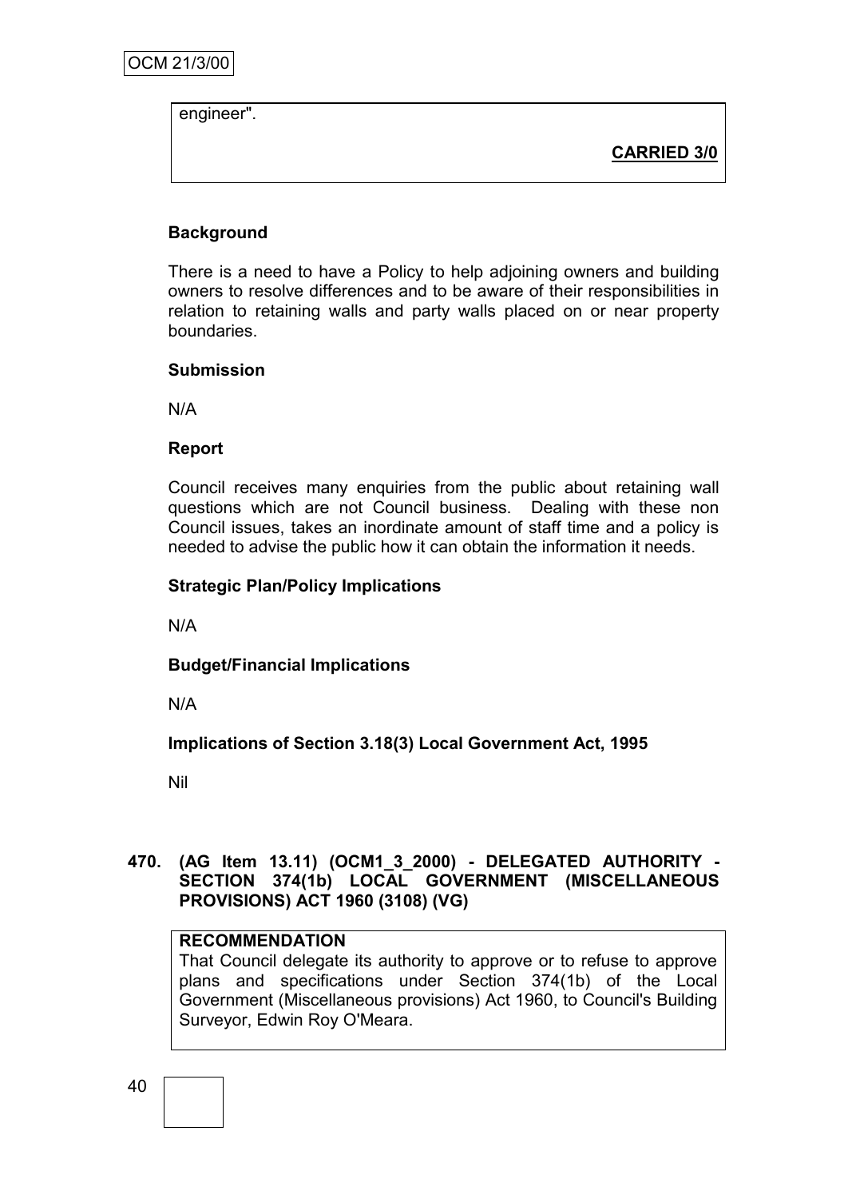engineer".

**CARRIED 3/0**

**Background**

There is a need to have a Policy to help adjoining owners and building owners to resolve differences and to be aware of their responsibilities in relation to retaining walls and party walls placed on or near property boundaries.

**Submission**

N/A

**Report**

Council receives many enquiries from the public about retaining wall questions which are not Council business. Dealing with these non Council issues, takes an inordinate amount of staff time and a policy is needed to advise the public how it can obtain the information it needs.

**Strategic Plan/Policy Implications**

N/A

**Budget/Financial Implications**

N/A

**Implications of Section 3.18(3) Local Government Act, 1995**

Nil

## 470. (AG Item 13.11) (OCM1_3_2000) - DELEGATED AUTHORITY - SECTION 374(1b) LOCAL GOVERNMENT (MISCELLANEOUS PROVISIONS) ACT 1960 (3108) (VG)

**RECOMMENDATION**

That Council delegate its authority to approve or to refuse to approve plans and specifications under Section 374(1b) of the Local Government (Miscellaneous provisions) Act 1960, to Council's Building Surveyor, Edwin Roy O'Meara.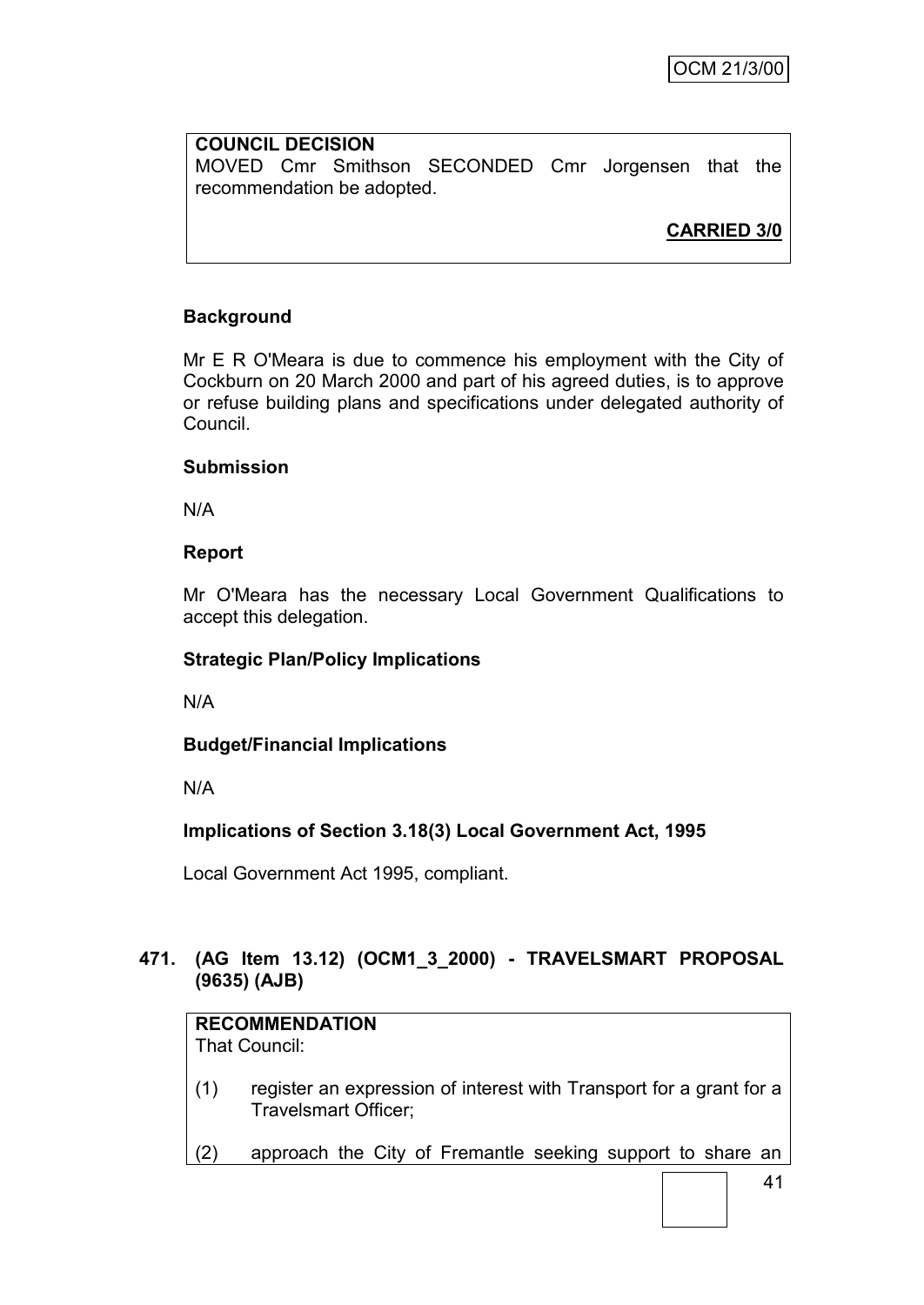**COUNCIL DECISION**
MOVED Cmr Smithson SECONDED Cmr Jorgensen that the recommendation be adopted.

**CARRIED 3/0**

**Background**

Mr E R O'Meara is due to commence his employment with the City of Cockburn on 20 March 2000 and part of his agreed duties, is to approve or refuse building plans and specifications under delegated authority of Council.

**Submission**

N/A

**Report**

Mr O'Meara has the necessary Local Government Qualifications to accept this delegation.

**Strategic Plan/Policy Implications**

N/A

**Budget/Financial Implications**

N/A

**Implications of Section 3.18(3) Local Government Act, 1995**

Local Government Act 1995, compliant.

## 471. (AG Item 13.12) (OCM1_3_2000) - TRAVELSMART PROPOSAL (9635) (AJB)

**RECOMMENDATION**
That Council:

(1) register an expression of interest with Transport for a grant for a Travelsmart Officer;

(2) approach the City of Fremantle seeking support to share an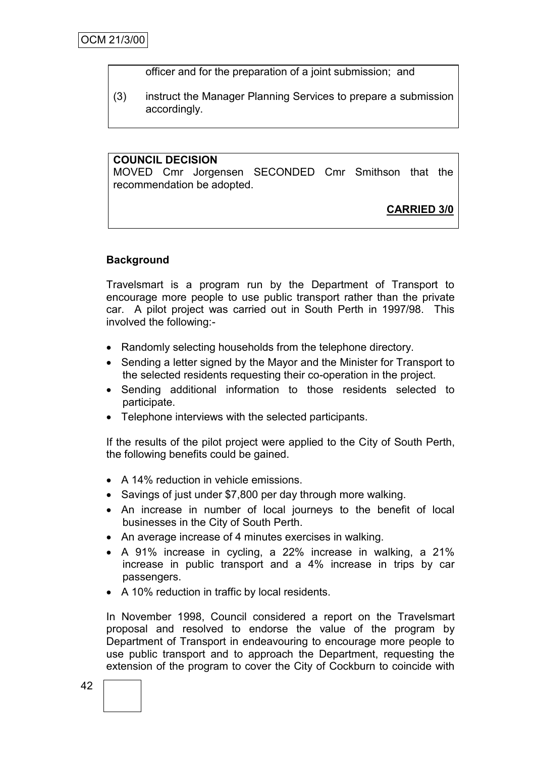officer and for the preparation of a joint submission; and

(3) instruct the Manager Planning Services to prepare a submission accordingly.

**COUNCIL DECISION**
MOVED Cmr Jorgensen SECONDED Cmr Smithson that the recommendation be adopted.

**CARRIED 3/0**

**Background**

Travelsmart is a program run by the Department of Transport to encourage more people to use public transport rather than the private car. A pilot project was carried out in South Perth in 1997/98. This involved the following:-

- Randomly selecting households from the telephone directory.
- Sending a letter signed by the Mayor and the Minister for Transport to the selected residents requesting their co-operation in the project.
- Sending additional information to those residents selected to participate.
- Telephone interviews with the selected participants.

If the results of the pilot project were applied to the City of South Perth, the following benefits could be gained.

- A 14% reduction in vehicle emissions.
- Savings of just under $7,800 per day through more walking.
- An increase in number of local journeys to the benefit of local businesses in the City of South Perth.
- An average increase of 4 minutes exercises in walking.
- A 91% increase in cycling, a 22% increase in walking, a 21% increase in public transport and a 4% increase in trips by car passengers.
- A 10% reduction in traffic by local residents.

In November 1998, Council considered a report on the Travelsmart proposal and resolved to endorse the value of the program by Department of Transport in endeavouring to encourage more people to use public transport and to approach the Department, requesting the extension of the program to cover the City of Cockburn to coincide with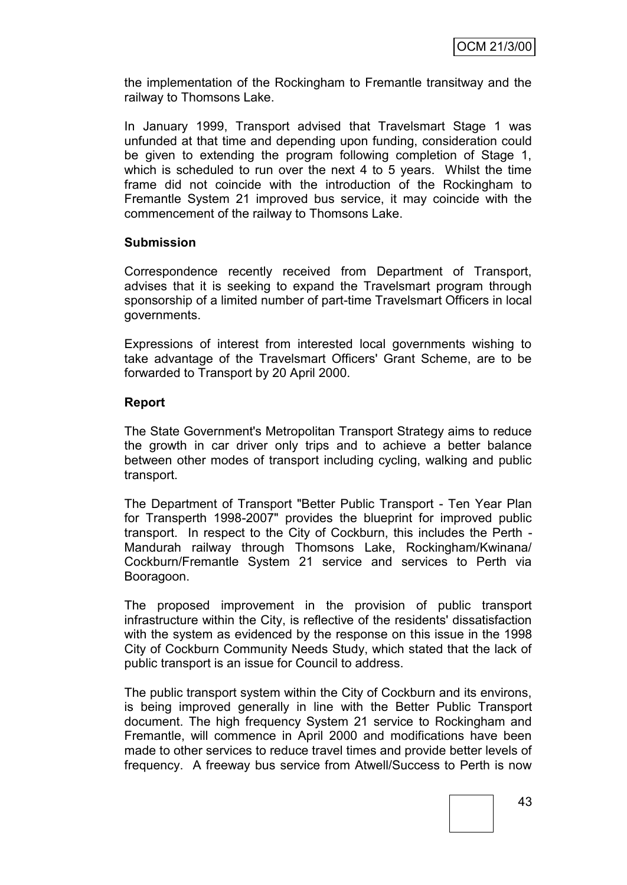the implementation of the Rockingham to Fremantle transitway and the railway to Thomsons Lake.

In January 1999, Transport advised that Travelsmart Stage 1 was unfunded at that time and depending upon funding, consideration could be given to extending the program following completion of Stage 1, which is scheduled to run over the next 4 to 5 years. Whilst the time frame did not coincide with the introduction of the Rockingham to Fremantle System 21 improved bus service, it may coincide with the commencement of the railway to Thomsons Lake.

**Submission**

Correspondence recently received from Department of Transport, advises that it is seeking to expand the Travelsmart program through sponsorship of a limited number of part-time Travelsmart Officers in local governments.

Expressions of interest from interested local governments wishing to take advantage of the Travelsmart Officers' Grant Scheme, are to be forwarded to Transport by 20 April 2000.

**Report**

The State Government's Metropolitan Transport Strategy aims to reduce the growth in car driver only trips and to achieve a better balance between other modes of transport including cycling, walking and public transport.

The Department of Transport "Better Public Transport - Ten Year Plan for Transperth 1998-2007" provides the blueprint for improved public transport. In respect to the City of Cockburn, this includes the Perth - Mandurah railway through Thomsons Lake, Rockingham/Kwinana/ Cockburn/Fremantle System 21 service and services to Perth via Booragoon.

The proposed improvement in the provision of public transport infrastructure within the City, is reflective of the residents' dissatisfaction with the system as evidenced by the response on this issue in the 1998 City of Cockburn Community Needs Study, which stated that the lack of public transport is an issue for Council to address.

The public transport system within the City of Cockburn and its environs, is being improved generally in line with the Better Public Transport document. The high frequency System 21 service to Rockingham and Fremantle, will commence in April 2000 and modifications have been made to other services to reduce travel times and provide better levels of frequency. A freeway bus service from Atwell/Success to Perth is now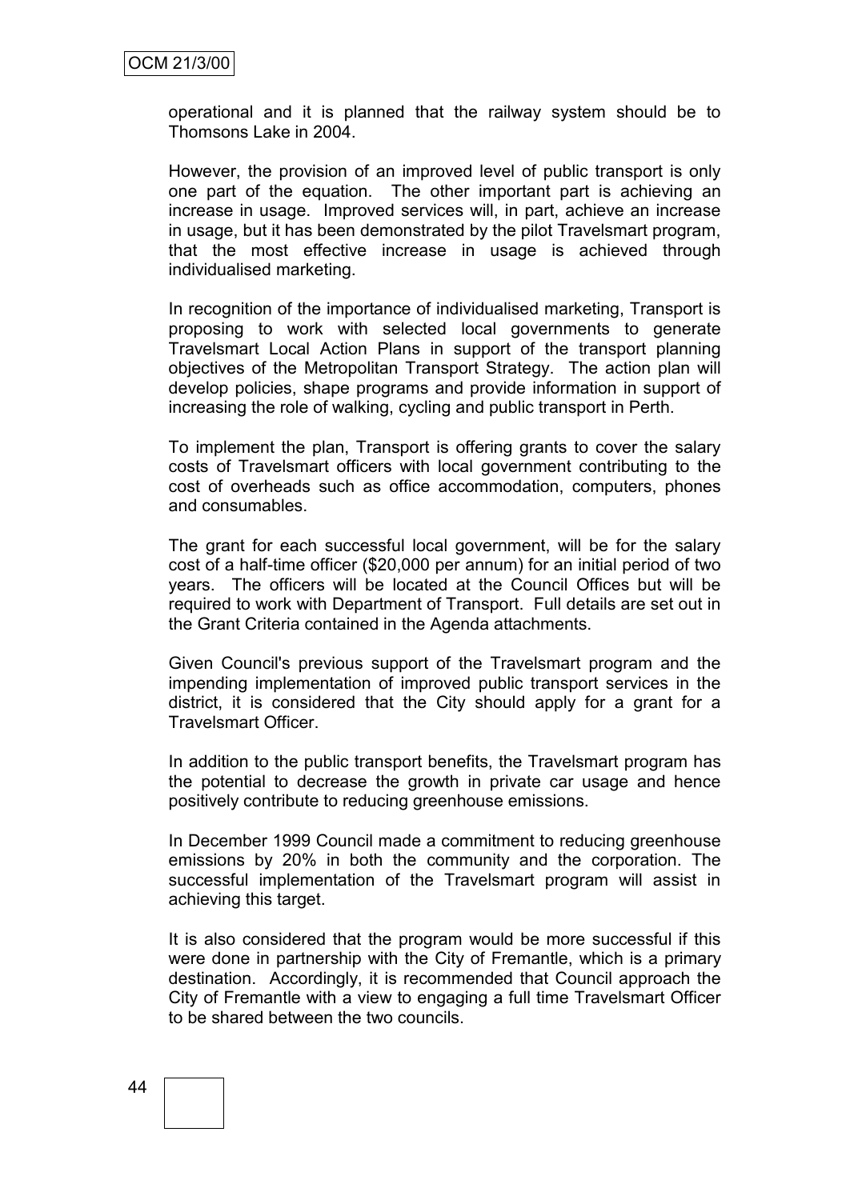operational and it is planned that the railway system should be to Thomsons Lake in 2004.

However, the provision of an improved level of public transport is only one part of the equation. The other important part is achieving an increase in usage. Improved services will, in part, achieve an increase in usage, but it has been demonstrated by the pilot Travelsmart program, that the most effective increase in usage is achieved through individualised marketing.

In recognition of the importance of individualised marketing, Transport is proposing to work with selected local governments to generate Travelsmart Local Action Plans in support of the transport planning objectives of the Metropolitan Transport Strategy. The action plan will develop policies, shape programs and provide information in support of increasing the role of walking, cycling and public transport in Perth.

To implement the plan, Transport is offering grants to cover the salary costs of Travelsmart officers with local government contributing to the cost of overheads such as office accommodation, computers, phones and consumables.

The grant for each successful local government, will be for the salary cost of a half-time officer ($20,000 per annum) for an initial period of two years. The officers will be located at the Council Offices but will be required to work with Department of Transport. Full details are set out in the Grant Criteria contained in the Agenda attachments.

Given Council's previous support of the Travelsmart program and the impending implementation of improved public transport services in the district, it is considered that the City should apply for a grant for a Travelsmart Officer.

In addition to the public transport benefits, the Travelsmart program has the potential to decrease the growth in private car usage and hence positively contribute to reducing greenhouse emissions.

In December 1999 Council made a commitment to reducing greenhouse emissions by 20% in both the community and the corporation. The successful implementation of the Travelsmart program will assist in achieving this target.

It is also considered that the program would be more successful if this were done in partnership with the City of Fremantle, which is a primary destination. Accordingly, it is recommended that Council approach the City of Fremantle with a view to engaging a full time Travelsmart Officer to be shared between the two councils.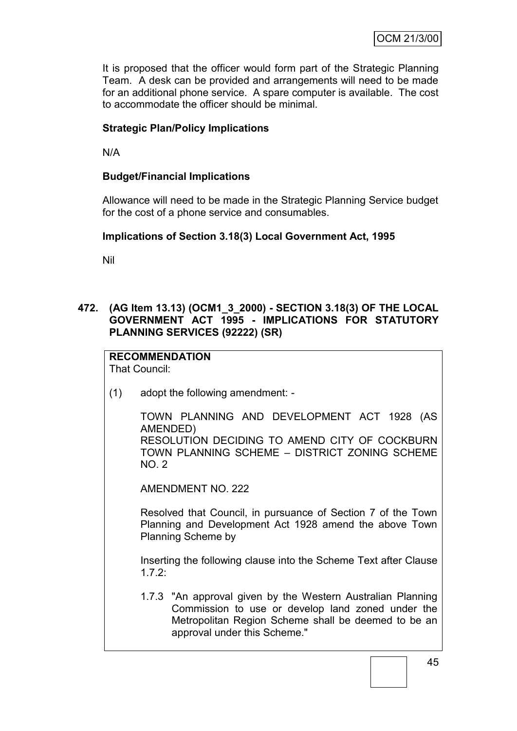It is proposed that the officer would form part of the Strategic Planning Team. A desk can be provided and arrangements will need to be made for an additional phone service. A spare computer is available. The cost to accommodate the officer should be minimal.

**Strategic Plan/Policy Implications**

N/A

**Budget/Financial Implications**

Allowance will need to be made in the Strategic Planning Service budget for the cost of a phone service and consumables.

**Implications of Section 3.18(3) Local Government Act, 1995**

Nil

**472. (AG Item 13.13) (OCM1_3_2000) - SECTION 3.18(3) OF THE LOCAL GOVERNMENT ACT 1995 - IMPLICATIONS FOR STATUTORY PLANNING SERVICES (92222) (SR)**

**RECOMMENDATION**
That Council:

(1) adopt the following amendment: -

TOWN PLANNING AND DEVELOPMENT ACT 1928 (AS AMENDED)
RESOLUTION DECIDING TO AMEND CITY OF COCKBURN TOWN PLANNING SCHEME – DISTRICT ZONING SCHEME NO. 2

AMENDMENT NO. 222

Resolved that Council, in pursuance of Section 7 of the Town Planning and Development Act 1928 amend the above Town Planning Scheme by

Inserting the following clause into the Scheme Text after Clause 1.7.2:

1.7.3 "An approval given by the Western Australian Planning Commission to use or develop land zoned under the Metropolitan Region Scheme shall be deemed to be an approval under this Scheme."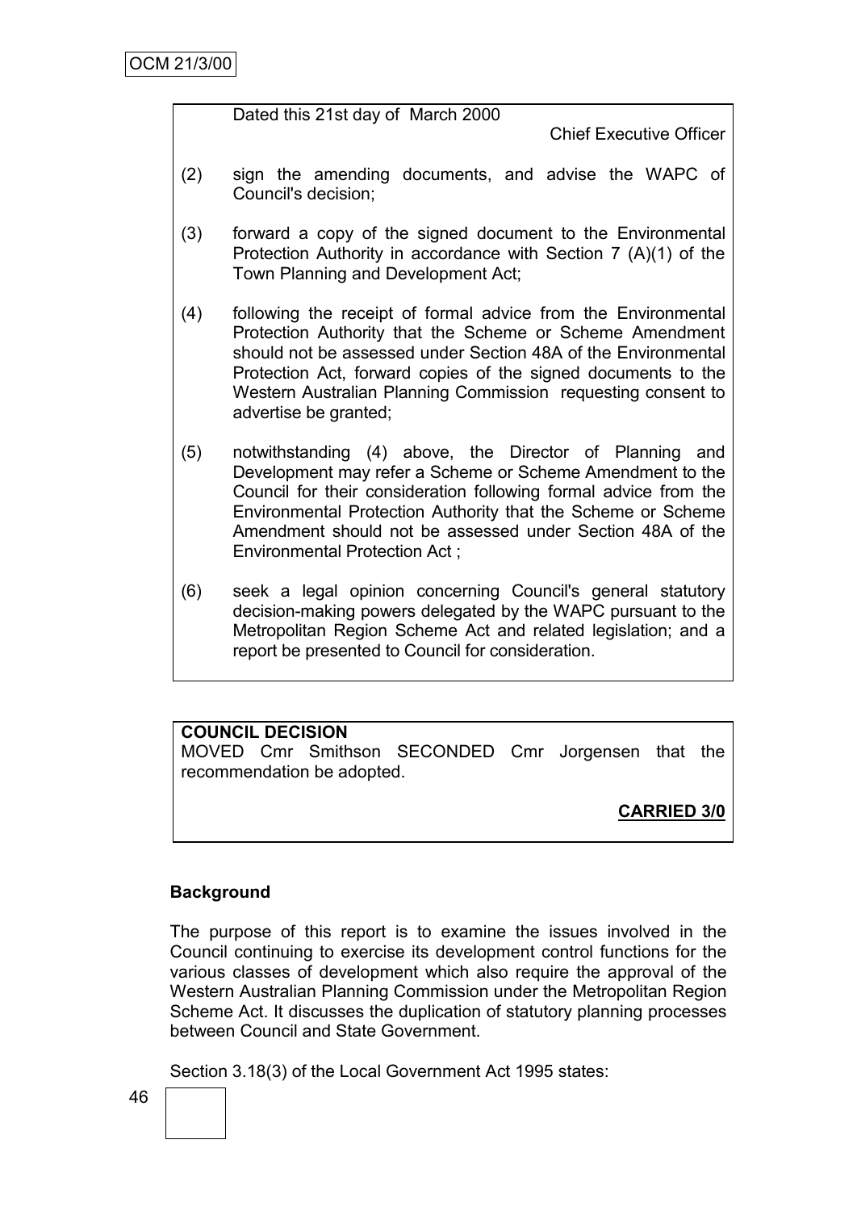Dated this 21st day of March 2000

Chief Executive Officer

(2) sign the amending documents, and advise the WAPC of Council's decision;

(3) forward a copy of the signed document to the Environmental Protection Authority in accordance with Section 7 (A)(1) of the Town Planning and Development Act;

(4) following the receipt of formal advice from the Environmental Protection Authority that the Scheme or Scheme Amendment should not be assessed under Section 48A of the Environmental Protection Act, forward copies of the signed documents to the Western Australian Planning Commission requesting consent to advertise be granted;

(5) notwithstanding (4) above, the Director of Planning and Development may refer a Scheme or Scheme Amendment to the Council for their consideration following formal advice from the Environmental Protection Authority that the Scheme or Scheme Amendment should not be assessed under Section 48A of the Environmental Protection Act ;

(6) seek a legal opinion concerning Council's general statutory decision-making powers delegated by the WAPC pursuant to the Metropolitan Region Scheme Act and related legislation; and a report be presented to Council for consideration.

**COUNCIL DECISION**

MOVED Cmr Smithson SECONDED Cmr Jorgensen that the recommendation be adopted.

**CARRIED 3/0**

**Background**

The purpose of this report is to examine the issues involved in the Council continuing to exercise its development control functions for the various classes of development which also require the approval of the Western Australian Planning Commission under the Metropolitan Region Scheme Act. It discusses the duplication of statutory planning processes between Council and State Government.

Section 3.18(3) of the Local Government Act 1995 states: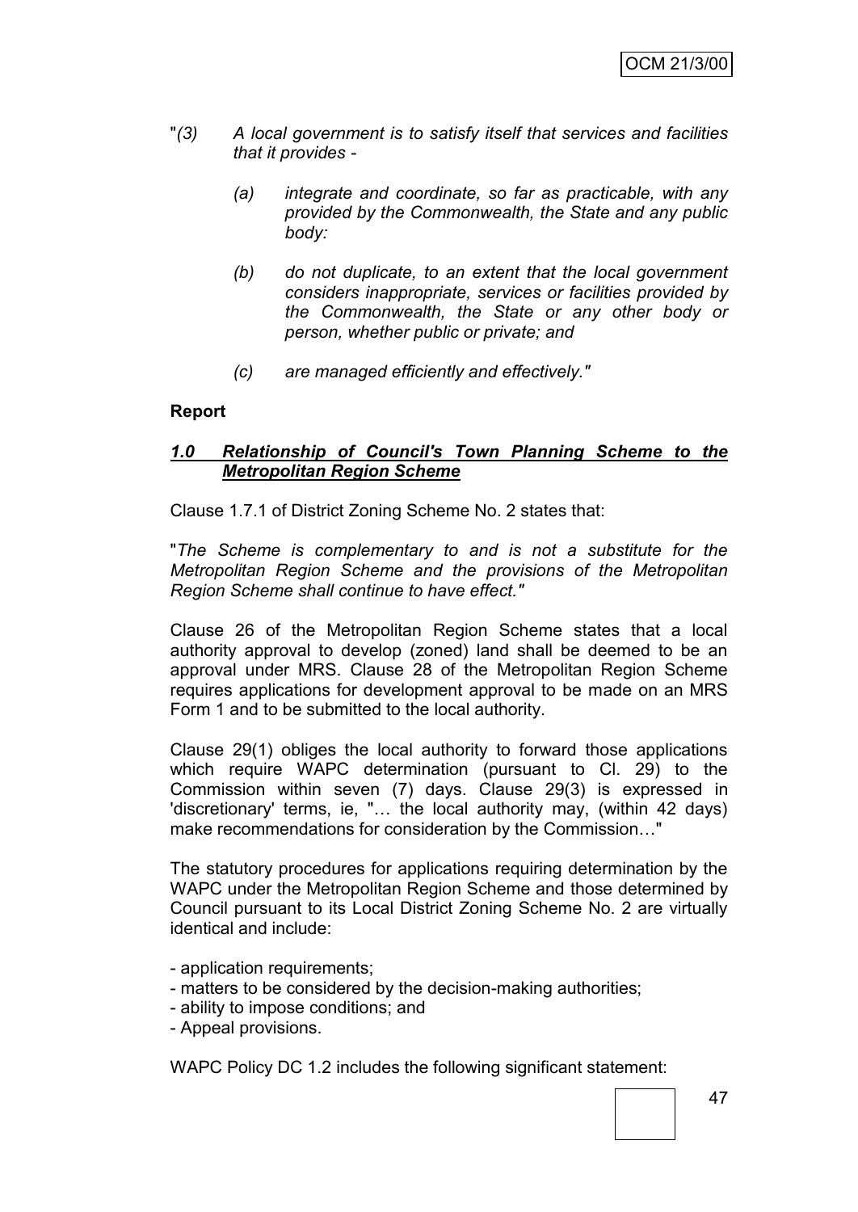"*(3) A local government is to satisfy itself that services and facilities that it provides -*

*(a) integrate and coordinate, so far as practicable, with any provided by the Commonwealth, the State and any public body:*

*(b) do not duplicate, to an extent that the local government considers inappropriate, services or facilities provided by the Commonwealth, the State or any other body or person, whether public or private; and*

*(c) are managed efficiently and effectively."*

**Report**

***1.0 Relationship of Council's Town Planning Scheme to the Metropolitan Region Scheme***

Clause 1.7.1 of District Zoning Scheme No. 2 states that:

"*The Scheme is complementary to and is not a substitute for the Metropolitan Region Scheme and the provisions of the Metropolitan Region Scheme shall continue to have effect."*

Clause 26 of the Metropolitan Region Scheme states that a local authority approval to develop (zoned) land shall be deemed to be an approval under MRS. Clause 28 of the Metropolitan Region Scheme requires applications for development approval to be made on an MRS Form 1 and to be submitted to the local authority.

Clause 29(1) obliges the local authority to forward those applications which require WAPC determination (pursuant to Cl. 29) to the Commission within seven (7) days. Clause 29(3) is expressed in 'discretionary' terms, ie, "… the local authority may, (within 42 days) make recommendations for consideration by the Commission…"

The statutory procedures for applications requiring determination by the WAPC under the Metropolitan Region Scheme and those determined by Council pursuant to its Local District Zoning Scheme No. 2 are virtually identical and include:

- application requirements;
- matters to be considered by the decision-making authorities;
- ability to impose conditions; and
- Appeal provisions.

WAPC Policy DC 1.2 includes the following significant statement: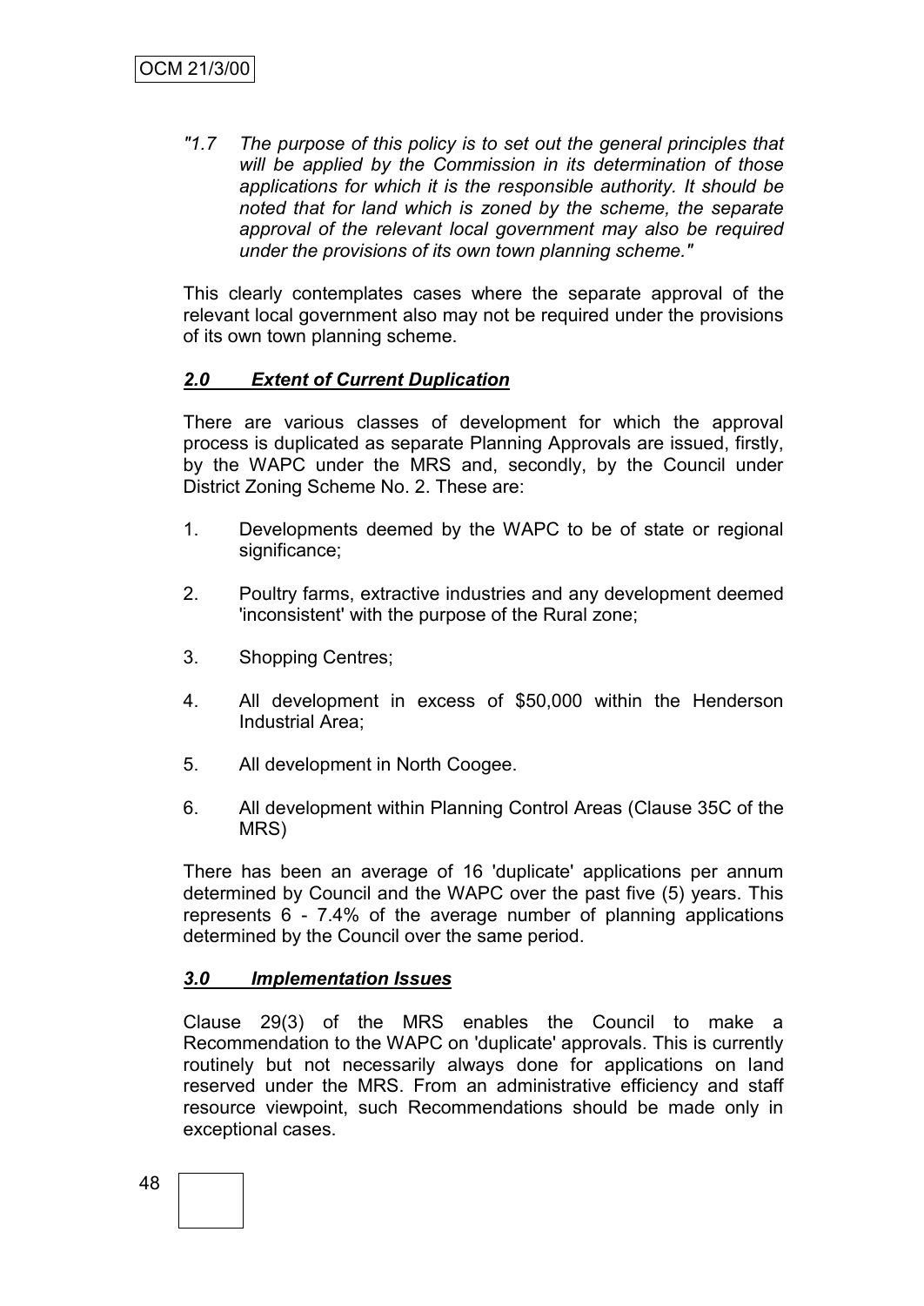*"1.7 The purpose of this policy is to set out the general principles that will be applied by the Commission in its determination of those applications for which it is the responsible authority. It should be noted that for land which is zoned by the scheme, the separate approval of the relevant local government may also be required under the provisions of its own town planning scheme."*

This clearly contemplates cases where the separate approval of the relevant local government also may not be required under the provisions of its own town planning scheme.

## ***2.0 Extent of Current Duplication***

There are various classes of development for which the approval process is duplicated as separate Planning Approvals are issued, firstly, by the WAPC under the MRS and, secondly, by the Council under District Zoning Scheme No. 2. These are:

1. Developments deemed by the WAPC to be of state or regional significance;
2. Poultry farms, extractive industries and any development deemed 'inconsistent' with the purpose of the Rural zone;
3. Shopping Centres;
4. All development in excess of $50,000 within the Henderson Industrial Area;
5. All development in North Coogee.
6. All development within Planning Control Areas (Clause 35C of the MRS)

There has been an average of 16 'duplicate' applications per annum determined by Council and the WAPC over the past five (5) years. This represents 6 - 7.4% of the average number of planning applications determined by the Council over the same period.

## ***3.0 Implementation Issues***

Clause 29(3) of the MRS enables the Council to make a Recommendation to the WAPC on 'duplicate' approvals. This is currently routinely but not necessarily always done for applications on land reserved under the MRS. From an administrative efficiency and staff resource viewpoint, such Recommendations should be made only in exceptional cases.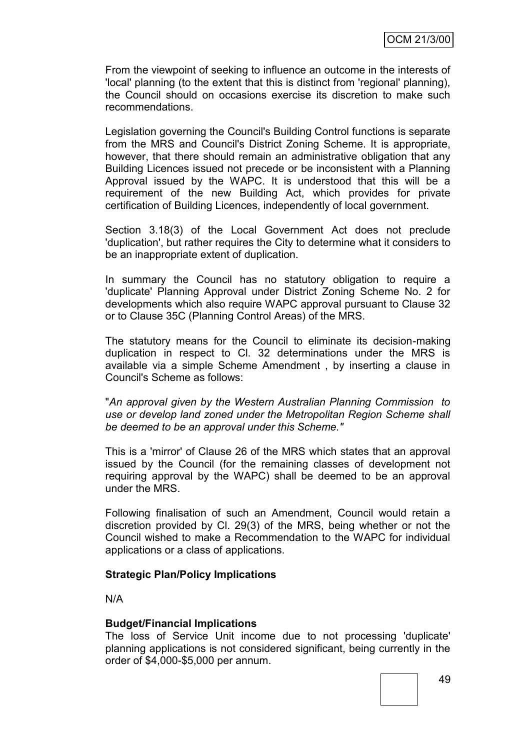From the viewpoint of seeking to influence an outcome in the interests of 'local' planning (to the extent that this is distinct from 'regional' planning), the Council should on occasions exercise its discretion to make such recommendations.

Legislation governing the Council's Building Control functions is separate from the MRS and Council's District Zoning Scheme. It is appropriate, however, that there should remain an administrative obligation that any Building Licences issued not precede or be inconsistent with a Planning Approval issued by the WAPC. It is understood that this will be a requirement of the new Building Act, which provides for private certification of Building Licences, independently of local government.

Section 3.18(3) of the Local Government Act does not preclude 'duplication', but rather requires the City to determine what it considers to be an inappropriate extent of duplication.

In summary the Council has no statutory obligation to require a 'duplicate' Planning Approval under District Zoning Scheme No. 2 for developments which also require WAPC approval pursuant to Clause 32 or to Clause 35C (Planning Control Areas) of the MRS.

The statutory means for the Council to eliminate its decision-making duplication in respect to Cl. 32 determinations under the MRS is available via a simple Scheme Amendment , by inserting a clause in Council's Scheme as follows:

"*An approval given by the Western Australian Planning Commission to use or develop land zoned under the Metropolitan Region Scheme shall be deemed to be an approval under this Scheme."*

This is a 'mirror' of Clause 26 of the MRS which states that an approval issued by the Council (for the remaining classes of development not requiring approval by the WAPC) shall be deemed to be an approval under the MRS.

Following finalisation of such an Amendment, Council would retain a discretion provided by Cl. 29(3) of the MRS, being whether or not the Council wished to make a Recommendation to the WAPC for individual applications or a class of applications.

**Strategic Plan/Policy Implications**

N/A

**Budget/Financial Implications**

The loss of Service Unit income due to not processing 'duplicate' planning applications is not considered significant, being currently in the order of $4,000-$5,000 per annum.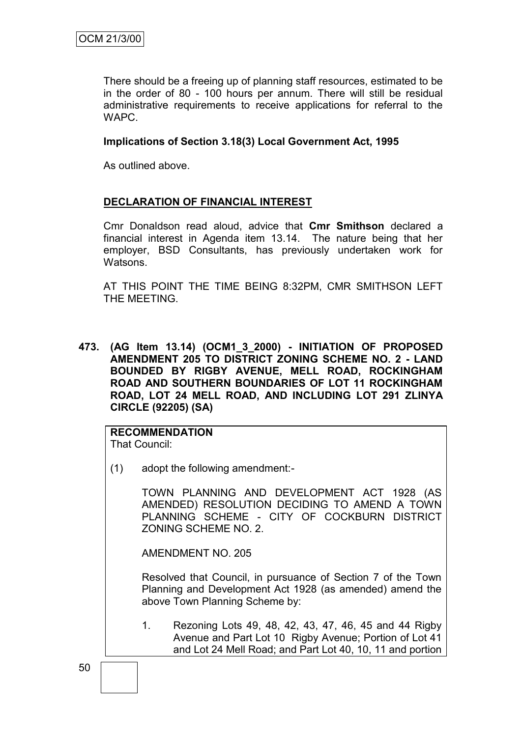There should be a freeing up of planning staff resources, estimated to be in the order of 80 - 100 hours per annum. There will still be residual administrative requirements to receive applications for referral to the WAPC.

**Implications of Section 3.18(3) Local Government Act, 1995**

As outlined above.

**DECLARATION OF FINANCIAL INTEREST**

Cmr Donaldson read aloud, advice that **Cmr Smithson** declared a financial interest in Agenda item 13.14. The nature being that her employer, BSD Consultants, has previously undertaken work for Watsons.

AT THIS POINT THE TIME BEING 8:32PM, CMR SMITHSON LEFT THE MEETING.

**473. (AG Item 13.14) (OCM1_3_2000) - INITIATION OF PROPOSED AMENDMENT 205 TO DISTRICT ZONING SCHEME NO. 2 - LAND BOUNDED BY RIGBY AVENUE, MELL ROAD, ROCKINGHAM ROAD AND SOUTHERN BOUNDARIES OF LOT 11 ROCKINGHAM ROAD, LOT 24 MELL ROAD, AND INCLUDING LOT 291 ZLINYA CIRCLE (92205) (SA)**

**RECOMMENDATION**
That Council:

(1) adopt the following amendment:-

TOWN PLANNING AND DEVELOPMENT ACT 1928 (AS AMENDED) RESOLUTION DECIDING TO AMEND A TOWN PLANNING SCHEME - CITY OF COCKBURN DISTRICT ZONING SCHEME NO. 2.

AMENDMENT NO. 205

Resolved that Council, in pursuance of Section 7 of the Town Planning and Development Act 1928 (as amended) amend the above Town Planning Scheme by:

1. Rezoning Lots 49, 48, 42, 43, 47, 46, 45 and 44 Rigby Avenue and Part Lot 10 Rigby Avenue; Portion of Lot 41 and Lot 24 Mell Road; and Part Lot 40, 10, 11 and portion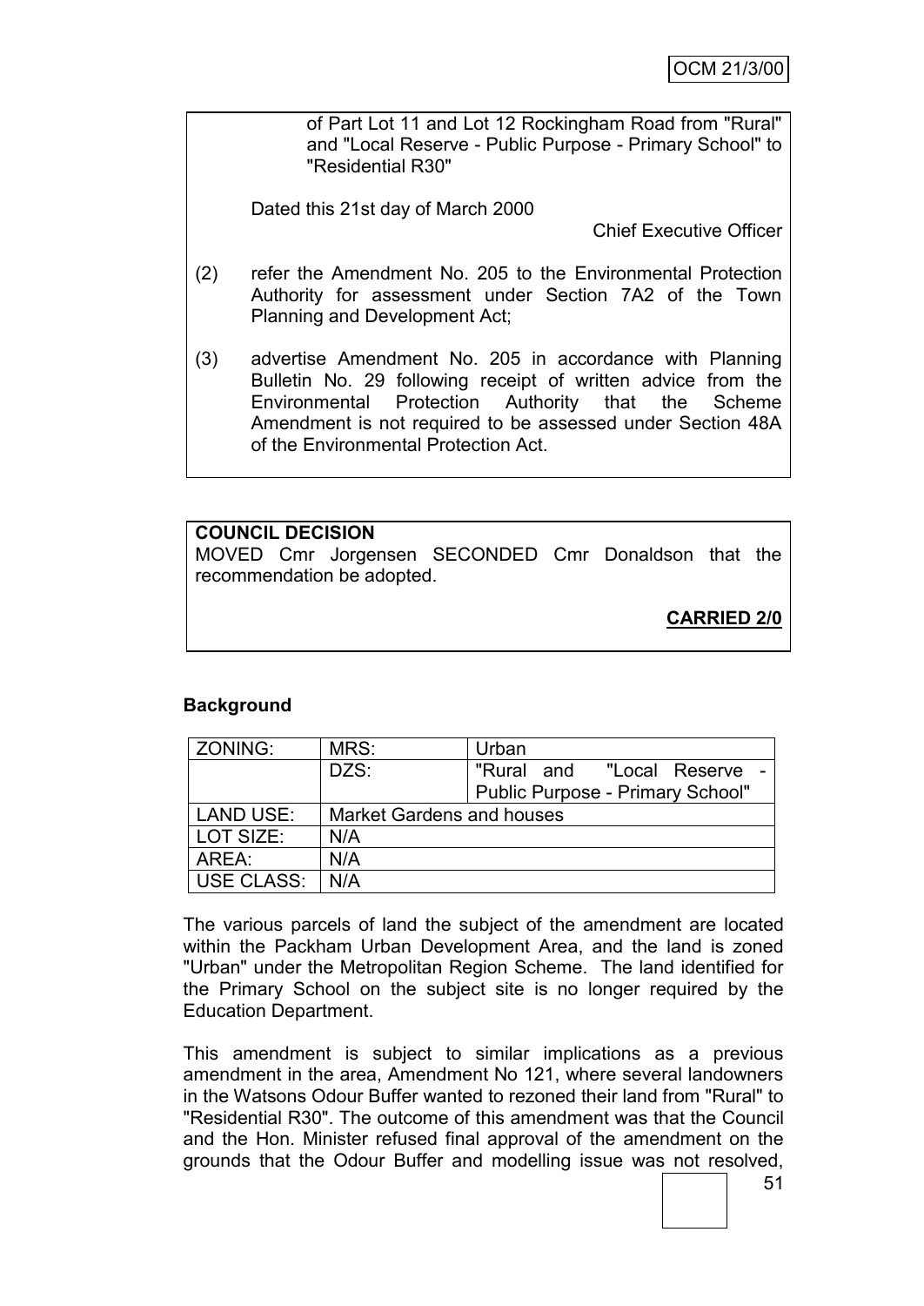of Part Lot 11 and Lot 12 Rockingham Road from "Rural" and "Local Reserve - Public Purpose - Primary School" to "Residential R30"

Dated this 21st day of March 2000

Chief Executive Officer

(2) refer the Amendment No. 205 to the Environmental Protection Authority for assessment under Section 7A2 of the Town Planning and Development Act;

(3) advertise Amendment No. 205 in accordance with Planning Bulletin No. 29 following receipt of written advice from the Environmental Protection Authority that the Scheme Amendment is not required to be assessed under Section 48A of the Environmental Protection Act.

**COUNCIL DECISION**

MOVED Cmr Jorgensen SECONDED Cmr Donaldson that the recommendation be adopted.

**CARRIED 2/0**

**Background**

| ZONING: | MRS: | Urban |
|---|---|---|
| | DZS: | "Rural and "Local Reserve - Public Purpose - Primary School" |
| LAND USE: | Market Gardens and houses | |
| LOT SIZE: | N/A | |
| AREA: | N/A | |
| USE CLASS: | N/A | |

The various parcels of land the subject of the amendment are located within the Packham Urban Development Area, and the land is zoned "Urban" under the Metropolitan Region Scheme. The land identified for the Primary School on the subject site is no longer required by the Education Department.

This amendment is subject to similar implications as a previous amendment in the area, Amendment No 121, where several landowners in the Watsons Odour Buffer wanted to rezoned their land from "Rural" to "Residential R30". The outcome of this amendment was that the Council and the Hon. Minister refused final approval of the amendment on the grounds that the Odour Buffer and modelling issue was not resolved,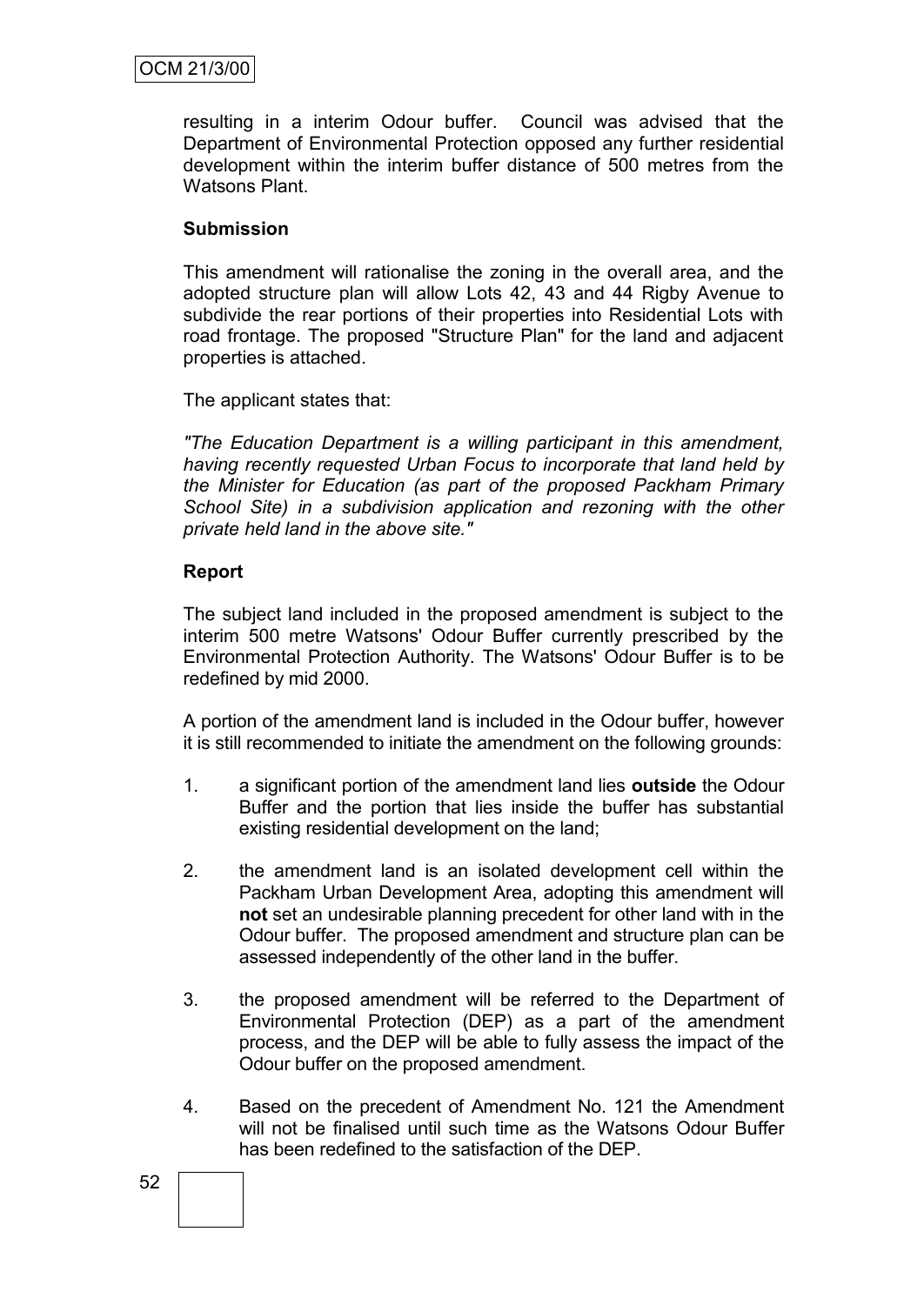resulting in a interim Odour buffer. Council was advised that the Department of Environmental Protection opposed any further residential development within the interim buffer distance of 500 metres from the Watsons Plant.

**Submission**

This amendment will rationalise the zoning in the overall area, and the adopted structure plan will allow Lots 42, 43 and 44 Rigby Avenue to subdivide the rear portions of their properties into Residential Lots with road frontage. The proposed "Structure Plan" for the land and adjacent properties is attached.

The applicant states that:

*"The Education Department is a willing participant in this amendment, having recently requested Urban Focus to incorporate that land held by the Minister for Education (as part of the proposed Packham Primary School Site) in a subdivision application and rezoning with the other private held land in the above site."*

**Report**

The subject land included in the proposed amendment is subject to the interim 500 metre Watsons' Odour Buffer currently prescribed by the Environmental Protection Authority. The Watsons' Odour Buffer is to be redefined by mid 2000.

A portion of the amendment land is included in the Odour buffer, however it is still recommended to initiate the amendment on the following grounds:

1. a significant portion of the amendment land lies **outside** the Odour Buffer and the portion that lies inside the buffer has substantial existing residential development on the land;

2. the amendment land is an isolated development cell within the Packham Urban Development Area, adopting this amendment will **not** set an undesirable planning precedent for other land with in the Odour buffer. The proposed amendment and structure plan can be assessed independently of the other land in the buffer.

3. the proposed amendment will be referred to the Department of Environmental Protection (DEP) as a part of the amendment process, and the DEP will be able to fully assess the impact of the Odour buffer on the proposed amendment.

4. Based on the precedent of Amendment No. 121 the Amendment will not be finalised until such time as the Watsons Odour Buffer has been redefined to the satisfaction of the DEP.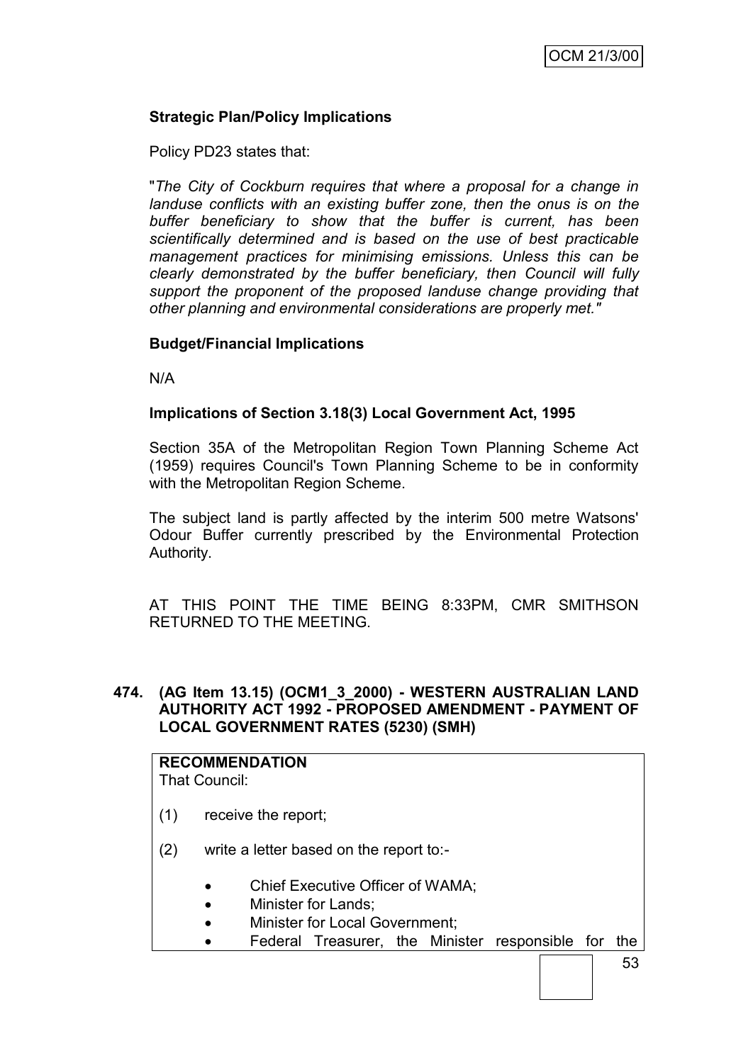**Strategic Plan/Policy Implications**

Policy PD23 states that:

"*The City of Cockburn requires that where a proposal for a change in landuse conflicts with an existing buffer zone, then the onus is on the buffer beneficiary to show that the buffer is current, has been scientifically determined and is based on the use of best practicable management practices for minimising emissions. Unless this can be clearly demonstrated by the buffer beneficiary, then Council will fully support the proponent of the proposed landuse change providing that other planning and environmental considerations are properly met."*

**Budget/Financial Implications**

N/A

**Implications of Section 3.18(3) Local Government Act, 1995**

Section 35A of the Metropolitan Region Town Planning Scheme Act (1959) requires Council's Town Planning Scheme to be in conformity with the Metropolitan Region Scheme.

The subject land is partly affected by the interim 500 metre Watsons' Odour Buffer currently prescribed by the Environmental Protection Authority.

AT THIS POINT THE TIME BEING 8:33PM, CMR SMITHSON RETURNED TO THE MEETING.

**474. (AG Item 13.15) (OCM1_3_2000) - WESTERN AUSTRALIAN LAND AUTHORITY ACT 1992 - PROPOSED AMENDMENT - PAYMENT OF LOCAL GOVERNMENT RATES (5230) (SMH)**

**RECOMMENDATION**
That Council:

(1) receive the report;

(2) write a letter based on the report to:-

- Chief Executive Officer of WAMA;
- Minister for Lands;
- Minister for Local Government;
- Federal Treasurer, the Minister responsible for the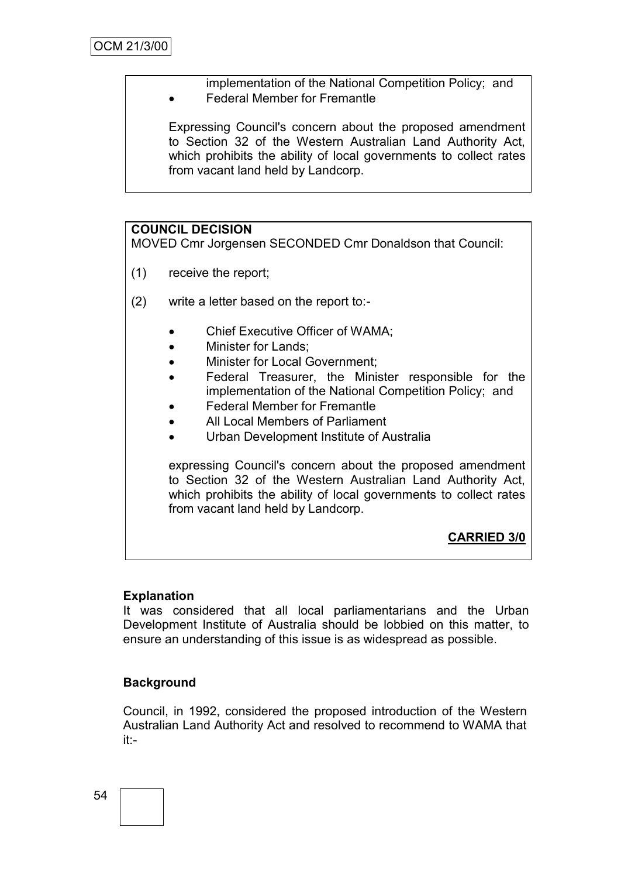implementation of the National Competition Policy; and
- Federal Member for Fremantle

Expressing Council's concern about the proposed amendment to Section 32 of the Western Australian Land Authority Act, which prohibits the ability of local governments to collect rates from vacant land held by Landcorp.

**COUNCIL DECISION**

MOVED Cmr Jorgensen SECONDED Cmr Donaldson that Council:

(1) receive the report;

(2) write a letter based on the report to:-

- Chief Executive Officer of WAMA;
- Minister for Lands;
- Minister for Local Government;
- Federal Treasurer, the Minister responsible for the implementation of the National Competition Policy; and
- Federal Member for Fremantle
- All Local Members of Parliament
- Urban Development Institute of Australia

expressing Council's concern about the proposed amendment to Section 32 of the Western Australian Land Authority Act, which prohibits the ability of local governments to collect rates from vacant land held by Landcorp.

**CARRIED 3/0**

**Explanation**

It was considered that all local parliamentarians and the Urban Development Institute of Australia should be lobbied on this matter, to ensure an understanding of this issue is as widespread as possible.

**Background**

Council, in 1992, considered the proposed introduction of the Western Australian Land Authority Act and resolved to recommend to WAMA that it:-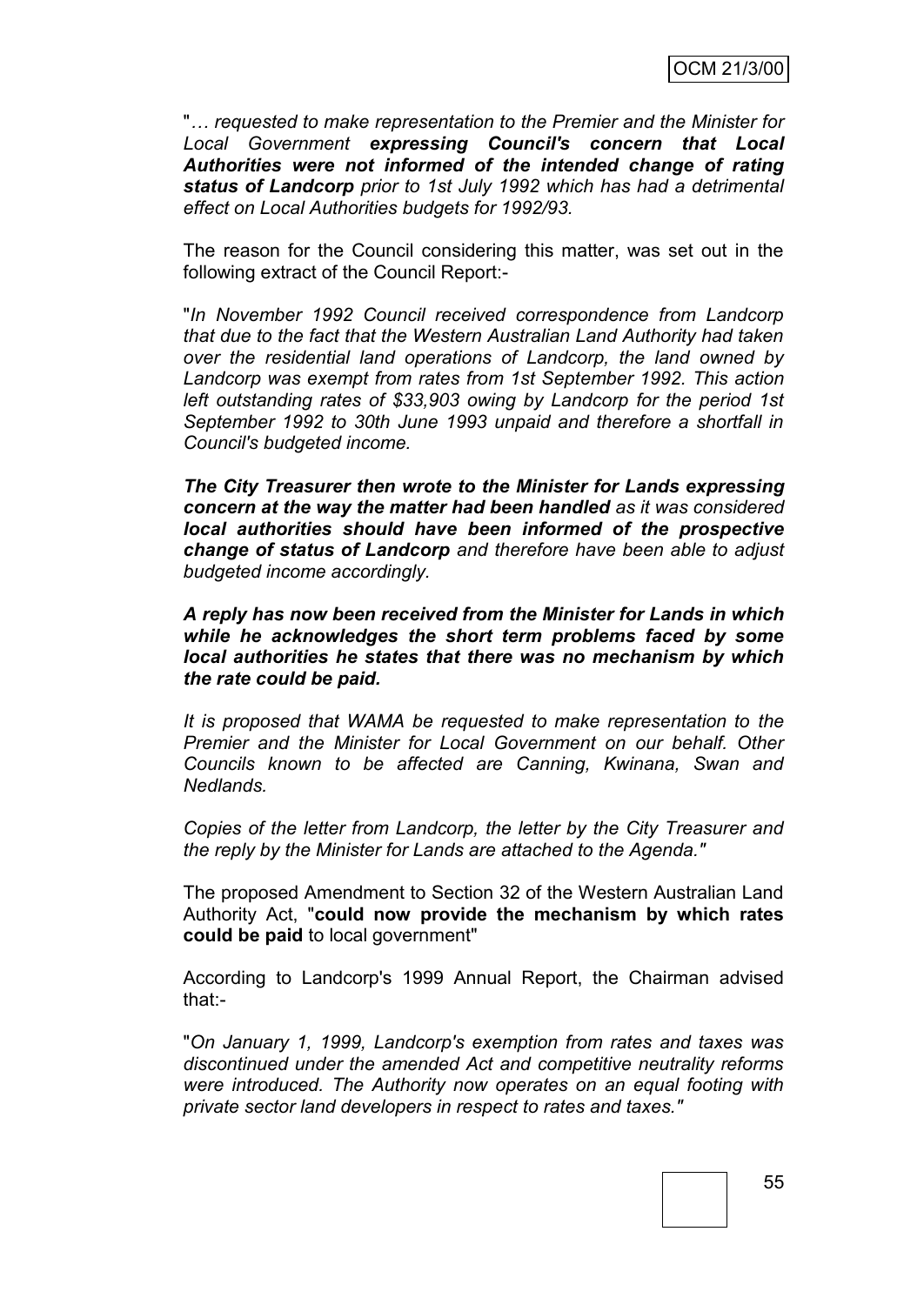"*… requested to make representation to the Premier and the Minister for Local Government* ***expressing Council's concern that Local Authorities were not informed of the intended change of rating status of Landcorp*** *prior to 1st July 1992 which has had a detrimental effect on Local Authorities budgets for 1992/93.*

The reason for the Council considering this matter, was set out in the following extract of the Council Report:-

"*In November 1992 Council received correspondence from Landcorp that due to the fact that the Western Australian Land Authority had taken over the residential land operations of Landcorp, the land owned by Landcorp was exempt from rates from 1st September 1992. This action left outstanding rates of $33,903 owing by Landcorp for the period 1st September 1992 to 30th June 1993 unpaid and therefore a shortfall in Council's budgeted income.*

***The City Treasurer then wrote to the Minister for Lands expressing concern at the way the matter had been handled*** *as it was considered* ***local authorities should have been informed of the prospective change of status of Landcorp*** *and therefore have been able to adjust budgeted income accordingly.*

***A reply has now been received from the Minister for Lands in which while he acknowledges the short term problems faced by some local authorities he states that there was no mechanism by which the rate could be paid.***

*It is proposed that WAMA be requested to make representation to the Premier and the Minister for Local Government on our behalf. Other Councils known to be affected are Canning, Kwinana, Swan and Nedlands.*

*Copies of the letter from Landcorp, the letter by the City Treasurer and the reply by the Minister for Lands are attached to the Agenda."*

The proposed Amendment to Section 32 of the Western Australian Land Authority Act, "**could now provide the mechanism by which rates could be paid** to local government"

According to Landcorp's 1999 Annual Report, the Chairman advised that:-

"*On January 1, 1999, Landcorp's exemption from rates and taxes was discontinued under the amended Act and competitive neutrality reforms were introduced. The Authority now operates on an equal footing with private sector land developers in respect to rates and taxes."*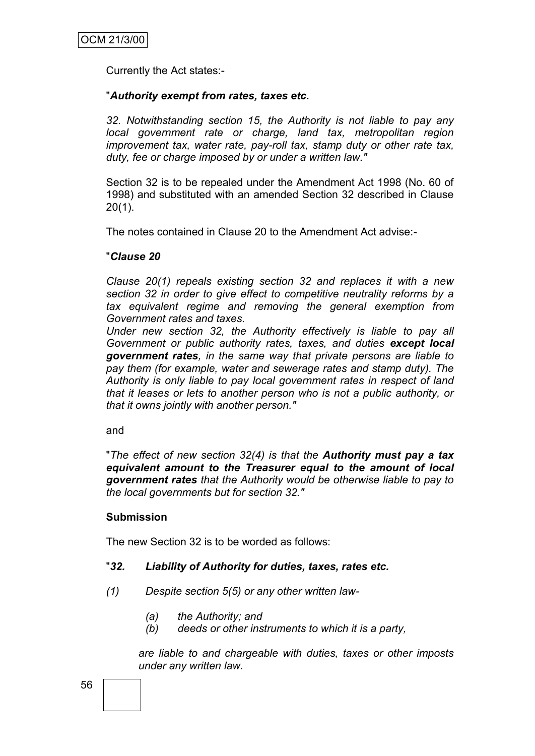Currently the Act states:-

"***Authority exempt from rates, taxes etc.***

*32. Notwithstanding section 15, the Authority is not liable to pay any local government rate or charge, land tax, metropolitan region improvement tax, water rate, pay-roll tax, stamp duty or other rate tax, duty, fee or charge imposed by or under a written law."*

Section 32 is to be repealed under the Amendment Act 1998 (No. 60 of 1998) and substituted with an amended Section 32 described in Clause 20(1).

The notes contained in Clause 20 to the Amendment Act advise:-

"***Clause 20***

*Clause 20(1) repeals existing section 32 and replaces it with a new section 32 in order to give effect to competitive neutrality reforms by a tax equivalent regime and removing the general exemption from Government rates and taxes.*

*Under new section 32, the Authority effectively is liable to pay all Government or public authority rates, taxes, and duties* ***except local government rates****, in the same way that private persons are liable to pay them (for example, water and sewerage rates and stamp duty). The Authority is only liable to pay local government rates in respect of land that it leases or lets to another person who is not a public authority, or that it owns jointly with another person."*

and

"*The effect of new section 32(4) is that the* ***Authority must pay a tax equivalent amount to the Treasurer equal to the amount of local government rates*** *that the Authority would be otherwise liable to pay to the local governments but for section 32."*

**Submission**

The new Section 32 is to be worded as follows:

"***32. Liability of Authority for duties, taxes, rates etc.***

*(1) Despite section 5(5) or any other written law-*

*(a) the Authority; and*
*(b) deeds or other instruments to which it is a party,*

*are liable to and chargeable with duties, taxes or other imposts under any written law.*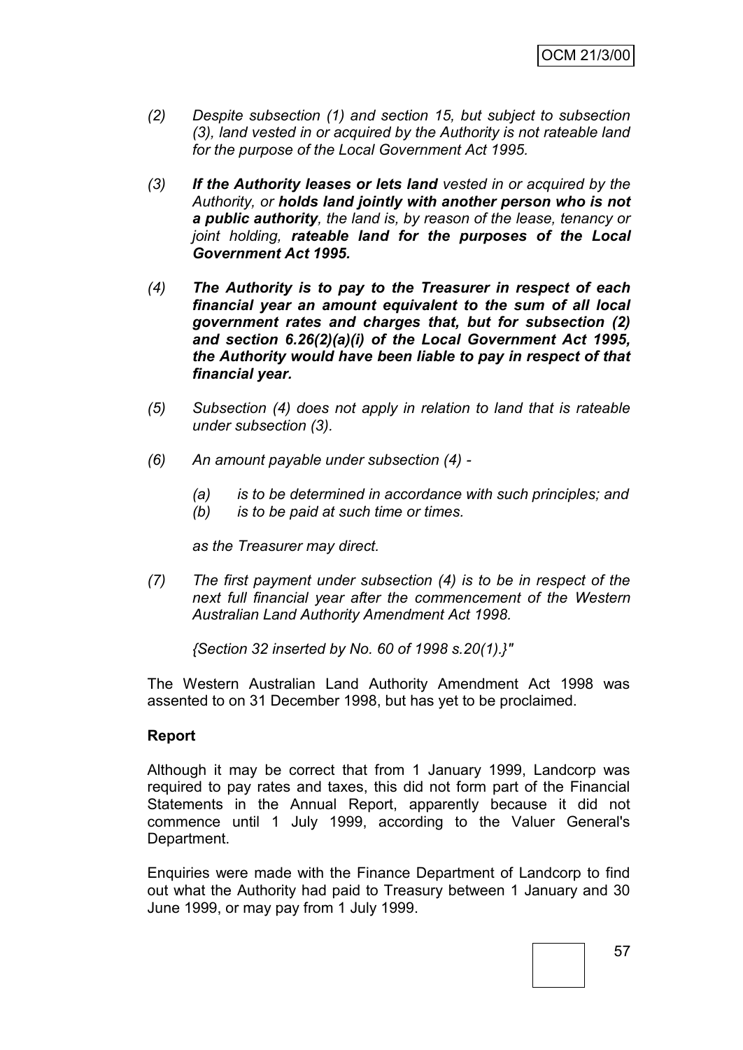*(2) Despite subsection (1) and section 15, but subject to subsection (3), land vested in or acquired by the Authority is not rateable land for the purpose of the Local Government Act 1995.*

*(3) **If the Authority leases or lets land** vested in or acquired by the Authority, or **holds land jointly with another person who is not a public authority**, the land is, by reason of the lease, tenancy or joint holding, **rateable land for the purposes of the Local Government Act 1995.***

***(4) The Authority is to pay to the Treasurer in respect of each financial year an amount equivalent to the sum of all local government rates and charges that, but for subsection (2) and section 6.26(2)(a)(i) of the Local Government Act 1995, the Authority would have been liable to pay in respect of that financial year.***

*(5) Subsection (4) does not apply in relation to land that is rateable under subsection (3).*

*(6) An amount payable under subsection (4) -*

*(a) is to be determined in accordance with such principles; and*
*(b) is to be paid at such time or times.*

*as the Treasurer may direct.*

*(7) The first payment under subsection (4) is to be in respect of the next full financial year after the commencement of the Western Australian Land Authority Amendment Act 1998.*

*{Section 32 inserted by No. 60 of 1998 s.20(1).}"*

The Western Australian Land Authority Amendment Act 1998 was assented to on 31 December 1998, but has yet to be proclaimed.

**Report**

Although it may be correct that from 1 January 1999, Landcorp was required to pay rates and taxes, this did not form part of the Financial Statements in the Annual Report, apparently because it did not commence until 1 July 1999, according to the Valuer General's Department.

Enquiries were made with the Finance Department of Landcorp to find out what the Authority had paid to Treasury between 1 January and 30 June 1999, or may pay from 1 July 1999.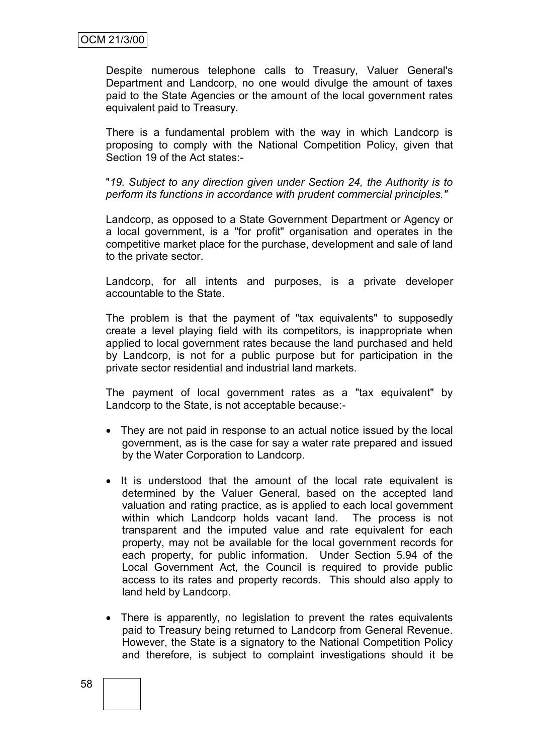Despite numerous telephone calls to Treasury, Valuer General's Department and Landcorp, no one would divulge the amount of taxes paid to the State Agencies or the amount of the local government rates equivalent paid to Treasury.

There is a fundamental problem with the way in which Landcorp is proposing to comply with the National Competition Policy, given that Section 19 of the Act states:-

"*19. Subject to any direction given under Section 24, the Authority is to perform its functions in accordance with prudent commercial principles.*"

Landcorp, as opposed to a State Government Department or Agency or a local government, is a "for profit" organisation and operates in the competitive market place for the purchase, development and sale of land to the private sector.

Landcorp, for all intents and purposes, is a private developer accountable to the State.

The problem is that the payment of "tax equivalents" to supposedly create a level playing field with its competitors, is inappropriate when applied to local government rates because the land purchased and held by Landcorp, is not for a public purpose but for participation in the private sector residential and industrial land markets.

The payment of local government rates as a "tax equivalent" by Landcorp to the State, is not acceptable because:-

- They are not paid in response to an actual notice issued by the local government, as is the case for say a water rate prepared and issued by the Water Corporation to Landcorp.
- It is understood that the amount of the local rate equivalent is determined by the Valuer General, based on the accepted land valuation and rating practice, as is applied to each local government within which Landcorp holds vacant land. The process is not transparent and the imputed value and rate equivalent for each property, may not be available for the local government records for each property, for public information. Under Section 5.94 of the Local Government Act, the Council is required to provide public access to its rates and property records. This should also apply to land held by Landcorp.
- There is apparently, no legislation to prevent the rates equivalents paid to Treasury being returned to Landcorp from General Revenue. However, the State is a signatory to the National Competition Policy and therefore, is subject to complaint investigations should it be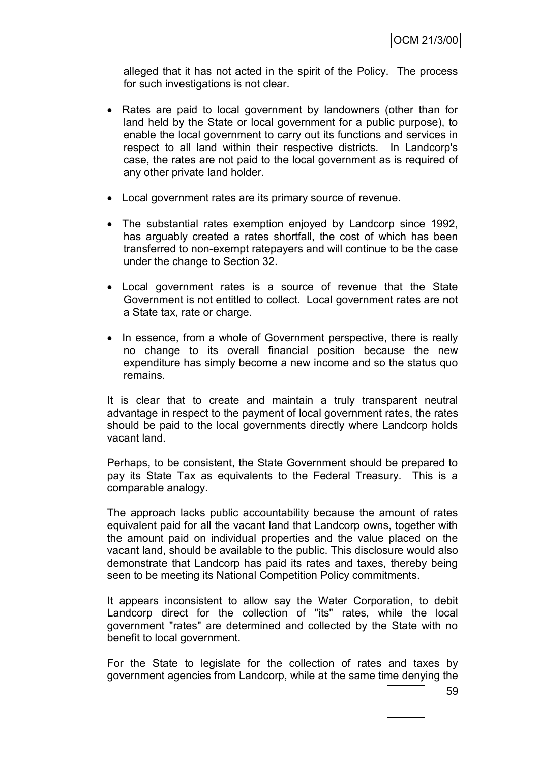alleged that it has not acted in the spirit of the Policy. The process for such investigations is not clear.

- Rates are paid to local government by landowners (other than for land held by the State or local government for a public purpose), to enable the local government to carry out its functions and services in respect to all land within their respective districts. In Landcorp's case, the rates are not paid to the local government as is required of any other private land holder.
- Local government rates are its primary source of revenue.
- The substantial rates exemption enjoyed by Landcorp since 1992, has arguably created a rates shortfall, the cost of which has been transferred to non-exempt ratepayers and will continue to be the case under the change to Section 32.
- Local government rates is a source of revenue that the State Government is not entitled to collect. Local government rates are not a State tax, rate or charge.
- In essence, from a whole of Government perspective, there is really no change to its overall financial position because the new expenditure has simply become a new income and so the status quo remains.

It is clear that to create and maintain a truly transparent neutral advantage in respect to the payment of local government rates, the rates should be paid to the local governments directly where Landcorp holds vacant land.

Perhaps, to be consistent, the State Government should be prepared to pay its State Tax as equivalents to the Federal Treasury. This is a comparable analogy.

The approach lacks public accountability because the amount of rates equivalent paid for all the vacant land that Landcorp owns, together with the amount paid on individual properties and the value placed on the vacant land, should be available to the public. This disclosure would also demonstrate that Landcorp has paid its rates and taxes, thereby being seen to be meeting its National Competition Policy commitments.

It appears inconsistent to allow say the Water Corporation, to debit Landcorp direct for the collection of "its" rates, while the local government "rates" are determined and collected by the State with no benefit to local government.

For the State to legislate for the collection of rates and taxes by government agencies from Landcorp, while at the same time denying the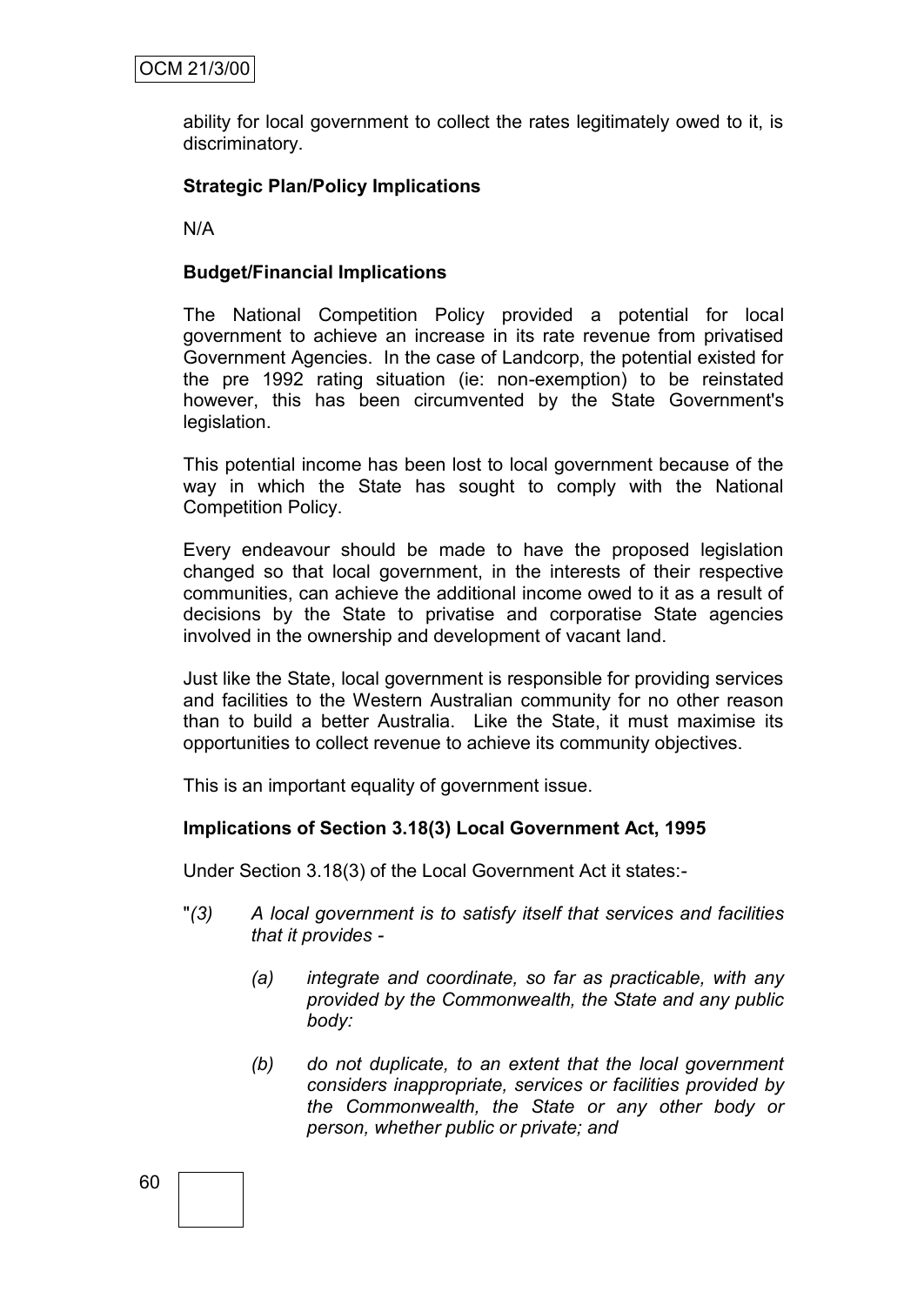ability for local government to collect the rates legitimately owed to it, is discriminatory.

**Strategic Plan/Policy Implications**

N/A

**Budget/Financial Implications**

The National Competition Policy provided a potential for local government to achieve an increase in its rate revenue from privatised Government Agencies. In the case of Landcorp, the potential existed for the pre 1992 rating situation (ie: non-exemption) to be reinstated however, this has been circumvented by the State Government's legislation.

This potential income has been lost to local government because of the way in which the State has sought to comply with the National Competition Policy.

Every endeavour should be made to have the proposed legislation changed so that local government, in the interests of their respective communities, can achieve the additional income owed to it as a result of decisions by the State to privatise and corporatise State agencies involved in the ownership and development of vacant land.

Just like the State, local government is responsible for providing services and facilities to the Western Australian community for no other reason than to build a better Australia. Like the State, it must maximise its opportunities to collect revenue to achieve its community objectives.

This is an important equality of government issue.

**Implications of Section 3.18(3) Local Government Act, 1995**

Under Section 3.18(3) of the Local Government Act it states:-

"*(3) A local government is to satisfy itself that services and facilities that it provides -*

*(a) integrate and coordinate, so far as practicable, with any provided by the Commonwealth, the State and any public body:*

*(b) do not duplicate, to an extent that the local government considers inappropriate, services or facilities provided by the Commonwealth, the State or any other body or person, whether public or private; and*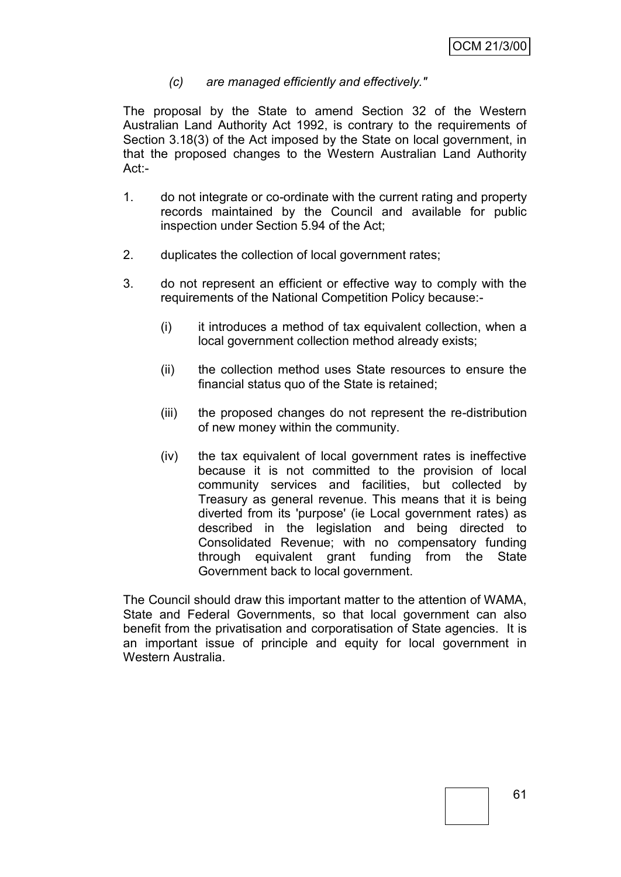*(c) are managed efficiently and effectively."*

The proposal by the State to amend Section 32 of the Western Australian Land Authority Act 1992, is contrary to the requirements of Section 3.18(3) of the Act imposed by the State on local government, in that the proposed changes to the Western Australian Land Authority Act:-

1. do not integrate or co-ordinate with the current rating and property records maintained by the Council and available for public inspection under Section 5.94 of the Act;

2. duplicates the collection of local government rates;

3. do not represent an efficient or effective way to comply with the requirements of the National Competition Policy because:-

   (i) it introduces a method of tax equivalent collection, when a local government collection method already exists;

   (ii) the collection method uses State resources to ensure the financial status quo of the State is retained;

   (iii) the proposed changes do not represent the re-distribution of new money within the community.

   (iv) the tax equivalent of local government rates is ineffective because it is not committed to the provision of local community services and facilities, but collected by Treasury as general revenue. This means that it is being diverted from its 'purpose' (ie Local government rates) as described in the legislation and being directed to Consolidated Revenue; with no compensatory funding through equivalent grant funding from the State Government back to local government.

The Council should draw this important matter to the attention of WAMA, State and Federal Governments, so that local government can also benefit from the privatisation and corporatisation of State agencies. It is an important issue of principle and equity for local government in Western Australia.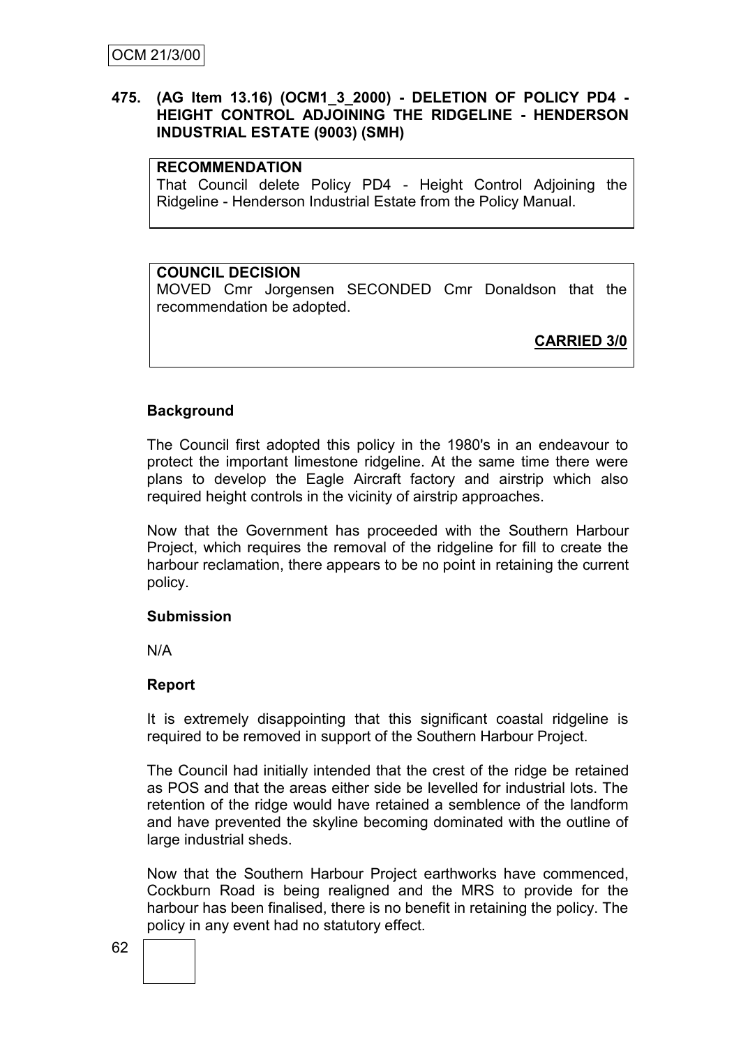## 475. (AG Item 13.16) (OCM1_3_2000) - DELETION OF POLICY PD4 - HEIGHT CONTROL ADJOINING THE RIDGELINE - HENDERSON INDUSTRIAL ESTATE (9003) (SMH)

**RECOMMENDATION**
That Council delete Policy PD4 - Height Control Adjoining the Ridgeline - Henderson Industrial Estate from the Policy Manual.

**COUNCIL DECISION**
MOVED Cmr Jorgensen SECONDED Cmr Donaldson that the recommendation be adopted.

**CARRIED 3/0**

### Background

The Council first adopted this policy in the 1980's in an endeavour to protect the important limestone ridgeline. At the same time there were plans to develop the Eagle Aircraft factory and airstrip which also required height controls in the vicinity of airstrip approaches.

Now that the Government has proceeded with the Southern Harbour Project, which requires the removal of the ridgeline for fill to create the harbour reclamation, there appears to be no point in retaining the current policy.

### Submission

N/A

### Report

It is extremely disappointing that this significant coastal ridgeline is required to be removed in support of the Southern Harbour Project.

The Council had initially intended that the crest of the ridge be retained as POS and that the areas either side be levelled for industrial lots. The retention of the ridge would have retained a semblence of the landform and have prevented the skyline becoming dominated with the outline of large industrial sheds.

Now that the Southern Harbour Project earthworks have commenced, Cockburn Road is being realigned and the MRS to provide for the harbour has been finalised, there is no benefit in retaining the policy. The policy in any event had no statutory effect.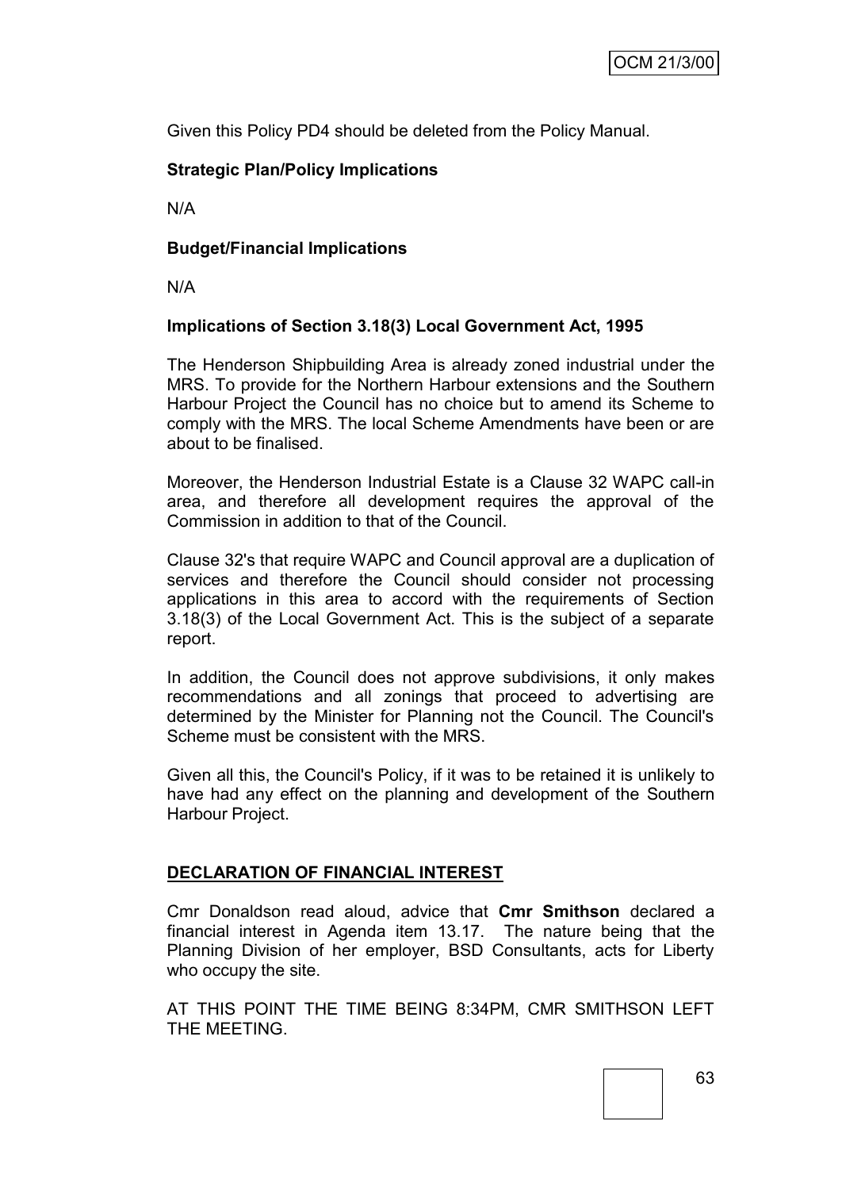Given this Policy PD4 should be deleted from the Policy Manual.

**Strategic Plan/Policy Implications**

N/A

**Budget/Financial Implications**

N/A

**Implications of Section 3.18(3) Local Government Act, 1995**

The Henderson Shipbuilding Area is already zoned industrial under the MRS. To provide for the Northern Harbour extensions and the Southern Harbour Project the Council has no choice but to amend its Scheme to comply with the MRS. The local Scheme Amendments have been or are about to be finalised.

Moreover, the Henderson Industrial Estate is a Clause 32 WAPC call-in area, and therefore all development requires the approval of the Commission in addition to that of the Council.

Clause 32's that require WAPC and Council approval are a duplication of services and therefore the Council should consider not processing applications in this area to accord with the requirements of Section 3.18(3) of the Local Government Act. This is the subject of a separate report.

In addition, the Council does not approve subdivisions, it only makes recommendations and all zonings that proceed to advertising are determined by the Minister for Planning not the Council. The Council's Scheme must be consistent with the MRS.

Given all this, the Council's Policy, if it was to be retained it is unlikely to have had any effect on the planning and development of the Southern Harbour Project.

**DECLARATION OF FINANCIAL INTEREST**

Cmr Donaldson read aloud, advice that **Cmr Smithson** declared a financial interest in Agenda item 13.17. The nature being that the Planning Division of her employer, BSD Consultants, acts for Liberty who occupy the site.

AT THIS POINT THE TIME BEING 8:34PM, CMR SMITHSON LEFT THE MEETING.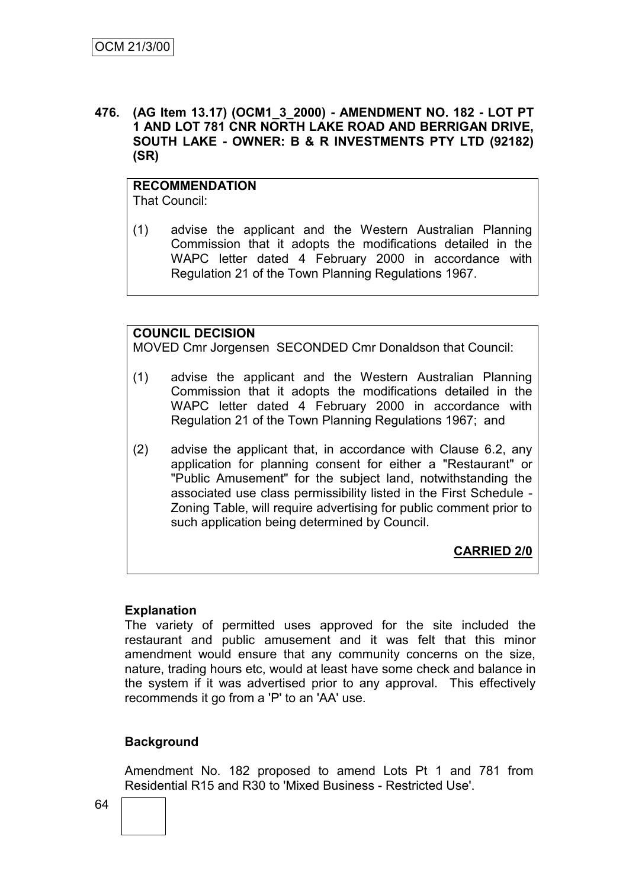**476. (AG Item 13.17) (OCM1_3_2000) - AMENDMENT NO. 182 - LOT PT 1 AND LOT 781 CNR NORTH LAKE ROAD AND BERRIGAN DRIVE, SOUTH LAKE - OWNER: B & R INVESTMENTS PTY LTD (92182) (SR)**

**RECOMMENDATION**

That Council:

(1) advise the applicant and the Western Australian Planning Commission that it adopts the modifications detailed in the WAPC letter dated 4 February 2000 in accordance with Regulation 21 of the Town Planning Regulations 1967.

**COUNCIL DECISION**

MOVED Cmr Jorgensen SECONDED Cmr Donaldson that Council:

(1) advise the applicant and the Western Australian Planning Commission that it adopts the modifications detailed in the WAPC letter dated 4 February 2000 in accordance with Regulation 21 of the Town Planning Regulations 1967; and

(2) advise the applicant that, in accordance with Clause 6.2, any application for planning consent for either a "Restaurant" or "Public Amusement" for the subject land, notwithstanding the associated use class permissibility listed in the First Schedule - Zoning Table, will require advertising for public comment prior to such application being determined by Council.

**CARRIED 2/0**

**Explanation**

The variety of permitted uses approved for the site included the restaurant and public amusement and it was felt that this minor amendment would ensure that any community concerns on the size, nature, trading hours etc, would at least have some check and balance in the system if it was advertised prior to any approval. This effectively recommends it go from a 'P' to an 'AA' use.

**Background**

Amendment No. 182 proposed to amend Lots Pt 1 and 781 from Residential R15 and R30 to 'Mixed Business - Restricted Use'.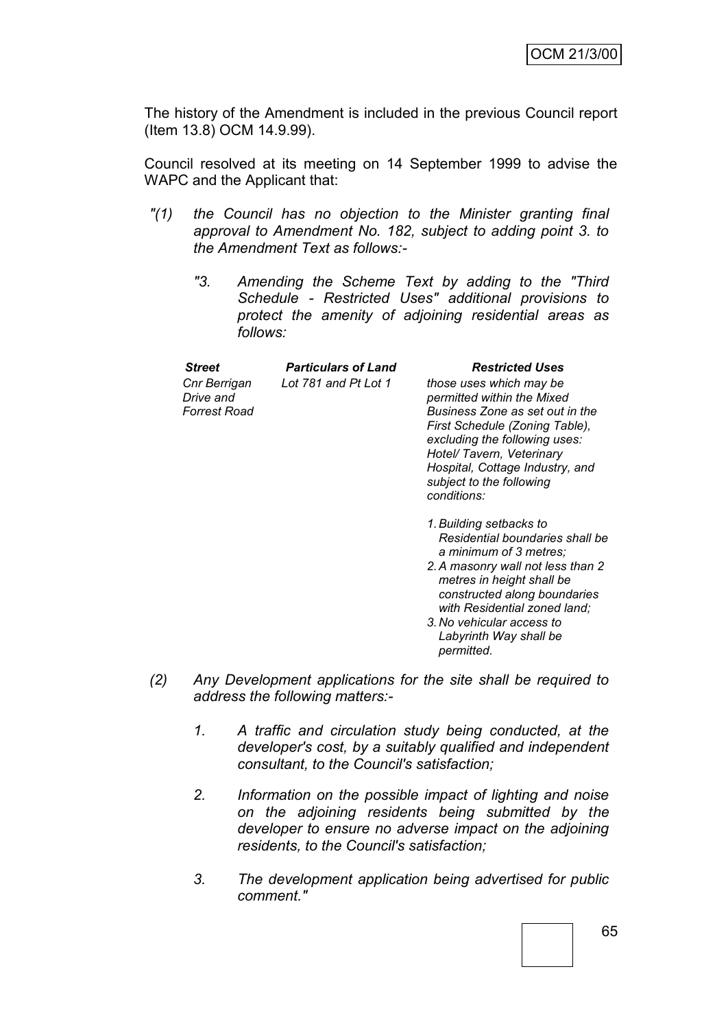The history of the Amendment is included in the previous Council report (Item 13.8) OCM 14.9.99).

Council resolved at its meeting on 14 September 1999 to advise the WAPC and the Applicant that:

*"(1) the Council has no objection to the Minister granting final approval to Amendment No. 182, subject to adding point 3. to the Amendment Text as follows:-*

*"3. Amending the Scheme Text by adding to the "Third Schedule - Restricted Uses" additional provisions to protect the amenity of adjoining residential areas as follows:*

| ***Street*** | ***Particulars of Land*** | ***Restricted Uses*** |
| --- | --- | --- |
| *Cnr Berrigan Drive and Forrest Road* | *Lot 781 and Pt Lot 1* | *those uses which may be permitted within the Mixed Business Zone as set out in the First Schedule (Zoning Table), excluding the following uses: Hotel/ Tavern, Veterinary Hospital, Cottage Industry, and subject to the following conditions:<br><br>1. Building setbacks to Residential boundaries shall be a minimum of 3 metres;<br>2. A masonry wall not less than 2 metres in height shall be constructed along boundaries with Residential zoned land;<br>3. No vehicular access to Labyrinth Way shall be permitted.* |

*(2) Any Development applications for the site shall be required to address the following matters:-*

*1. A traffic and circulation study being conducted, at the developer's cost, by a suitably qualified and independent consultant, to the Council's satisfaction;*

*2. Information on the possible impact of lighting and noise on the adjoining residents being submitted by the developer to ensure no adverse impact on the adjoining residents, to the Council's satisfaction;*

*3. The development application being advertised for public comment."*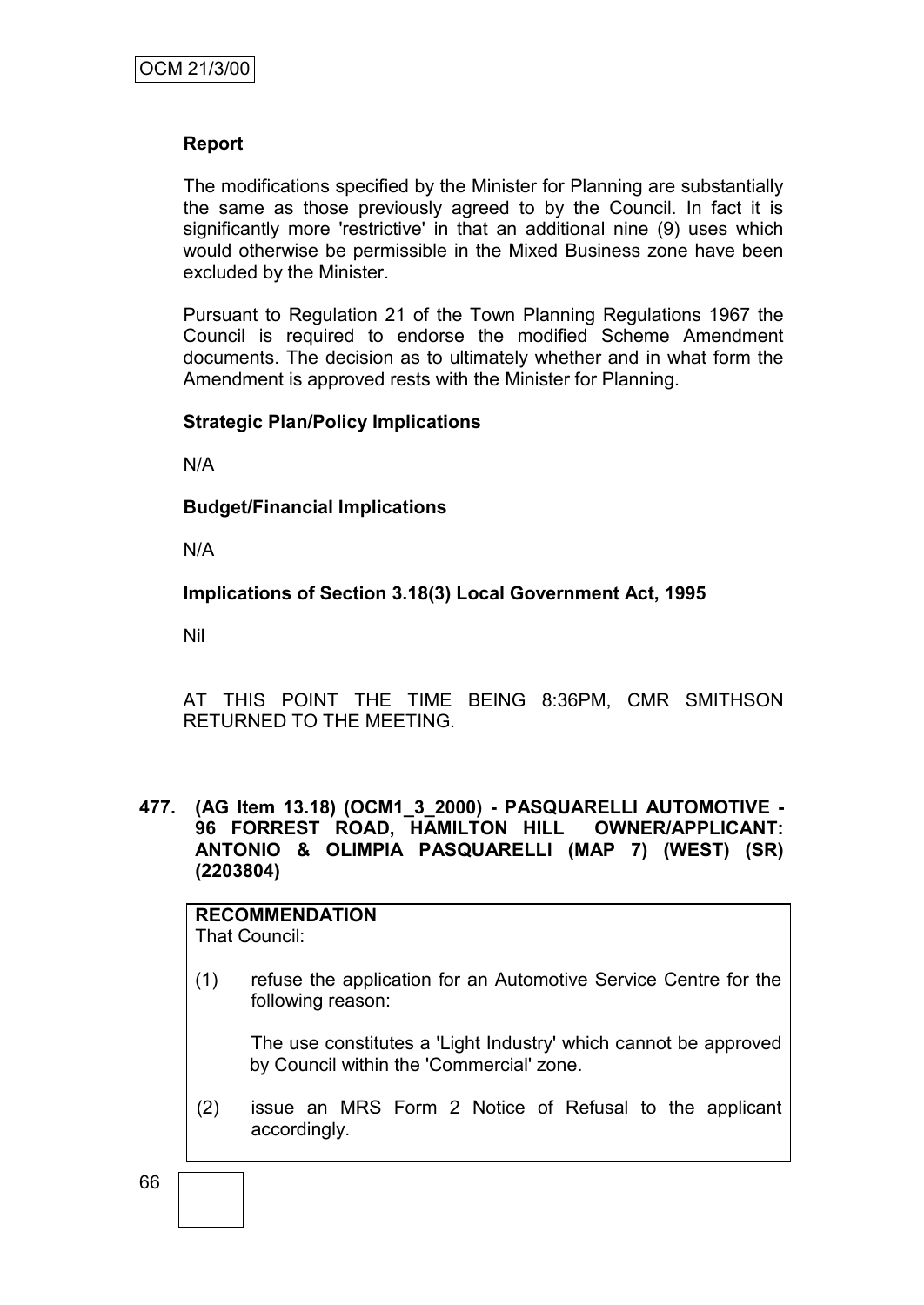**Report**

The modifications specified by the Minister for Planning are substantially the same as those previously agreed to by the Council. In fact it is significantly more 'restrictive' in that an additional nine (9) uses which would otherwise be permissible in the Mixed Business zone have been excluded by the Minister.

Pursuant to Regulation 21 of the Town Planning Regulations 1967 the Council is required to endorse the modified Scheme Amendment documents. The decision as to ultimately whether and in what form the Amendment is approved rests with the Minister for Planning.

**Strategic Plan/Policy Implications**

N/A

**Budget/Financial Implications**

N/A

**Implications of Section 3.18(3) Local Government Act, 1995**

Nil

AT THIS POINT THE TIME BEING 8:36PM, CMR SMITHSON RETURNED TO THE MEETING.

**477. (AG Item 13.18) (OCM1_3_2000) - PASQUARELLI AUTOMOTIVE - 96 FORREST ROAD, HAMILTON HILL OWNER/APPLICANT: ANTONIO & OLIMPIA PASQUARELLI (MAP 7) (WEST) (SR) (2203804)**

**RECOMMENDATION**

That Council:

(1) refuse the application for an Automotive Service Centre for the following reason:

The use constitutes a 'Light Industry' which cannot be approved by Council within the 'Commercial' zone.

(2) issue an MRS Form 2 Notice of Refusal to the applicant accordingly.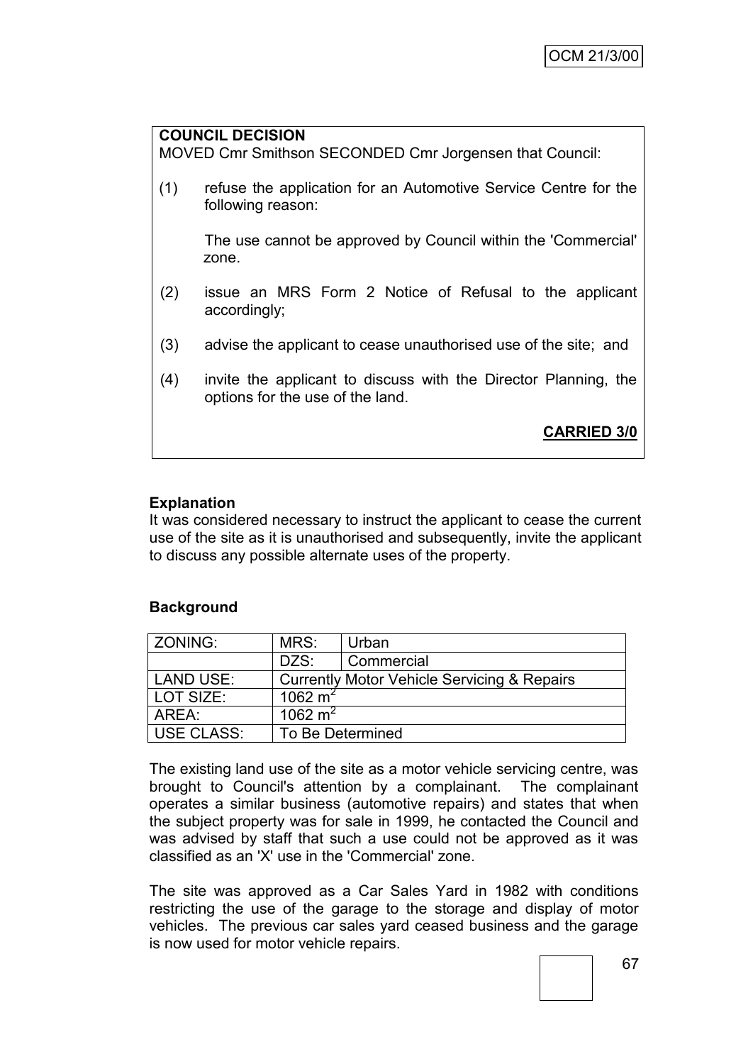**COUNCIL DECISION**

MOVED Cmr Smithson SECONDED Cmr Jorgensen that Council:

(1) refuse the application for an Automotive Service Centre for the following reason:

The use cannot be approved by Council within the 'Commercial' zone.

(2) issue an MRS Form 2 Notice of Refusal to the applicant accordingly;

(3) advise the applicant to cease unauthorised use of the site; and

(4) invite the applicant to discuss with the Director Planning, the options for the use of the land.

**CARRIED 3/0**

**Explanation**

It was considered necessary to instruct the applicant to cease the current use of the site as it is unauthorised and subsequently, invite the applicant to discuss any possible alternate uses of the property.

**Background**

| ZONING: | MRS: | Urban |
|---|---|---|
| | DZS: | Commercial |
| LAND USE: | Currently Motor Vehicle Servicing & Repairs | |
| LOT SIZE: | 1062 $m^2$ | |
| AREA: | 1062 $m^2$ | |
| USE CLASS: | To Be Determined | |

The existing land use of the site as a motor vehicle servicing centre, was brought to Council's attention by a complainant. The complainant operates a similar business (automotive repairs) and states that when the subject property was for sale in 1999, he contacted the Council and was advised by staff that such a use could not be approved as it was classified as an 'X' use in the 'Commercial' zone.

The site was approved as a Car Sales Yard in 1982 with conditions restricting the use of the garage to the storage and display of motor vehicles. The previous car sales yard ceased business and the garage is now used for motor vehicle repairs.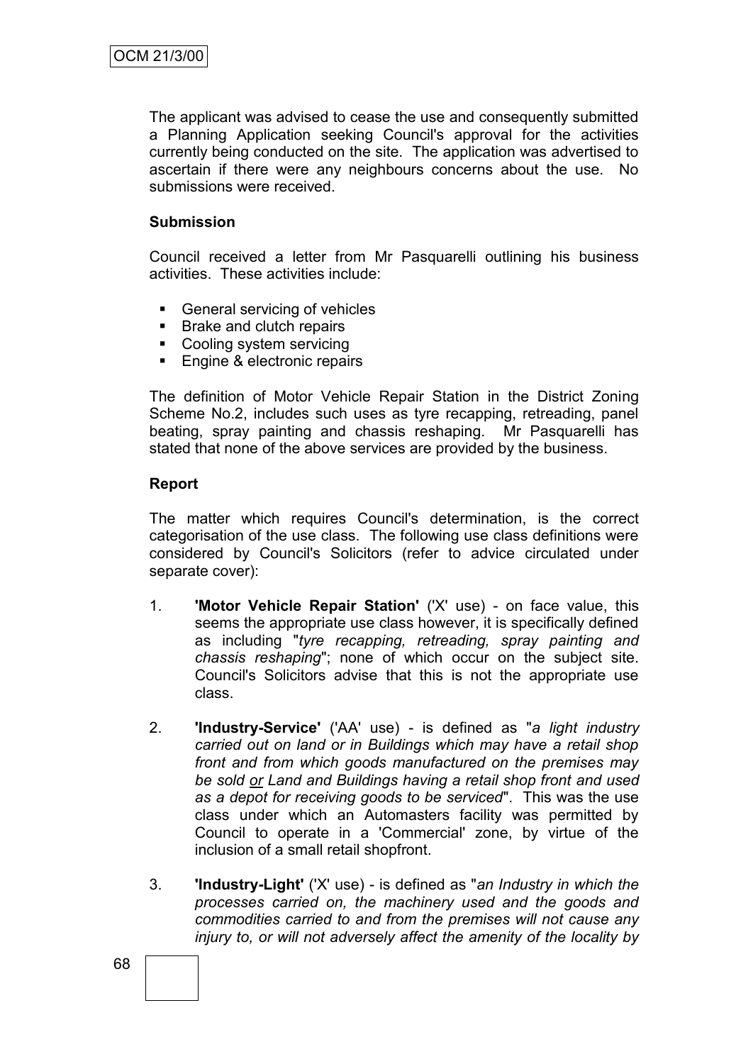The applicant was advised to cease the use and consequently submitted a Planning Application seeking Council's approval for the activities currently being conducted on the site. The application was advertised to ascertain if there were any neighbours concerns about the use. No submissions were received.

**Submission**

Council received a letter from Mr Pasquarelli outlining his business activities. These activities include:

- General servicing of vehicles
- Brake and clutch repairs
- Cooling system servicing
- Engine & electronic repairs

The definition of Motor Vehicle Repair Station in the District Zoning Scheme No.2, includes such uses as tyre recapping, retreading, panel beating, spray painting and chassis reshaping. Mr Pasquarelli has stated that none of the above services are provided by the business.

**Report**

The matter which requires Council's determination, is the correct categorisation of the use class. The following use class definitions were considered by Council's Solicitors (refer to advice circulated under separate cover):

1. **'Motor Vehicle Repair Station'** ('X' use) - on face value, this seems the appropriate use class however, it is specifically defined as including "*tyre recapping, retreading, spray painting and chassis reshaping*"; none of which occur on the subject site. Council's Solicitors advise that this is not the appropriate use class.

2. **'Industry-Service'** ('AA' use) - is defined as "*a light industry carried out on land or in Buildings which may have a retail shop front and from which goods manufactured on the premises may be sold or Land and Buildings having a retail shop front and used as a depot for receiving goods to be serviced*". This was the use class under which an Automasters facility was permitted by Council to operate in a 'Commercial' zone, by virtue of the inclusion of a small retail shopfront.

3. **'Industry-Light'** ('X' use) - is defined as "*an Industry in which the processes carried on, the machinery used and the goods and commodities carried to and from the premises will not cause any injury to, or will not adversely affect the amenity of the locality by*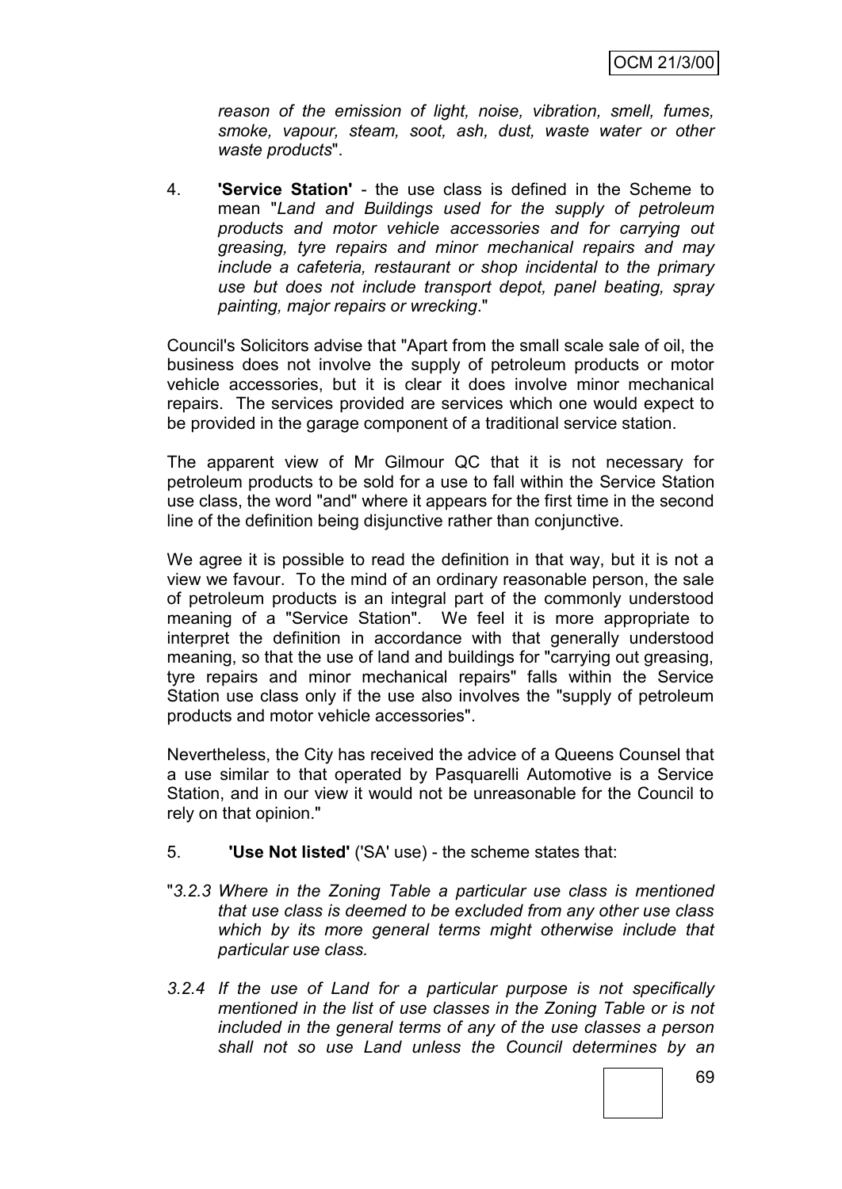*reason of the emission of light, noise, vibration, smell, fumes, smoke, vapour, steam, soot, ash, dust, waste water or other waste products*".

4. **'Service Station'** - the use class is defined in the Scheme to mean "*Land and Buildings used for the supply of petroleum products and motor vehicle accessories and for carrying out greasing, tyre repairs and minor mechanical repairs and may include a cafeteria, restaurant or shop incidental to the primary use but does not include transport depot, panel beating, spray painting, major repairs or wrecking.*"

Council's Solicitors advise that "Apart from the small scale sale of oil, the business does not involve the supply of petroleum products or motor vehicle accessories, but it is clear it does involve minor mechanical repairs. The services provided are services which one would expect to be provided in the garage component of a traditional service station.

The apparent view of Mr Gilmour QC that it is not necessary for petroleum products to be sold for a use to fall within the Service Station use class, the word "and" where it appears for the first time in the second line of the definition being disjunctive rather than conjunctive.

We agree it is possible to read the definition in that way, but it is not a view we favour. To the mind of an ordinary reasonable person, the sale of petroleum products is an integral part of the commonly understood meaning of a "Service Station". We feel it is more appropriate to interpret the definition in accordance with that generally understood meaning, so that the use of land and buildings for "carrying out greasing, tyre repairs and minor mechanical repairs" falls within the Service Station use class only if the use also involves the "supply of petroleum products and motor vehicle accessories".

Nevertheless, the City has received the advice of a Queens Counsel that a use similar to that operated by Pasquarelli Automotive is a Service Station, and in our view it would not be unreasonable for the Council to rely on that opinion."

5. **'Use Not listed'** ('SA' use) - the scheme states that:

"*3.2.3 Where in the Zoning Table a particular use class is mentioned that use class is deemed to be excluded from any other use class which by its more general terms might otherwise include that particular use class.*

*3.2.4 If the use of Land for a particular purpose is not specifically mentioned in the list of use classes in the Zoning Table or is not included in the general terms of any of the use classes a person shall not so use Land unless the Council determines by an*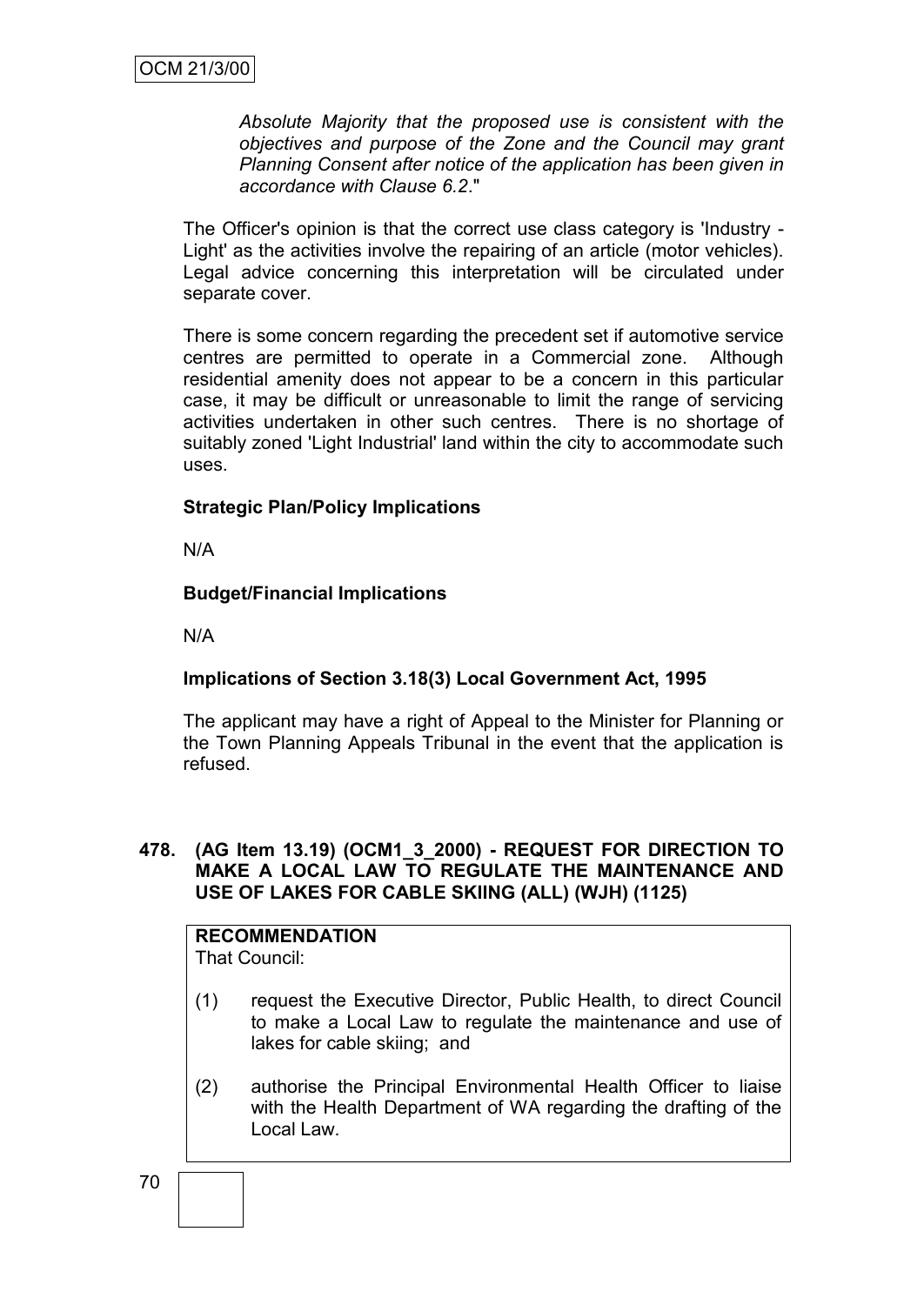*Absolute Majority that the proposed use is consistent with the objectives and purpose of the Zone and the Council may grant Planning Consent after notice of the application has been given in accordance with Clause 6.2*."

The Officer's opinion is that the correct use class category is 'Industry - Light' as the activities involve the repairing of an article (motor vehicles). Legal advice concerning this interpretation will be circulated under separate cover.

There is some concern regarding the precedent set if automotive service centres are permitted to operate in a Commercial zone. Although residential amenity does not appear to be a concern in this particular case, it may be difficult or unreasonable to limit the range of servicing activities undertaken in other such centres. There is no shortage of suitably zoned 'Light Industrial' land within the city to accommodate such uses.

**Strategic Plan/Policy Implications**

N/A

**Budget/Financial Implications**

N/A

**Implications of Section 3.18(3) Local Government Act, 1995**

The applicant may have a right of Appeal to the Minister for Planning or the Town Planning Appeals Tribunal in the event that the application is refused.

**478. (AG Item 13.19) (OCM1_3_2000) - REQUEST FOR DIRECTION TO MAKE A LOCAL LAW TO REGULATE THE MAINTENANCE AND USE OF LAKES FOR CABLE SKIING (ALL) (WJH) (1125)**

**RECOMMENDATION**

That Council:

(1) request the Executive Director, Public Health, to direct Council to make a Local Law to regulate the maintenance and use of lakes for cable skiing; and

(2) authorise the Principal Environmental Health Officer to liaise with the Health Department of WA regarding the drafting of the Local Law.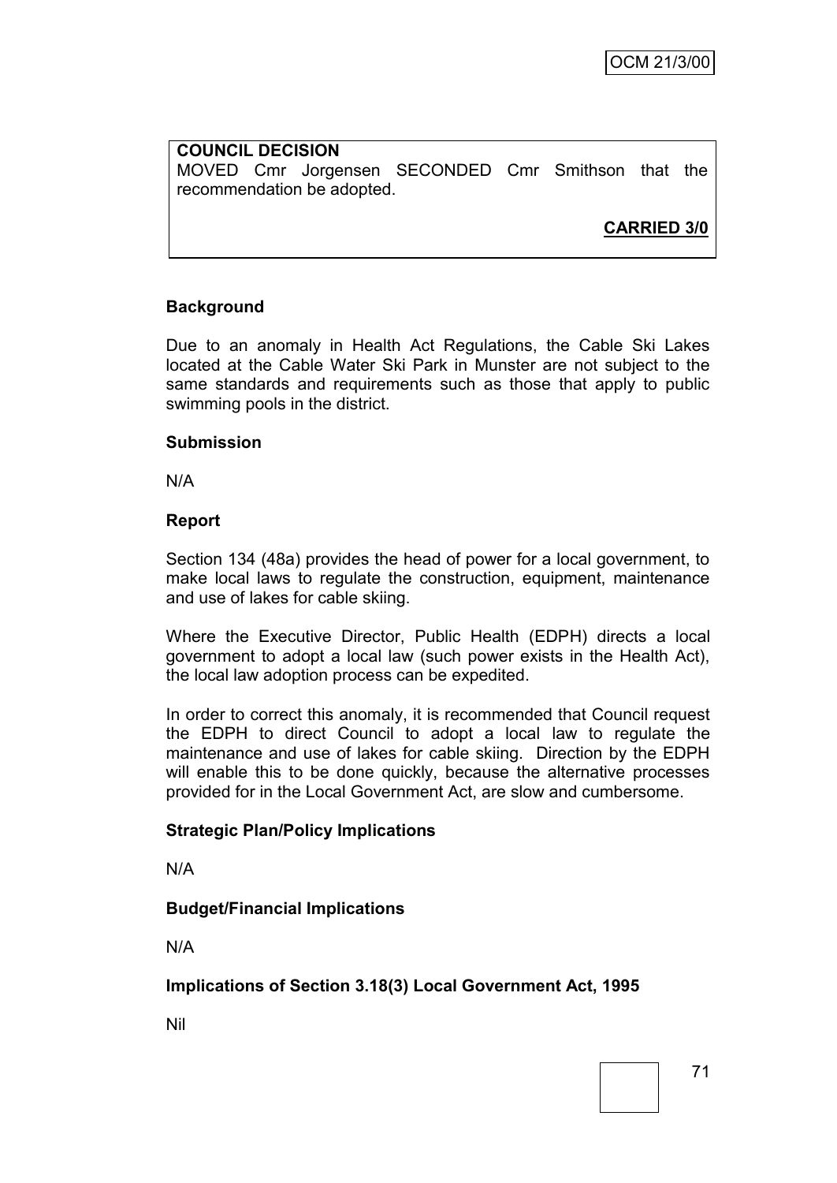**COUNCIL DECISION**

MOVED Cmr Jorgensen SECONDED Cmr Smithson that the recommendation be adopted.

**CARRIED 3/0**

**Background**

Due to an anomaly in Health Act Regulations, the Cable Ski Lakes located at the Cable Water Ski Park in Munster are not subject to the same standards and requirements such as those that apply to public swimming pools in the district.

**Submission**

N/A

**Report**

Section 134 (48a) provides the head of power for a local government, to make local laws to regulate the construction, equipment, maintenance and use of lakes for cable skiing.

Where the Executive Director, Public Health (EDPH) directs a local government to adopt a local law (such power exists in the Health Act), the local law adoption process can be expedited.

In order to correct this anomaly, it is recommended that Council request the EDPH to direct Council to adopt a local law to regulate the maintenance and use of lakes for cable skiing. Direction by the EDPH will enable this to be done quickly, because the alternative processes provided for in the Local Government Act, are slow and cumbersome.

**Strategic Plan/Policy Implications**

N/A

**Budget/Financial Implications**

N/A

**Implications of Section 3.18(3) Local Government Act, 1995**

Nil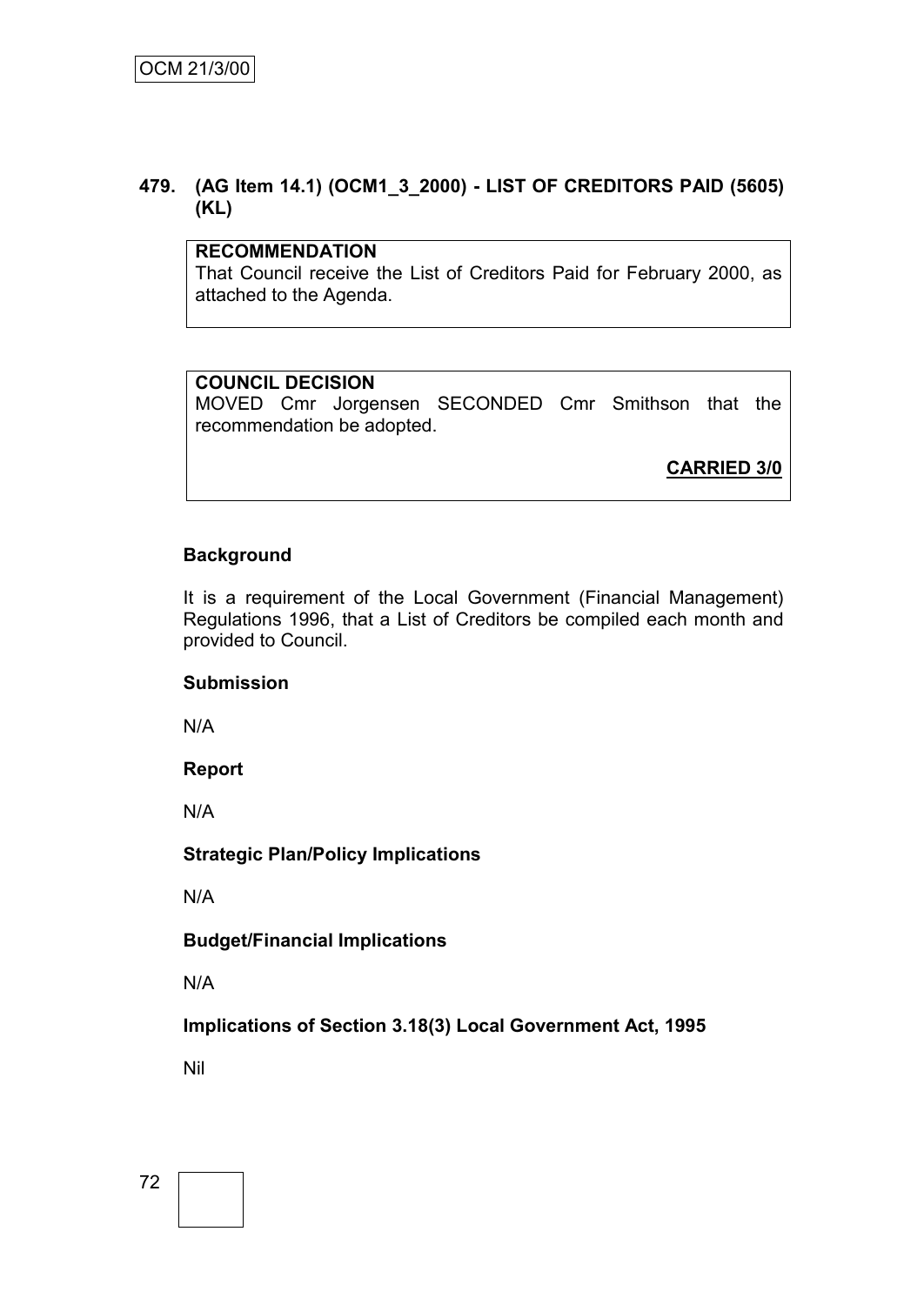## 479. (AG Item 14.1) (OCM1_3_2000) - LIST OF CREDITORS PAID (5605) (KL)

**RECOMMENDATION**

That Council receive the List of Creditors Paid for February 2000, as attached to the Agenda.

**COUNCIL DECISION**

MOVED Cmr Jorgensen SECONDED Cmr Smithson that the recommendation be adopted.

**CARRIED 3/0**

**Background**

It is a requirement of the Local Government (Financial Management) Regulations 1996, that a List of Creditors be compiled each month and provided to Council.

**Submission**

N/A

**Report**

N/A

**Strategic Plan/Policy Implications**

N/A

**Budget/Financial Implications**

N/A

**Implications of Section 3.18(3) Local Government Act, 1995**

Nil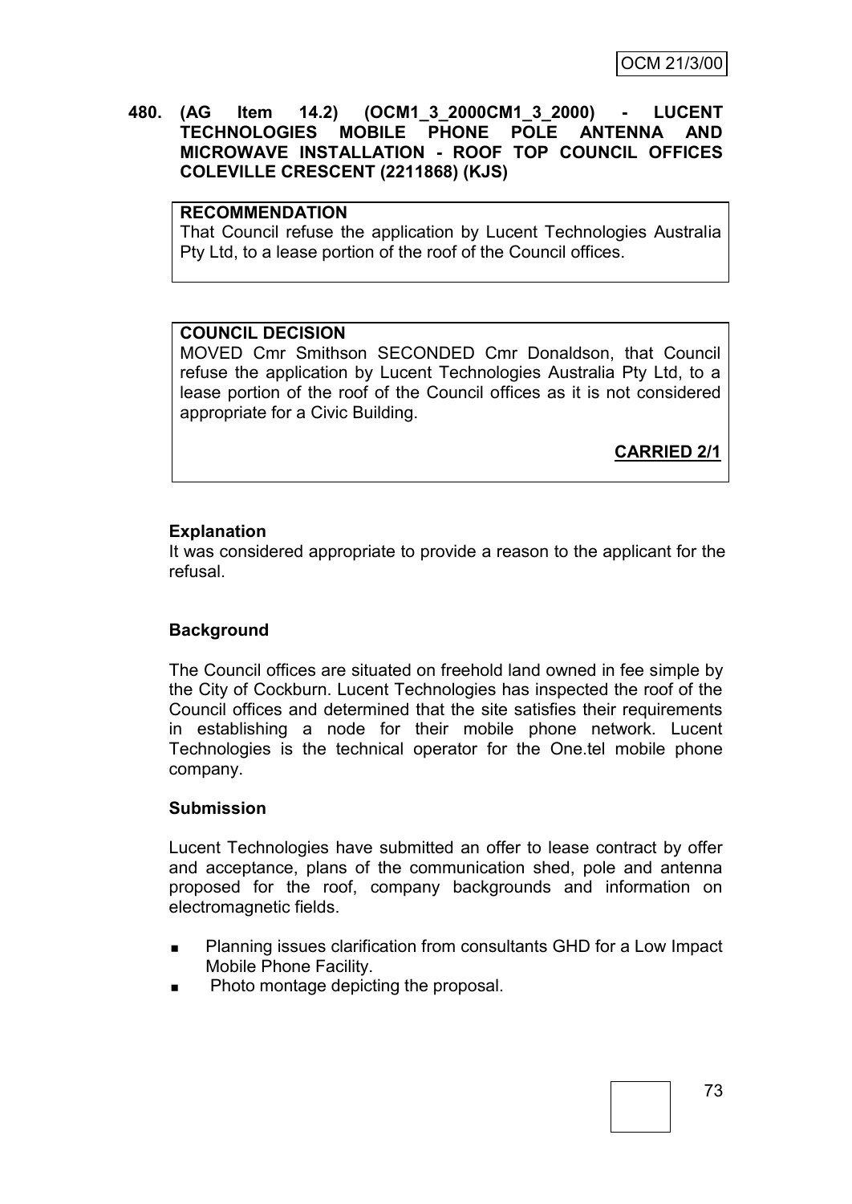**480. (AG Item 14.2) (OCM1_3_2000CM1_3_2000) - LUCENT TECHNOLOGIES MOBILE PHONE POLE ANTENNA AND MICROWAVE INSTALLATION - ROOF TOP COUNCIL OFFICES COLEVILLE CRESCENT (2211868) (KJS)**

**RECOMMENDATION**
That Council refuse the application by Lucent Technologies Australia Pty Ltd, to a lease portion of the roof of the Council offices.

**COUNCIL DECISION**
MOVED Cmr Smithson SECONDED Cmr Donaldson, that Council refuse the application by Lucent Technologies Australia Pty Ltd, to a lease portion of the roof of the Council offices as it is not considered appropriate for a Civic Building.

**CARRIED 2/1**

**Explanation**
It was considered appropriate to provide a reason to the applicant for the refusal.

**Background**

The Council offices are situated on freehold land owned in fee simple by the City of Cockburn. Lucent Technologies has inspected the roof of the Council offices and determined that the site satisfies their requirements in establishing a node for their mobile phone network. Lucent Technologies is the technical operator for the One.tel mobile phone company.

**Submission**

Lucent Technologies have submitted an offer to lease contract by offer and acceptance, plans of the communication shed, pole and antenna proposed for the roof, company backgrounds and information on electromagnetic fields.

- Planning issues clarification from consultants GHD for a Low Impact Mobile Phone Facility.
- Photo montage depicting the proposal.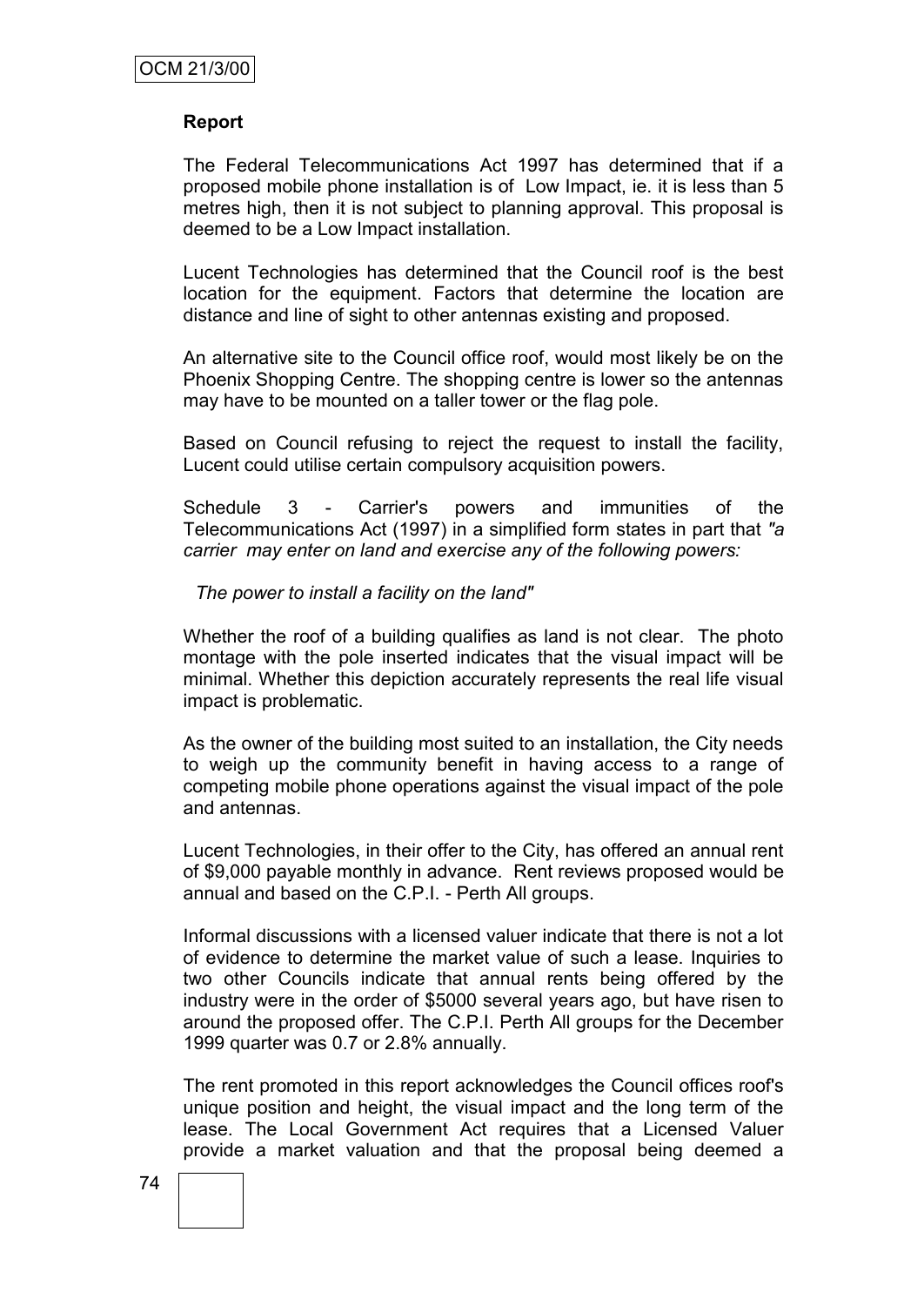**Report**

The Federal Telecommunications Act 1997 has determined that if a proposed mobile phone installation is of Low Impact, ie. it is less than 5 metres high, then it is not subject to planning approval. This proposal is deemed to be a Low Impact installation.

Lucent Technologies has determined that the Council roof is the best location for the equipment. Factors that determine the location are distance and line of sight to other antennas existing and proposed.

An alternative site to the Council office roof, would most likely be on the Phoenix Shopping Centre. The shopping centre is lower so the antennas may have to be mounted on a taller tower or the flag pole.

Based on Council refusing to reject the request to install the facility, Lucent could utilise certain compulsory acquisition powers.

Schedule 3 - Carrier's powers and immunities of the Telecommunications Act (1997) in a simplified form states in part that *"a carrier may enter on land and exercise any of the following powers:*

*The power to install a facility on the land"*

Whether the roof of a building qualifies as land is not clear. The photo montage with the pole inserted indicates that the visual impact will be minimal. Whether this depiction accurately represents the real life visual impact is problematic.

As the owner of the building most suited to an installation, the City needs to weigh up the community benefit in having access to a range of competing mobile phone operations against the visual impact of the pole and antennas.

Lucent Technologies, in their offer to the City, has offered an annual rent of $9,000 payable monthly in advance. Rent reviews proposed would be annual and based on the C.P.I. - Perth All groups.

Informal discussions with a licensed valuer indicate that there is not a lot of evidence to determine the market value of such a lease. Inquiries to two other Councils indicate that annual rents being offered by the industry were in the order of $5000 several years ago, but have risen to around the proposed offer. The C.P.I. Perth All groups for the December 1999 quarter was 0.7 or 2.8% annually.

The rent promoted in this report acknowledges the Council offices roof's unique position and height, the visual impact and the long term of the lease. The Local Government Act requires that a Licensed Valuer provide a market valuation and that the proposal being deemed a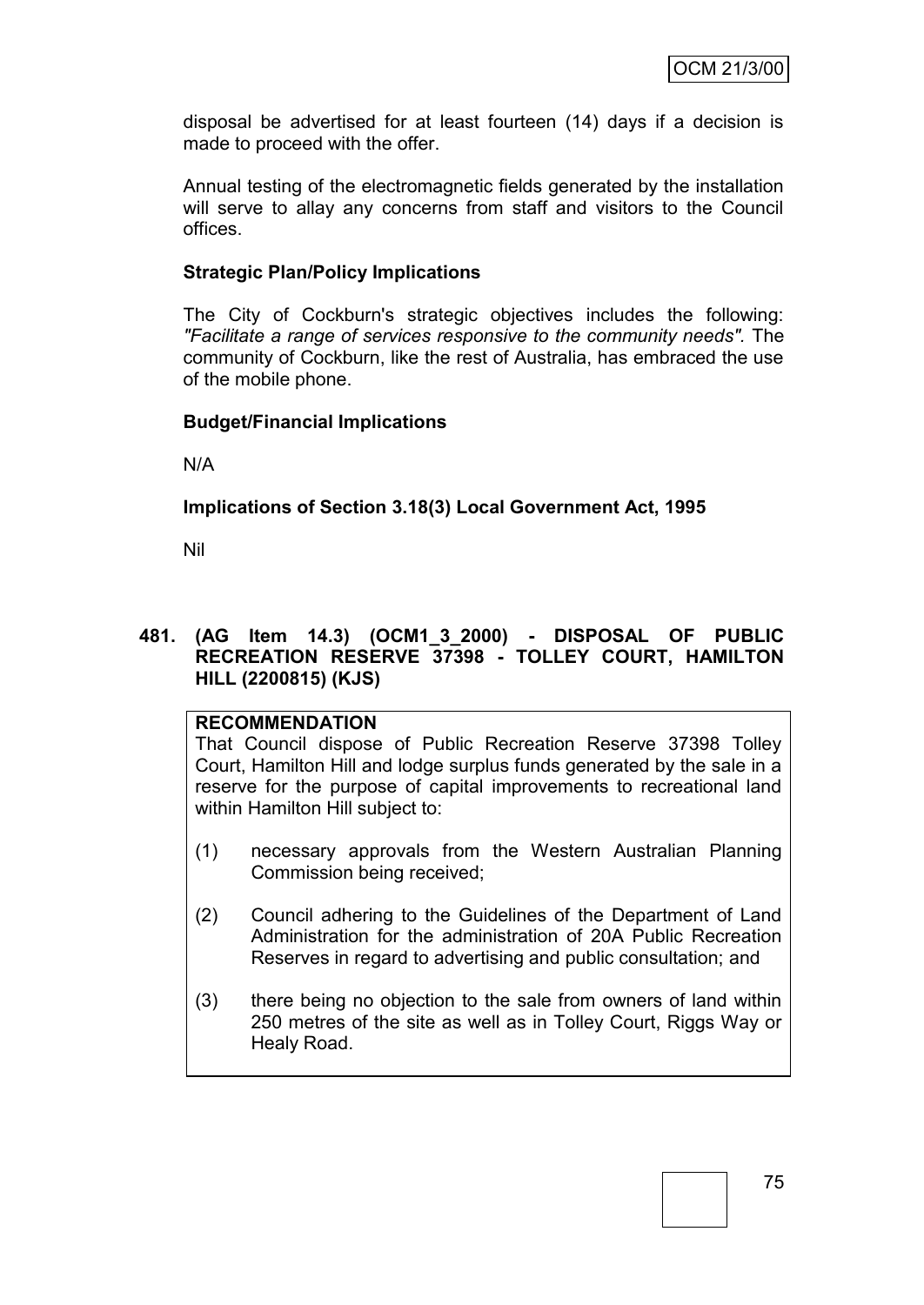disposal be advertised for at least fourteen (14) days if a decision is made to proceed with the offer.

Annual testing of the electromagnetic fields generated by the installation will serve to allay any concerns from staff and visitors to the Council offices.

**Strategic Plan/Policy Implications**

The City of Cockburn's strategic objectives includes the following: *"Facilitate a range of services responsive to the community needs".* The community of Cockburn, like the rest of Australia, has embraced the use of the mobile phone.

**Budget/Financial Implications**

N/A

**Implications of Section 3.18(3) Local Government Act, 1995**

Nil

**481. (AG Item 14.3) (OCM1_3_2000) - DISPOSAL OF PUBLIC RECREATION RESERVE 37398 - TOLLEY COURT, HAMILTON HILL (2200815) (KJS)**

**RECOMMENDATION**

That Council dispose of Public Recreation Reserve 37398 Tolley Court, Hamilton Hill and lodge surplus funds generated by the sale in a reserve for the purpose of capital improvements to recreational land within Hamilton Hill subject to:

(1) necessary approvals from the Western Australian Planning Commission being received;

(2) Council adhering to the Guidelines of the Department of Land Administration for the administration of 20A Public Recreation Reserves in regard to advertising and public consultation; and

(3) there being no objection to the sale from owners of land within 250 metres of the site as well as in Tolley Court, Riggs Way or Healy Road.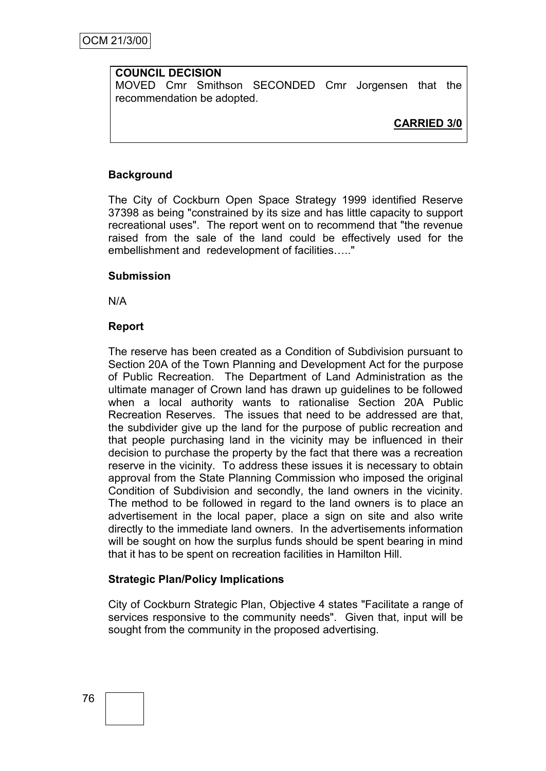**COUNCIL DECISION**
MOVED Cmr Smithson SECONDED Cmr Jorgensen that the recommendation be adopted.

**CARRIED 3/0**

**Background**

The City of Cockburn Open Space Strategy 1999 identified Reserve 37398 as being "constrained by its size and has little capacity to support recreational uses". The report went on to recommend that "the revenue raised from the sale of the land could be effectively used for the embellishment and redevelopment of facilities….."

**Submission**

N/A

**Report**

The reserve has been created as a Condition of Subdivision pursuant to Section 20A of the Town Planning and Development Act for the purpose of Public Recreation. The Department of Land Administration as the ultimate manager of Crown land has drawn up guidelines to be followed when a local authority wants to rationalise Section 20A Public Recreation Reserves. The issues that need to be addressed are that, the subdivider give up the land for the purpose of public recreation and that people purchasing land in the vicinity may be influenced in their decision to purchase the property by the fact that there was a recreation reserve in the vicinity. To address these issues it is necessary to obtain approval from the State Planning Commission who imposed the original Condition of Subdivision and secondly, the land owners in the vicinity. The method to be followed in regard to the land owners is to place an advertisement in the local paper, place a sign on site and also write directly to the immediate land owners. In the advertisements information will be sought on how the surplus funds should be spent bearing in mind that it has to be spent on recreation facilities in Hamilton Hill.

**Strategic Plan/Policy Implications**

City of Cockburn Strategic Plan, Objective 4 states "Facilitate a range of services responsive to the community needs". Given that, input will be sought from the community in the proposed advertising.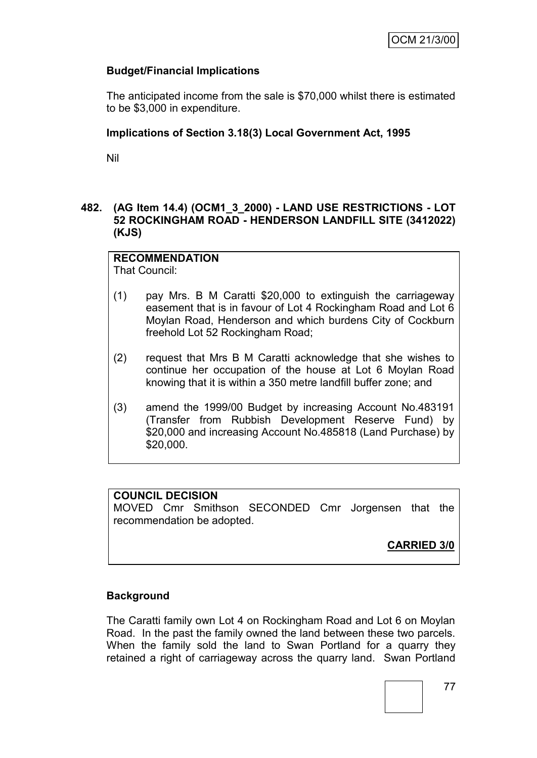### Budget/Financial Implications

The anticipated income from the sale is $70,000 whilst there is estimated to be $3,000 in expenditure.

### Implications of Section 3.18(3) Local Government Act, 1995

Nil

## 482. (AG Item 14.4) (OCM1_3_2000) - LAND USE RESTRICTIONS - LOT 52 ROCKINGHAM ROAD - HENDERSON LANDFILL SITE (3412022) (KJS)

**RECOMMENDATION**
That Council:

(1) pay Mrs. B M Caratti $20,000 to extinguish the carriageway easement that is in favour of Lot 4 Rockingham Road and Lot 6 Moylan Road, Henderson and which burdens City of Cockburn freehold Lot 52 Rockingham Road;

(2) request that Mrs B M Caratti acknowledge that she wishes to continue her occupation of the house at Lot 6 Moylan Road knowing that it is within a 350 metre landfill buffer zone; and

(3) amend the 1999/00 Budget by increasing Account No.483191 (Transfer from Rubbish Development Reserve Fund) by $20,000 and increasing Account No.485818 (Land Purchase) by $20,000.

**COUNCIL DECISION**
MOVED Cmr Smithson SECONDED Cmr Jorgensen that the recommendation be adopted.

**CARRIED 3/0**

### Background

The Caratti family own Lot 4 on Rockingham Road and Lot 6 on Moylan Road. In the past the family owned the land between these two parcels. When the family sold the land to Swan Portland for a quarry they retained a right of carriageway across the quarry land. Swan Portland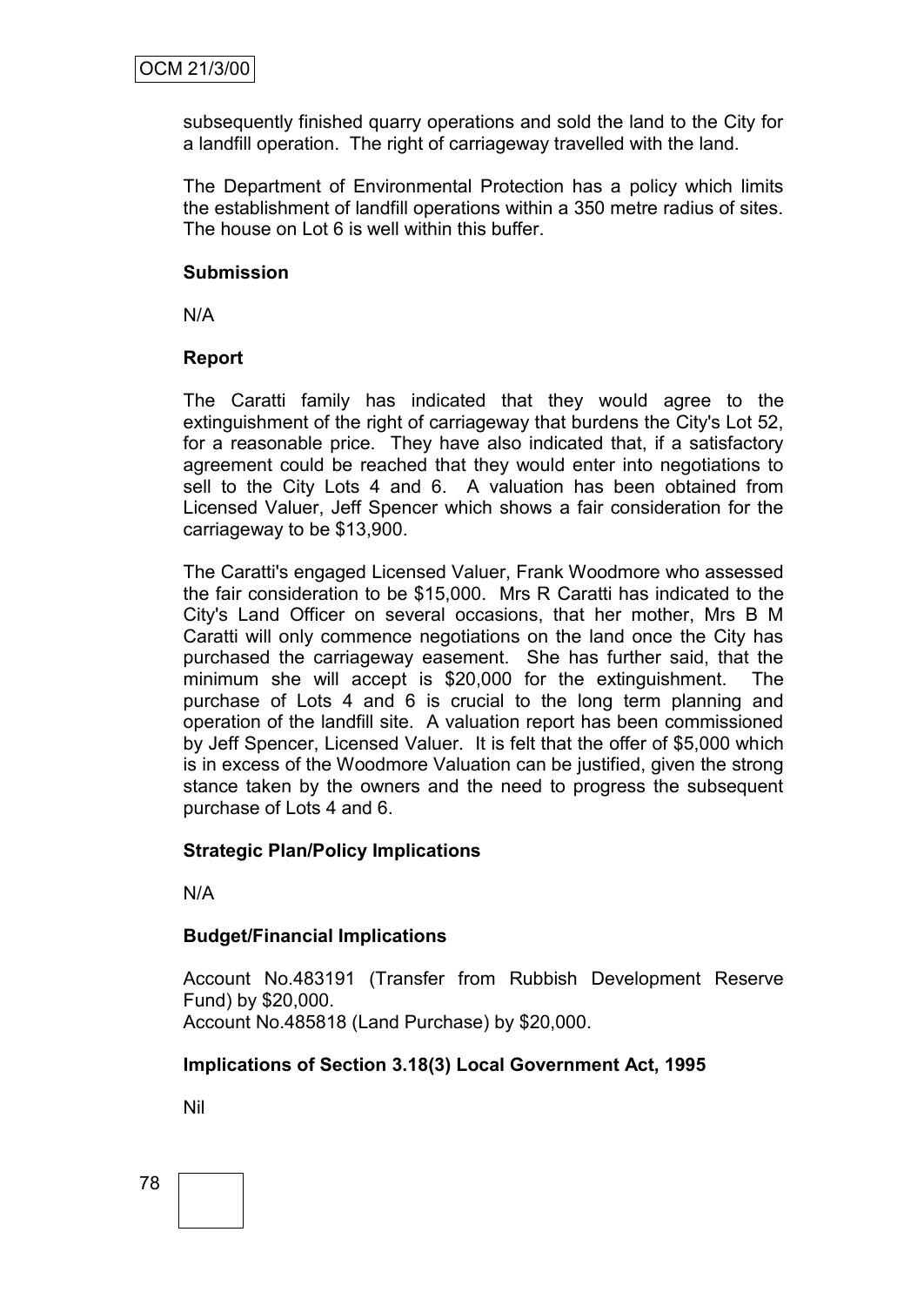subsequently finished quarry operations and sold the land to the City for a landfill operation. The right of carriageway travelled with the land.

The Department of Environmental Protection has a policy which limits the establishment of landfill operations within a 350 metre radius of sites. The house on Lot 6 is well within this buffer.

**Submission**

N/A

**Report**

The Caratti family has indicated that they would agree to the extinguishment of the right of carriageway that burdens the City's Lot 52, for a reasonable price. They have also indicated that, if a satisfactory agreement could be reached that they would enter into negotiations to sell to the City Lots 4 and 6. A valuation has been obtained from Licensed Valuer, Jeff Spencer which shows a fair consideration for the carriageway to be $13,900.

The Caratti's engaged Licensed Valuer, Frank Woodmore who assessed the fair consideration to be $15,000. Mrs R Caratti has indicated to the City's Land Officer on several occasions, that her mother, Mrs B M Caratti will only commence negotiations on the land once the City has purchased the carriageway easement. She has further said, that the minimum she will accept is $20,000 for the extinguishment. The purchase of Lots 4 and 6 is crucial to the long term planning and operation of the landfill site. A valuation report has been commissioned by Jeff Spencer, Licensed Valuer. It is felt that the offer of $5,000 which is in excess of the Woodmore Valuation can be justified, given the strong stance taken by the owners and the need to progress the subsequent purchase of Lots 4 and 6.

**Strategic Plan/Policy Implications**

N/A

**Budget/Financial Implications**

Account No.483191 (Transfer from Rubbish Development Reserve Fund) by $20,000.
Account No.485818 (Land Purchase) by $20,000.

**Implications of Section 3.18(3) Local Government Act, 1995**

Nil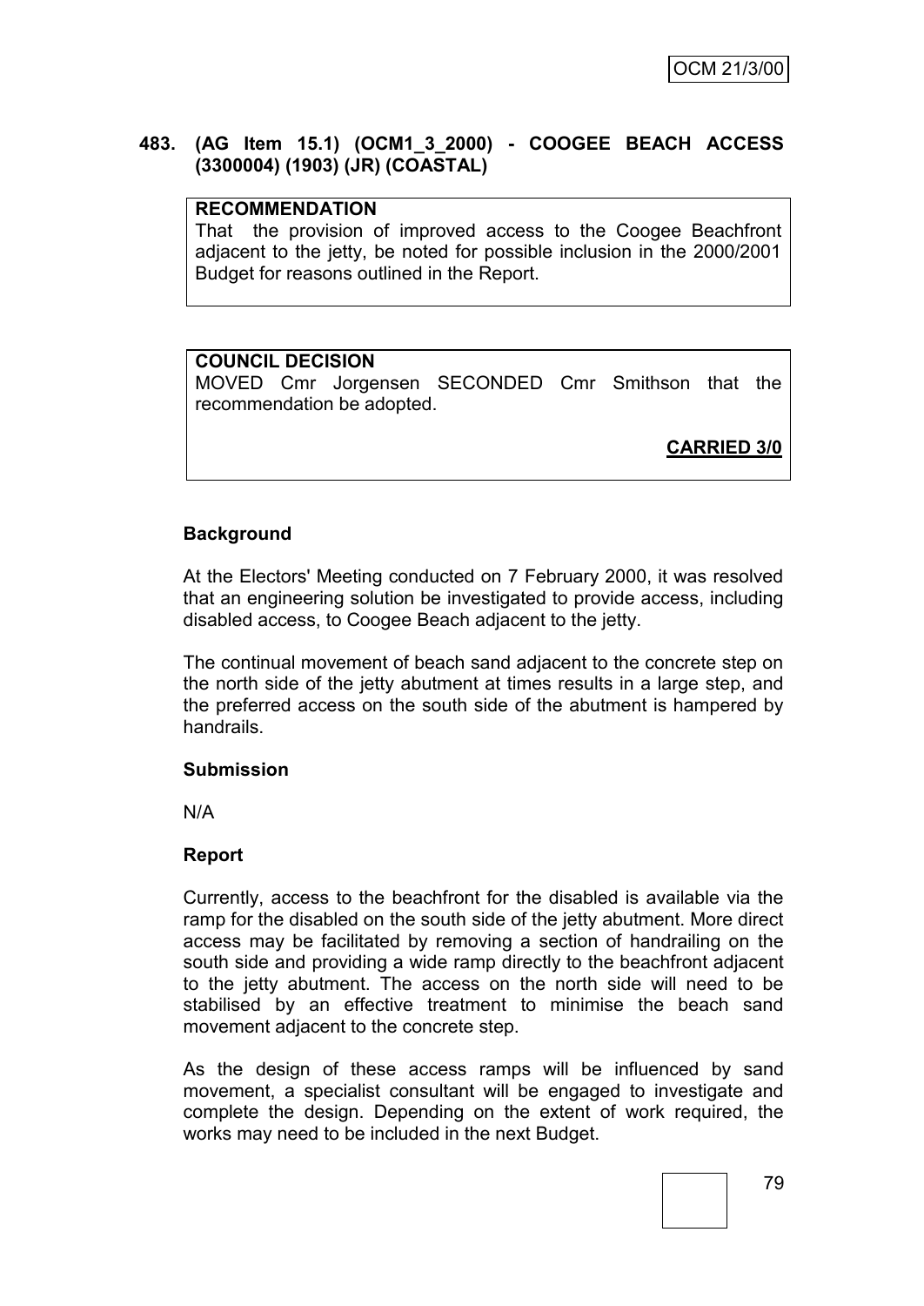## 483. (AG Item 15.1) (OCM1_3_2000) - COOGEE BEACH ACCESS (3300004) (1903) (JR) (COASTAL)

**RECOMMENDATION**

That the provision of improved access to the Coogee Beachfront adjacent to the jetty, be noted for possible inclusion in the 2000/2001 Budget for reasons outlined in the Report.

**COUNCIL DECISION**

MOVED Cmr Jorgensen SECONDED Cmr Smithson that the recommendation be adopted.

**CARRIED 3/0**

### Background

At the Electors' Meeting conducted on 7 February 2000, it was resolved that an engineering solution be investigated to provide access, including disabled access, to Coogee Beach adjacent to the jetty.

The continual movement of beach sand adjacent to the concrete step on the north side of the jetty abutment at times results in a large step, and the preferred access on the south side of the abutment is hampered by handrails.

### Submission

N/A

### Report

Currently, access to the beachfront for the disabled is available via the ramp for the disabled on the south side of the jetty abutment. More direct access may be facilitated by removing a section of handrailing on the south side and providing a wide ramp directly to the beachfront adjacent to the jetty abutment. The access on the north side will need to be stabilised by an effective treatment to minimise the beach sand movement adjacent to the concrete step.

As the design of these access ramps will be influenced by sand movement, a specialist consultant will be engaged to investigate and complete the design. Depending on the extent of work required, the works may need to be included in the next Budget.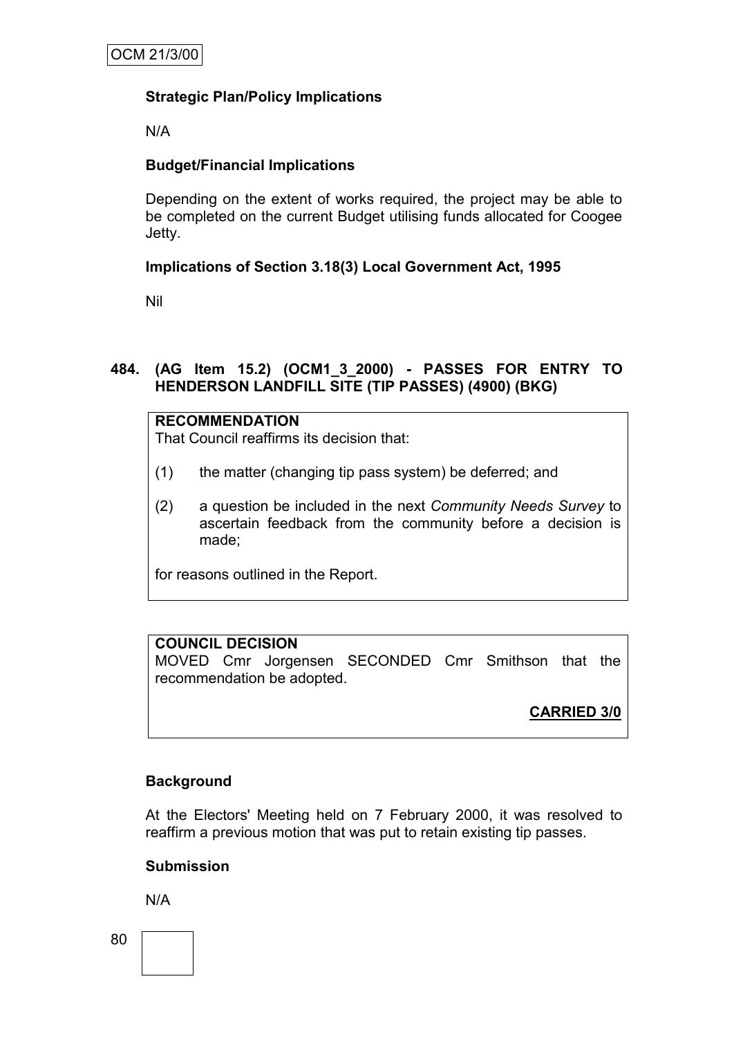**Strategic Plan/Policy Implications**

N/A

**Budget/Financial Implications**

Depending on the extent of works required, the project may be able to be completed on the current Budget utilising funds allocated for Coogee Jetty.

**Implications of Section 3.18(3) Local Government Act, 1995**

Nil

**484. (AG Item 15.2) (OCM1_3_2000) - PASSES FOR ENTRY TO HENDERSON LANDFILL SITE (TIP PASSES) (4900) (BKG)**

**RECOMMENDATION**

That Council reaffirms its decision that:

(1) the matter (changing tip pass system) be deferred; and

(2) a question be included in the next *Community Needs Survey* to ascertain feedback from the community before a decision is made;

for reasons outlined in the Report.

**COUNCIL DECISION**

MOVED Cmr Jorgensen SECONDED Cmr Smithson that the recommendation be adopted.

**CARRIED 3/0**

**Background**

At the Electors' Meeting held on 7 February 2000, it was resolved to reaffirm a previous motion that was put to retain existing tip passes.

**Submission**

N/A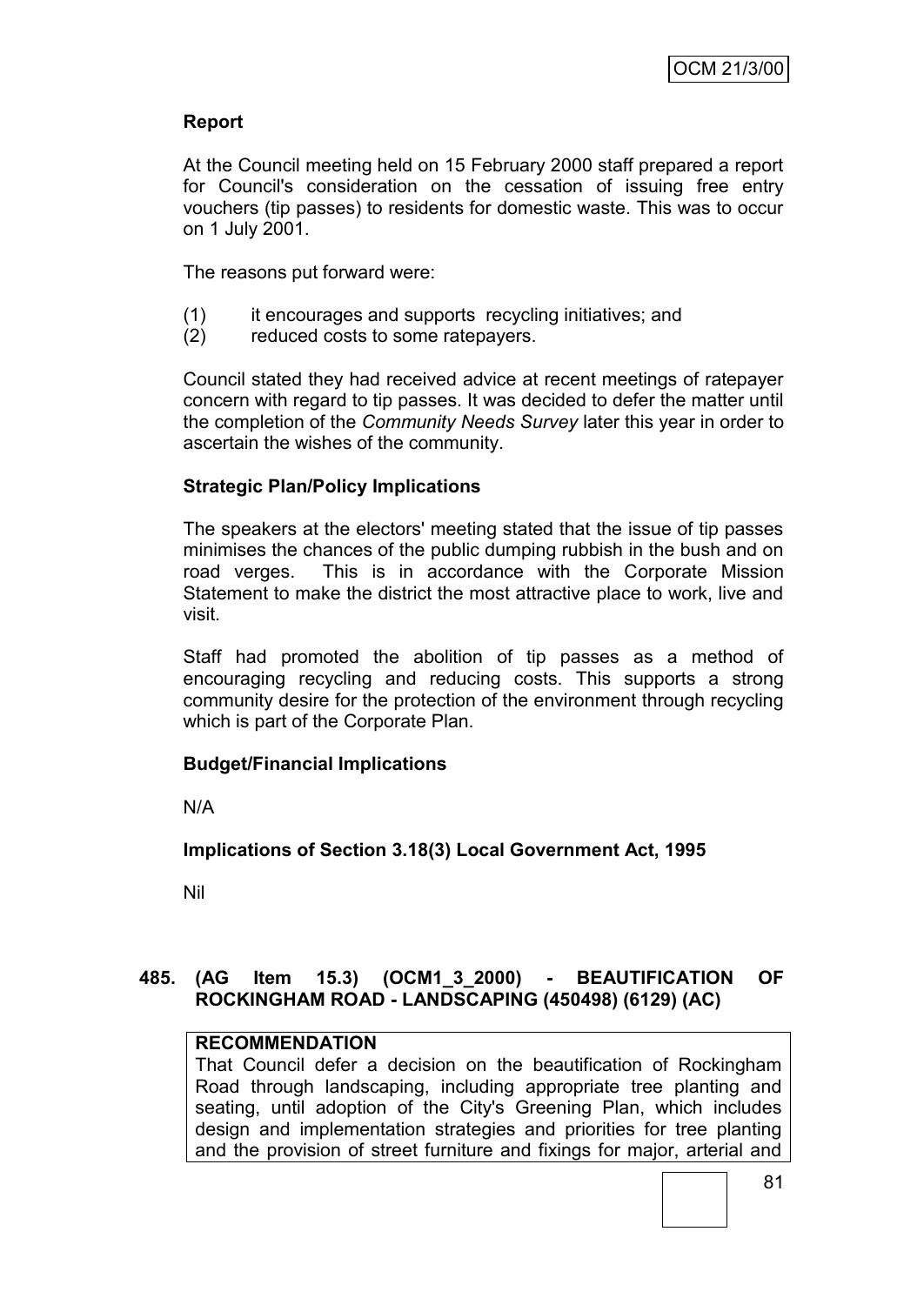**Report**

At the Council meeting held on 15 February 2000 staff prepared a report for Council's consideration on the cessation of issuing free entry vouchers (tip passes) to residents for domestic waste. This was to occur on 1 July 2001.

The reasons put forward were:

(1) it encourages and supports recycling initiatives; and
(2) reduced costs to some ratepayers.

Council stated they had received advice at recent meetings of ratepayer concern with regard to tip passes. It was decided to defer the matter until the completion of the *Community Needs Survey* later this year in order to ascertain the wishes of the community.

**Strategic Plan/Policy Implications**

The speakers at the electors' meeting stated that the issue of tip passes minimises the chances of the public dumping rubbish in the bush and on road verges. This is in accordance with the Corporate Mission Statement to make the district the most attractive place to work, live and visit.

Staff had promoted the abolition of tip passes as a method of encouraging recycling and reducing costs. This supports a strong community desire for the protection of the environment through recycling which is part of the Corporate Plan.

**Budget/Financial Implications**

N/A

**Implications of Section 3.18(3) Local Government Act, 1995**

Nil

**485. (AG Item 15.3) (OCM1_3_2000) - BEAUTIFICATION OF ROCKINGHAM ROAD - LANDSCAPING (450498) (6129) (AC)**

**RECOMMENDATION**
That Council defer a decision on the beautification of Rockingham Road through landscaping, including appropriate tree planting and seating, until adoption of the City's Greening Plan, which includes design and implementation strategies and priorities for tree planting and the provision of street furniture and fixings for major, arterial and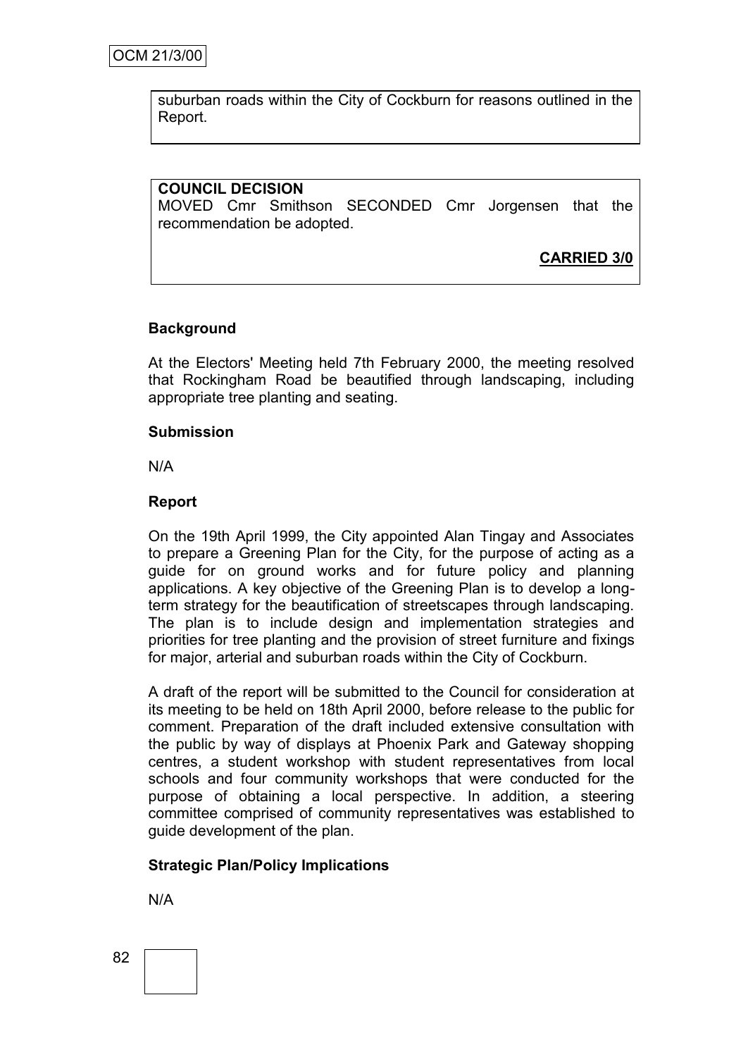suburban roads within the City of Cockburn for reasons outlined in the Report.

**COUNCIL DECISION**
MOVED Cmr Smithson SECONDED Cmr Jorgensen that the recommendation be adopted.

**CARRIED 3/0**

**Background**

At the Electors' Meeting held 7th February 2000, the meeting resolved that Rockingham Road be beautified through landscaping, including appropriate tree planting and seating.

**Submission**

N/A

**Report**

On the 19th April 1999, the City appointed Alan Tingay and Associates to prepare a Greening Plan for the City, for the purpose of acting as a guide for on ground works and for future policy and planning applications. A key objective of the Greening Plan is to develop a long-term strategy for the beautification of streetscapes through landscaping. The plan is to include design and implementation strategies and priorities for tree planting and the provision of street furniture and fixings for major, arterial and suburban roads within the City of Cockburn.

A draft of the report will be submitted to the Council for consideration at its meeting to be held on 18th April 2000, before release to the public for comment. Preparation of the draft included extensive consultation with the public by way of displays at Phoenix Park and Gateway shopping centres, a student workshop with student representatives from local schools and four community workshops that were conducted for the purpose of obtaining a local perspective. In addition, a steering committee comprised of community representatives was established to guide development of the plan.

**Strategic Plan/Policy Implications**

N/A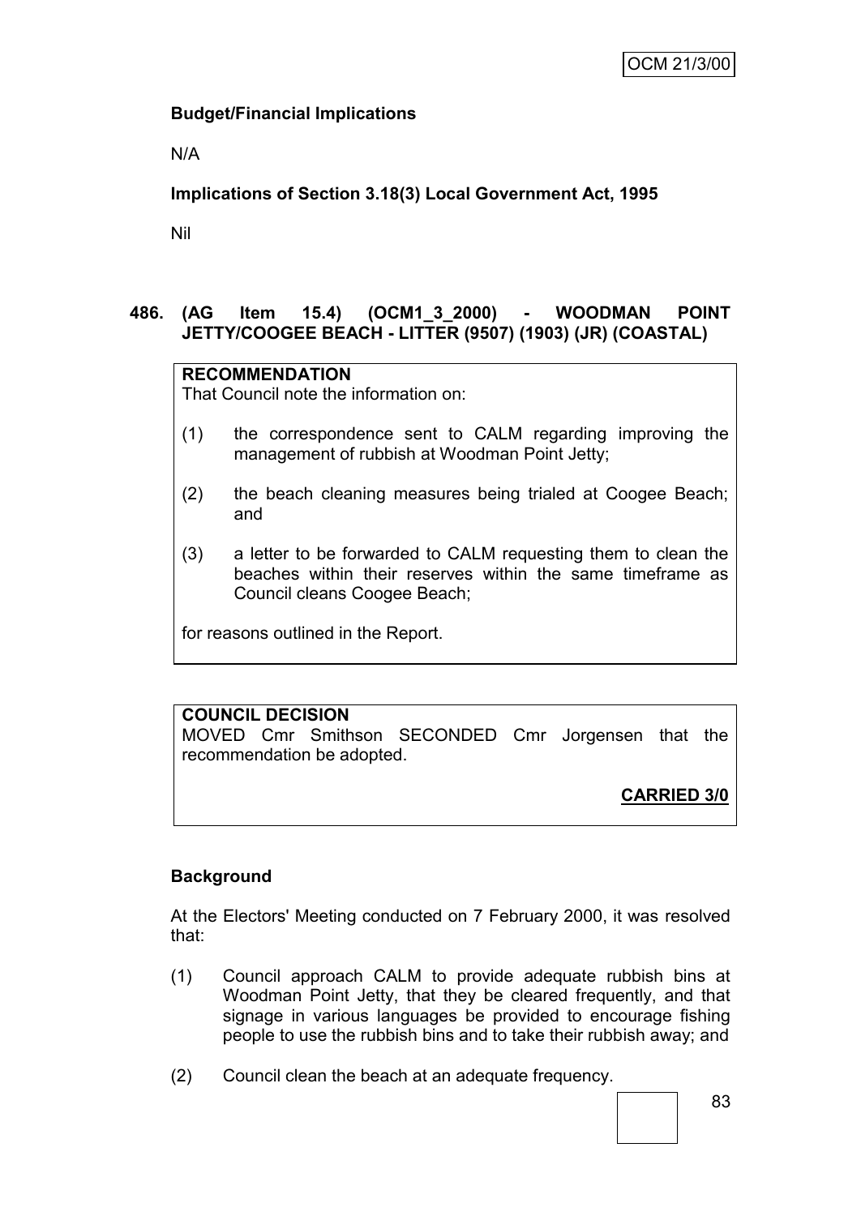**Budget/Financial Implications**

N/A

**Implications of Section 3.18(3) Local Government Act, 1995**

Nil

## 486. (AG Item 15.4) (OCM1_3_2000) - WOODMAN POINT JETTY/COOGEE BEACH - LITTER (9507) (1903) (JR) (COASTAL)

**RECOMMENDATION**
That Council note the information on:

(1) the correspondence sent to CALM regarding improving the management of rubbish at Woodman Point Jetty;

(2) the beach cleaning measures being trialed at Coogee Beach; and

(3) a letter to be forwarded to CALM requesting them to clean the beaches within their reserves within the same timeframe as Council cleans Coogee Beach;

for reasons outlined in the Report.

**COUNCIL DECISION**
MOVED Cmr Smithson SECONDED Cmr Jorgensen that the recommendation be adopted.

**CARRIED 3/0**

**Background**

At the Electors' Meeting conducted on 7 February 2000, it was resolved that:

(1) Council approach CALM to provide adequate rubbish bins at Woodman Point Jetty, that they be cleared frequently, and that signage in various languages be provided to encourage fishing people to use the rubbish bins and to take their rubbish away; and

(2) Council clean the beach at an adequate frequency.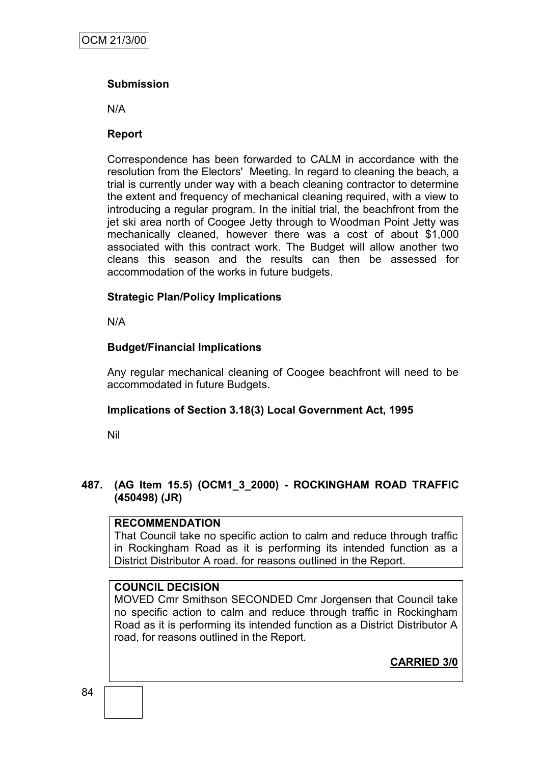**Submission**

N/A

**Report**

Correspondence has been forwarded to CALM in accordance with the resolution from the Electors' Meeting. In regard to cleaning the beach, a trial is currently under way with a beach cleaning contractor to determine the extent and frequency of mechanical cleaning required, with a view to introducing a regular program. In the initial trial, the beachfront from the jet ski area north of Coogee Jetty through to Woodman Point Jetty was mechanically cleaned, however there was a cost of about $1,000 associated with this contract work. The Budget will allow another two cleans this season and the results can then be assessed for accommodation of the works in future budgets.

**Strategic Plan/Policy Implications**

N/A

**Budget/Financial Implications**

Any regular mechanical cleaning of Coogee beachfront will need to be accommodated in future Budgets.

**Implications of Section 3.18(3) Local Government Act, 1995**

Nil

## 487. (AG Item 15.5) (OCM1_3_2000) - ROCKINGHAM ROAD TRAFFIC (450498) (JR)

**RECOMMENDATION**

That Council take no specific action to calm and reduce through traffic in Rockingham Road as it is performing its intended function as a District Distributor A road. for reasons outlined in the Report.

**COUNCIL DECISION**

MOVED Cmr Smithson SECONDED Cmr Jorgensen that Council take no specific action to calm and reduce through traffic in Rockingham Road as it is performing its intended function as a District Distributor A road, for reasons outlined in the Report.

**CARRIED 3/0**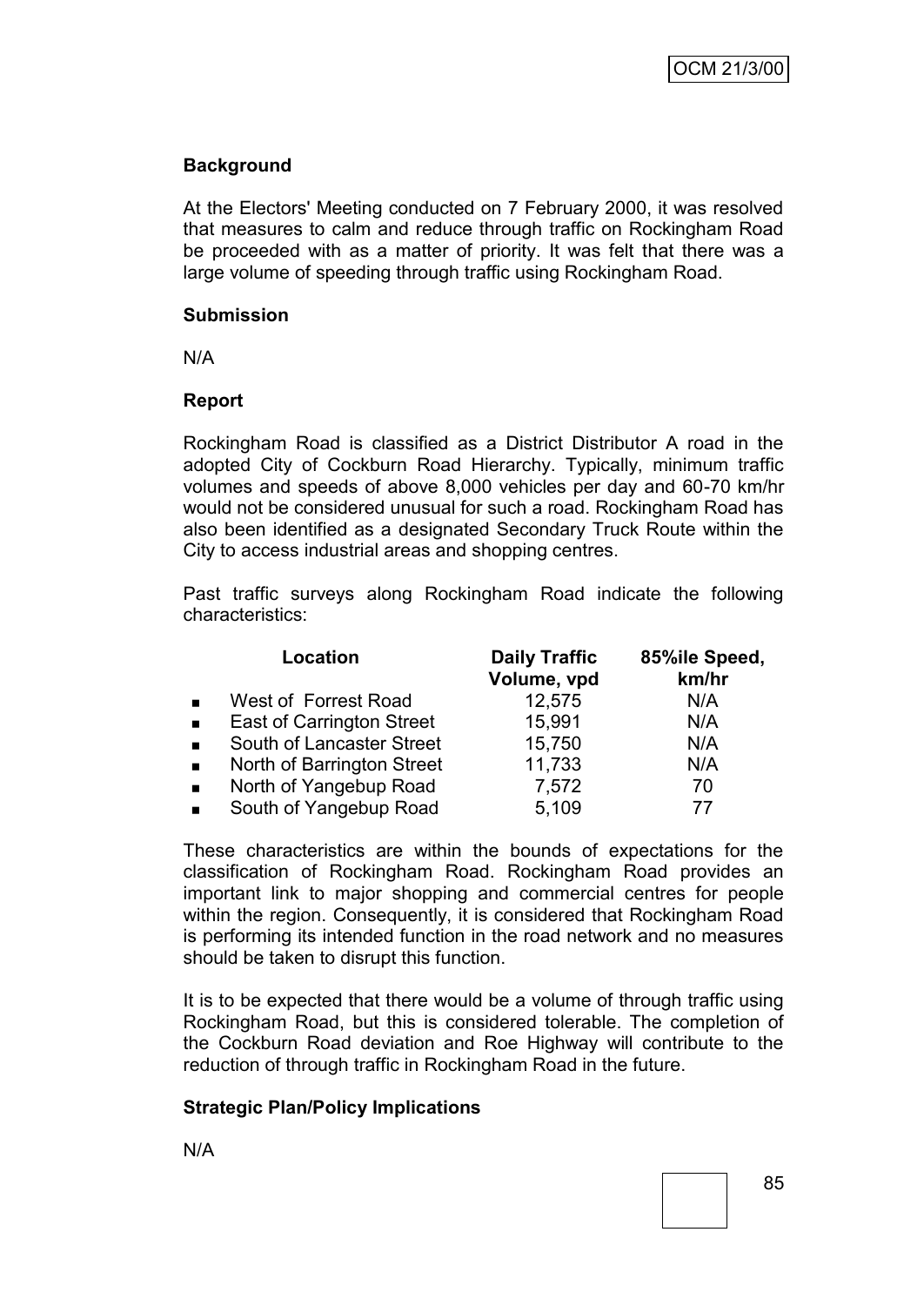**Background**

At the Electors' Meeting conducted on 7 February 2000, it was resolved that measures to calm and reduce through traffic on Rockingham Road be proceeded with as a matter of priority. It was felt that there was a large volume of speeding through traffic using Rockingham Road.

**Submission**

N/A

**Report**

Rockingham Road is classified as a District Distributor A road in the adopted City of Cockburn Road Hierarchy. Typically, minimum traffic volumes and speeds of above 8,000 vehicles per day and 60-70 km/hr would not be considered unusual for such a road. Rockingham Road has also been identified as a designated Secondary Truck Route within the City to access industrial areas and shopping centres.

Past traffic surveys along Rockingham Road indicate the following characteristics:

| Location | Daily Traffic Volume, vpd | 85%ile Speed, km/hr |
|---|---|---|
| ▪ West of Forrest Road | 12,575 | N/A |
| ▪ East of Carrington Street | 15,991 | N/A |
| ▪ South of Lancaster Street | 15,750 | N/A |
| ▪ North of Barrington Street | 11,733 | N/A |
| ▪ North of Yangebup Road | 7,572 | 70 |
| ▪ South of Yangebup Road | 5,109 | 77 |

These characteristics are within the bounds of expectations for the classification of Rockingham Road. Rockingham Road provides an important link to major shopping and commercial centres for people within the region. Consequently, it is considered that Rockingham Road is performing its intended function in the road network and no measures should be taken to disrupt this function.

It is to be expected that there would be a volume of through traffic using Rockingham Road, but this is considered tolerable. The completion of the Cockburn Road deviation and Roe Highway will contribute to the reduction of through traffic in Rockingham Road in the future.

**Strategic Plan/Policy Implications**

N/A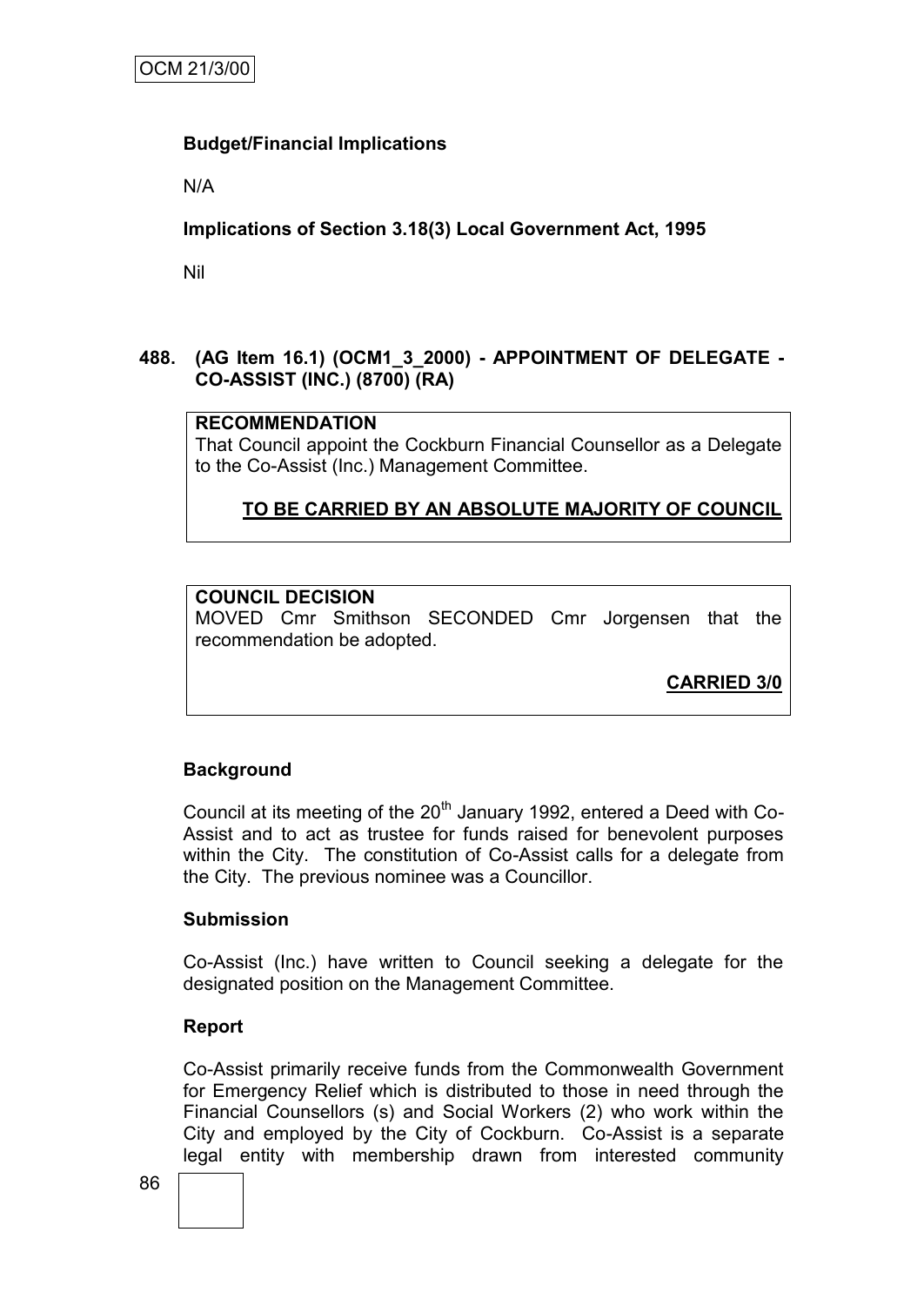**Budget/Financial Implications**

N/A

**Implications of Section 3.18(3) Local Government Act, 1995**

Nil

**488. (AG Item 16.1) (OCM1_3_2000) - APPOINTMENT OF DELEGATE - CO-ASSIST (INC.) (8700) (RA)**

**RECOMMENDATION**
That Council appoint the Cockburn Financial Counsellor as a Delegate to the Co-Assist (Inc.) Management Committee.

**TO BE CARRIED BY AN ABSOLUTE MAJORITY OF COUNCIL**

**COUNCIL DECISION**
MOVED Cmr Smithson SECONDED Cmr Jorgensen that the recommendation be adopted.

**CARRIED 3/0**

**Background**

Council at its meeting of the 20th January 1992, entered a Deed with Co-Assist and to act as trustee for funds raised for benevolent purposes within the City. The constitution of Co-Assist calls for a delegate from the City. The previous nominee was a Councillor.

**Submission**

Co-Assist (Inc.) have written to Council seeking a delegate for the designated position on the Management Committee.

**Report**

Co-Assist primarily receive funds from the Commonwealth Government for Emergency Relief which is distributed to those in need through the Financial Counsellors (s) and Social Workers (2) who work within the City and employed by the City of Cockburn. Co-Assist is a separate legal entity with membership drawn from interested community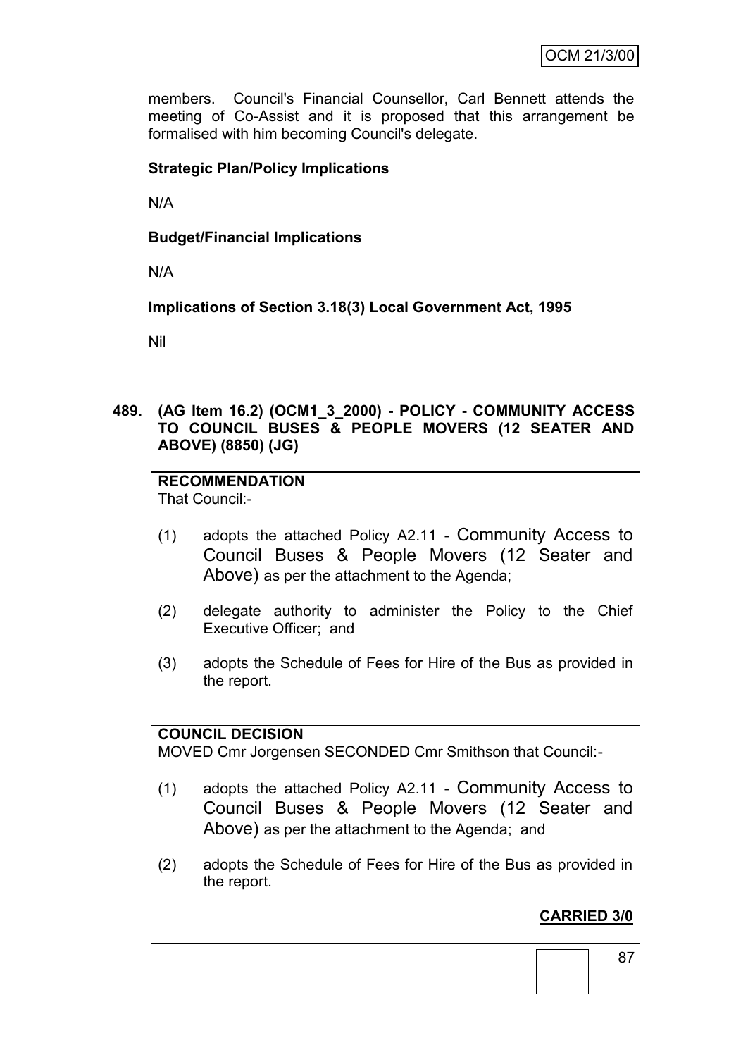members. Council's Financial Counsellor, Carl Bennett attends the meeting of Co-Assist and it is proposed that this arrangement be formalised with him becoming Council's delegate.

**Strategic Plan/Policy Implications**

N/A

**Budget/Financial Implications**

N/A

**Implications of Section 3.18(3) Local Government Act, 1995**

Nil

**489. (AG Item 16.2) (OCM1_3_2000) - POLICY - COMMUNITY ACCESS TO COUNCIL BUSES & PEOPLE MOVERS (12 SEATER AND ABOVE) (8850) (JG)**

**RECOMMENDATION**

That Council:-

(1) adopts the attached Policy A2.11 - Community Access to Council Buses & People Movers (12 Seater and Above) as per the attachment to the Agenda;

(2) delegate authority to administer the Policy to the Chief Executive Officer; and

(3) adopts the Schedule of Fees for Hire of the Bus as provided in the report.

**COUNCIL DECISION**

MOVED Cmr Jorgensen SECONDED Cmr Smithson that Council:-

(1) adopts the attached Policy A2.11 - Community Access to Council Buses & People Movers (12 Seater and Above) as per the attachment to the Agenda; and

(2) adopts the Schedule of Fees for Hire of the Bus as provided in the report.

**CARRIED 3/0**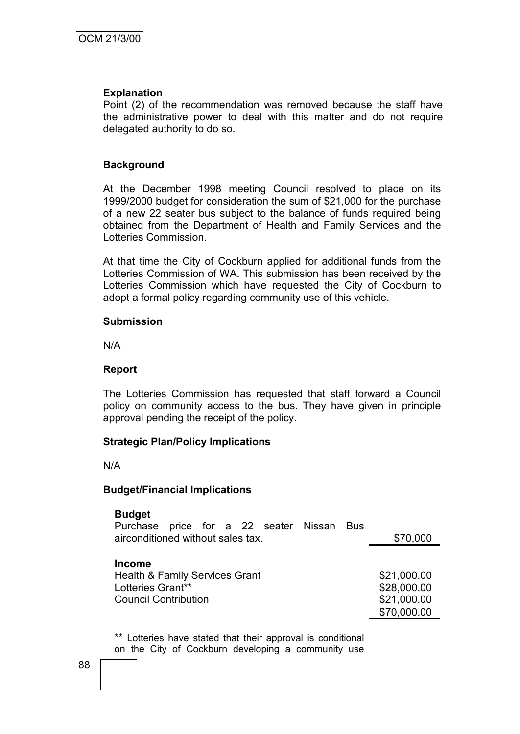**Explanation**

Point (2) of the recommendation was removed because the staff have the administrative power to deal with this matter and do not require delegated authority to do so.

**Background**

At the December 1998 meeting Council resolved to place on its 1999/2000 budget for consideration the sum of $21,000 for the purchase of a new 22 seater bus subject to the balance of funds required being obtained from the Department of Health and Family Services and the Lotteries Commission.

At that time the City of Cockburn applied for additional funds from the Lotteries Commission of WA. This submission has been received by the Lotteries Commission which have requested the City of Cockburn to adopt a formal policy regarding community use of this vehicle.

**Submission**

N/A

**Report**

The Lotteries Commission has requested that staff forward a Council policy on community access to the bus. They have given in principle approval pending the receipt of the policy.

**Strategic Plan/Policy Implications**

N/A

**Budget/Financial Implications**

**Budget**

| | |
|---|---|
| Purchase price for a 22 seater Nissan Bus airconditioned without sales tax. | $70,000 |

**Income**

| | |
|---|---|
| Health & Family Services Grant | $21,000.00 |
| Lotteries Grant** | $28,000.00 |
| Council Contribution | $21,000.00 |
| | $70,000.00 |

** Lotteries have stated that their approval is conditional on the City of Cockburn developing a community use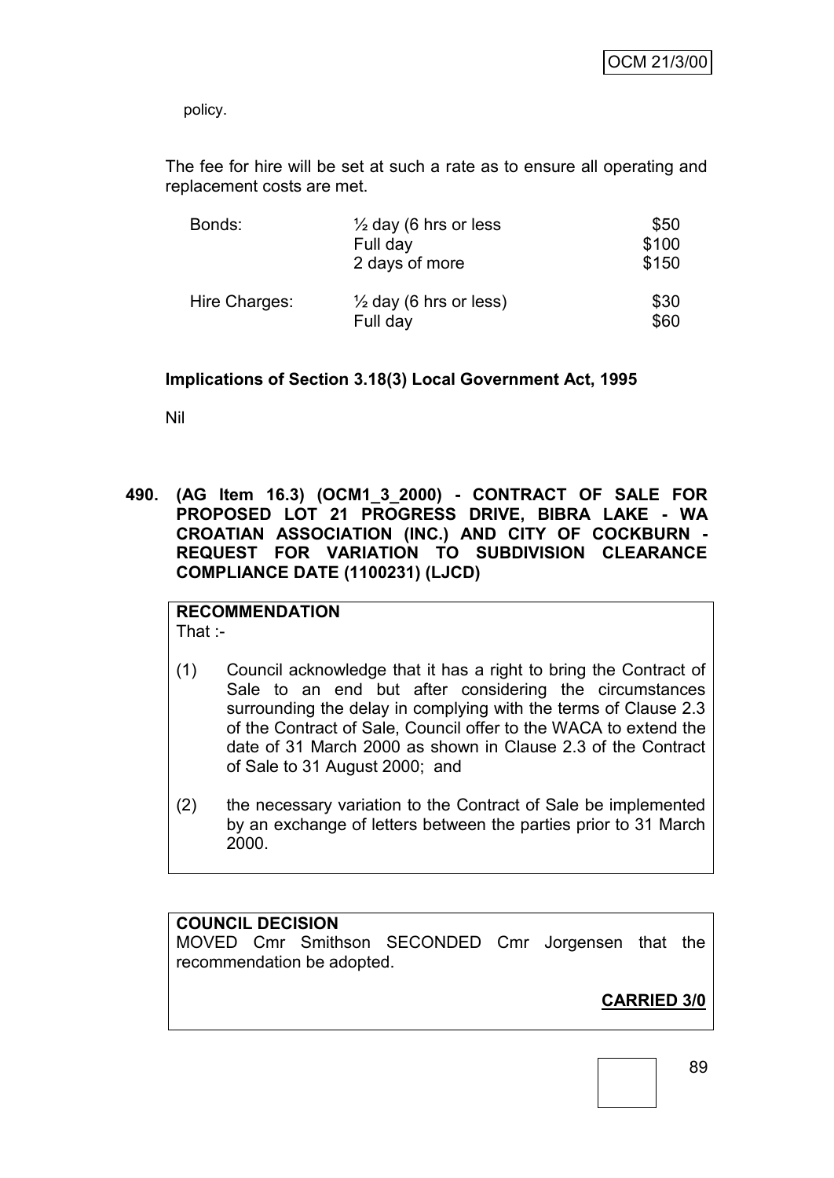policy.

The fee for hire will be set at such a rate as to ensure all operating and replacement costs are met.

| | | |
|---|---|---|
| Bonds: | ½ day (6 hrs or less | $50 |
| | Full day | $100 |
| | 2 days of more | $150 |
| Hire Charges: | ½ day (6 hrs or less) | $30 |
| | Full day | $60 |

**Implications of Section 3.18(3) Local Government Act, 1995**

Nil

**490. (AG Item 16.3) (OCM1_3_2000) - CONTRACT OF SALE FOR PROPOSED LOT 21 PROGRESS DRIVE, BIBRA LAKE - WA CROATIAN ASSOCIATION (INC.) AND CITY OF COCKBURN - REQUEST FOR VARIATION TO SUBDIVISION CLEARANCE COMPLIANCE DATE (1100231) (LJCD)**

**RECOMMENDATION**
That :-

(1) Council acknowledge that it has a right to bring the Contract of Sale to an end but after considering the circumstances surrounding the delay in complying with the terms of Clause 2.3 of the Contract of Sale, Council offer to the WACA to extend the date of 31 March 2000 as shown in Clause 2.3 of the Contract of Sale to 31 August 2000; and

(2) the necessary variation to the Contract of Sale be implemented by an exchange of letters between the parties prior to 31 March 2000.

**COUNCIL DECISION**
MOVED Cmr Smithson SECONDED Cmr Jorgensen that the recommendation be adopted.

**CARRIED 3/0**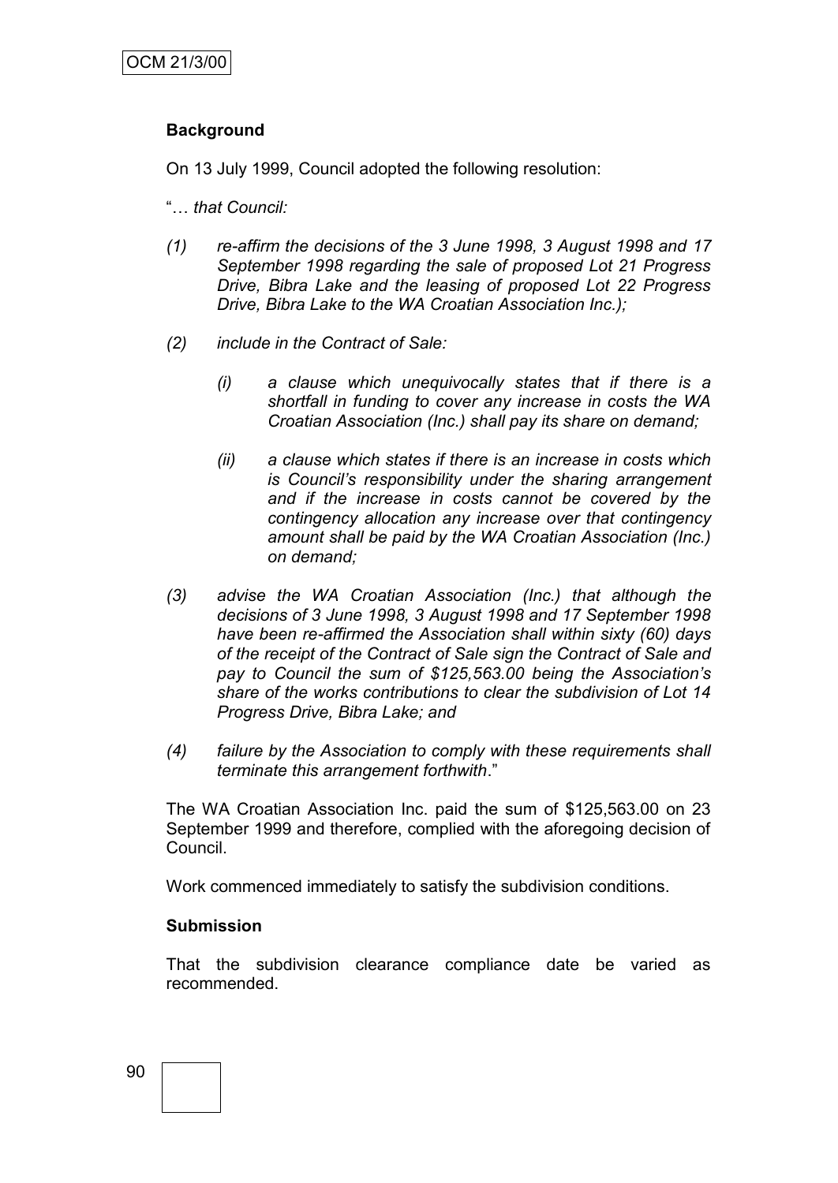**Background**

On 13 July 1999, Council adopted the following resolution:

"*… that Council:*

*(1) re-affirm the decisions of the 3 June 1998, 3 August 1998 and 17 September 1998 regarding the sale of proposed Lot 21 Progress Drive, Bibra Lake and the leasing of proposed Lot 22 Progress Drive, Bibra Lake to the WA Croatian Association Inc.);*

*(2) include in the Contract of Sale:*

*(i) a clause which unequivocally states that if there is a shortfall in funding to cover any increase in costs the WA Croatian Association (Inc.) shall pay its share on demand;*

*(ii) a clause which states if there is an increase in costs which is Council's responsibility under the sharing arrangement and if the increase in costs cannot be covered by the contingency allocation any increase over that contingency amount shall be paid by the WA Croatian Association (Inc.) on demand;*

*(3) advise the WA Croatian Association (Inc.) that although the decisions of 3 June 1998, 3 August 1998 and 17 September 1998 have been re-affirmed the Association shall within sixty (60) days of the receipt of the Contract of Sale sign the Contract of Sale and pay to Council the sum of $125,563.00 being the Association's share of the works contributions to clear the subdivision of Lot 14 Progress Drive, Bibra Lake; and*

*(4) failure by the Association to comply with these requirements shall terminate this arrangement forthwith*."

The WA Croatian Association Inc. paid the sum of $125,563.00 on 23 September 1999 and therefore, complied with the aforegoing decision of Council.

Work commenced immediately to satisfy the subdivision conditions.

**Submission**

That the subdivision clearance compliance date be varied as recommended.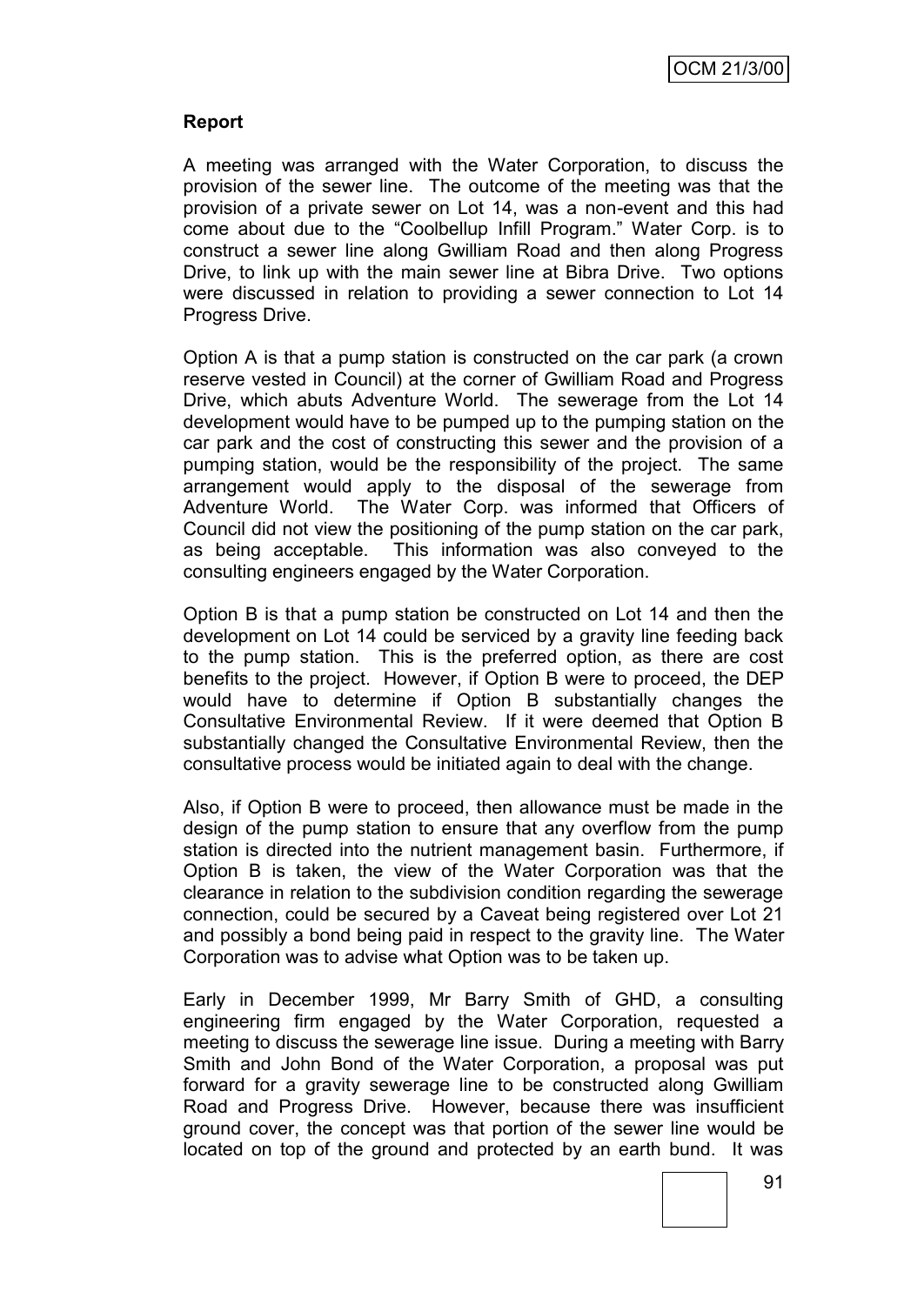**Report**

A meeting was arranged with the Water Corporation, to discuss the provision of the sewer line. The outcome of the meeting was that the provision of a private sewer on Lot 14, was a non-event and this had come about due to the "Coolbellup Infill Program." Water Corp. is to construct a sewer line along Gwilliam Road and then along Progress Drive, to link up with the main sewer line at Bibra Drive. Two options were discussed in relation to providing a sewer connection to Lot 14 Progress Drive.

Option A is that a pump station is constructed on the car park (a crown reserve vested in Council) at the corner of Gwilliam Road and Progress Drive, which abuts Adventure World. The sewerage from the Lot 14 development would have to be pumped up to the pumping station on the car park and the cost of constructing this sewer and the provision of a pumping station, would be the responsibility of the project. The same arrangement would apply to the disposal of the sewerage from Adventure World. The Water Corp. was informed that Officers of Council did not view the positioning of the pump station on the car park, as being acceptable. This information was also conveyed to the consulting engineers engaged by the Water Corporation.

Option B is that a pump station be constructed on Lot 14 and then the development on Lot 14 could be serviced by a gravity line feeding back to the pump station. This is the preferred option, as there are cost benefits to the project. However, if Option B were to proceed, the DEP would have to determine if Option B substantially changes the Consultative Environmental Review. If it were deemed that Option B substantially changed the Consultative Environmental Review, then the consultative process would be initiated again to deal with the change.

Also, if Option B were to proceed, then allowance must be made in the design of the pump station to ensure that any overflow from the pump station is directed into the nutrient management basin. Furthermore, if Option B is taken, the view of the Water Corporation was that the clearance in relation to the subdivision condition regarding the sewerage connection, could be secured by a Caveat being registered over Lot 21 and possibly a bond being paid in respect to the gravity line. The Water Corporation was to advise what Option was to be taken up.

Early in December 1999, Mr Barry Smith of GHD, a consulting engineering firm engaged by the Water Corporation, requested a meeting to discuss the sewerage line issue. During a meeting with Barry Smith and John Bond of the Water Corporation, a proposal was put forward for a gravity sewerage line to be constructed along Gwilliam Road and Progress Drive. However, because there was insufficient ground cover, the concept was that portion of the sewer line would be located on top of the ground and protected by an earth bund. It was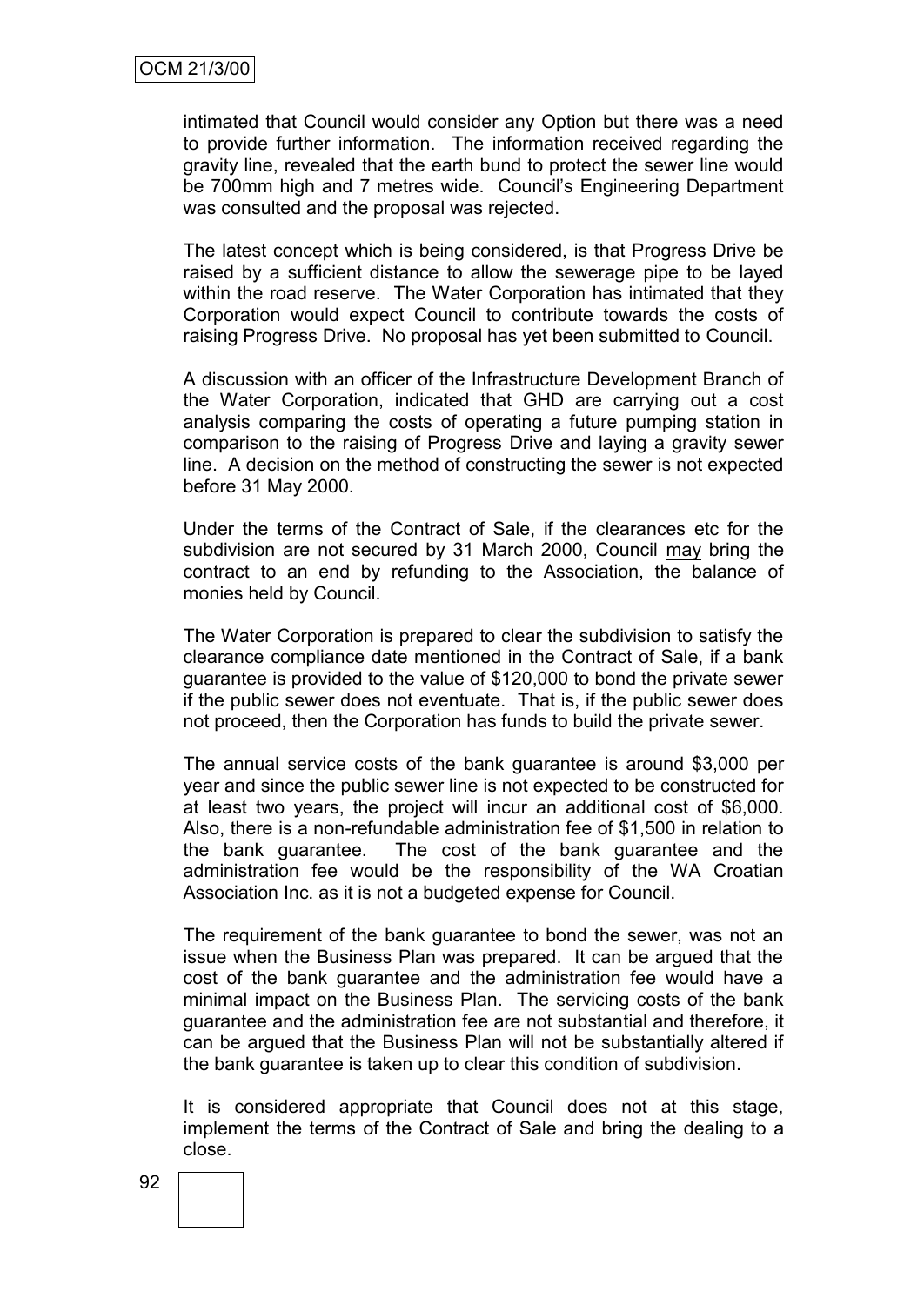intimated that Council would consider any Option but there was a need to provide further information. The information received regarding the gravity line, revealed that the earth bund to protect the sewer line would be 700mm high and 7 metres wide. Council's Engineering Department was consulted and the proposal was rejected.

The latest concept which is being considered, is that Progress Drive be raised by a sufficient distance to allow the sewerage pipe to be layed within the road reserve. The Water Corporation has intimated that they Corporation would expect Council to contribute towards the costs of raising Progress Drive. No proposal has yet been submitted to Council.

A discussion with an officer of the Infrastructure Development Branch of the Water Corporation, indicated that GHD are carrying out a cost analysis comparing the costs of operating a future pumping station in comparison to the raising of Progress Drive and laying a gravity sewer line. A decision on the method of constructing the sewer is not expected before 31 May 2000.

Under the terms of the Contract of Sale, if the clearances etc for the subdivision are not secured by 31 March 2000, Council may bring the contract to an end by refunding to the Association, the balance of monies held by Council.

The Water Corporation is prepared to clear the subdivision to satisfy the clearance compliance date mentioned in the Contract of Sale, if a bank guarantee is provided to the value of $120,000 to bond the private sewer if the public sewer does not eventuate. That is, if the public sewer does not proceed, then the Corporation has funds to build the private sewer.

The annual service costs of the bank guarantee is around $3,000 per year and since the public sewer line is not expected to be constructed for at least two years, the project will incur an additional cost of $6,000. Also, there is a non-refundable administration fee of $1,500 in relation to the bank guarantee. The cost of the bank guarantee and the administration fee would be the responsibility of the WA Croatian Association Inc. as it is not a budgeted expense for Council.

The requirement of the bank guarantee to bond the sewer, was not an issue when the Business Plan was prepared. It can be argued that the cost of the bank guarantee and the administration fee would have a minimal impact on the Business Plan. The servicing costs of the bank guarantee and the administration fee are not substantial and therefore, it can be argued that the Business Plan will not be substantially altered if the bank guarantee is taken up to clear this condition of subdivision.

It is considered appropriate that Council does not at this stage, implement the terms of the Contract of Sale and bring the dealing to a close.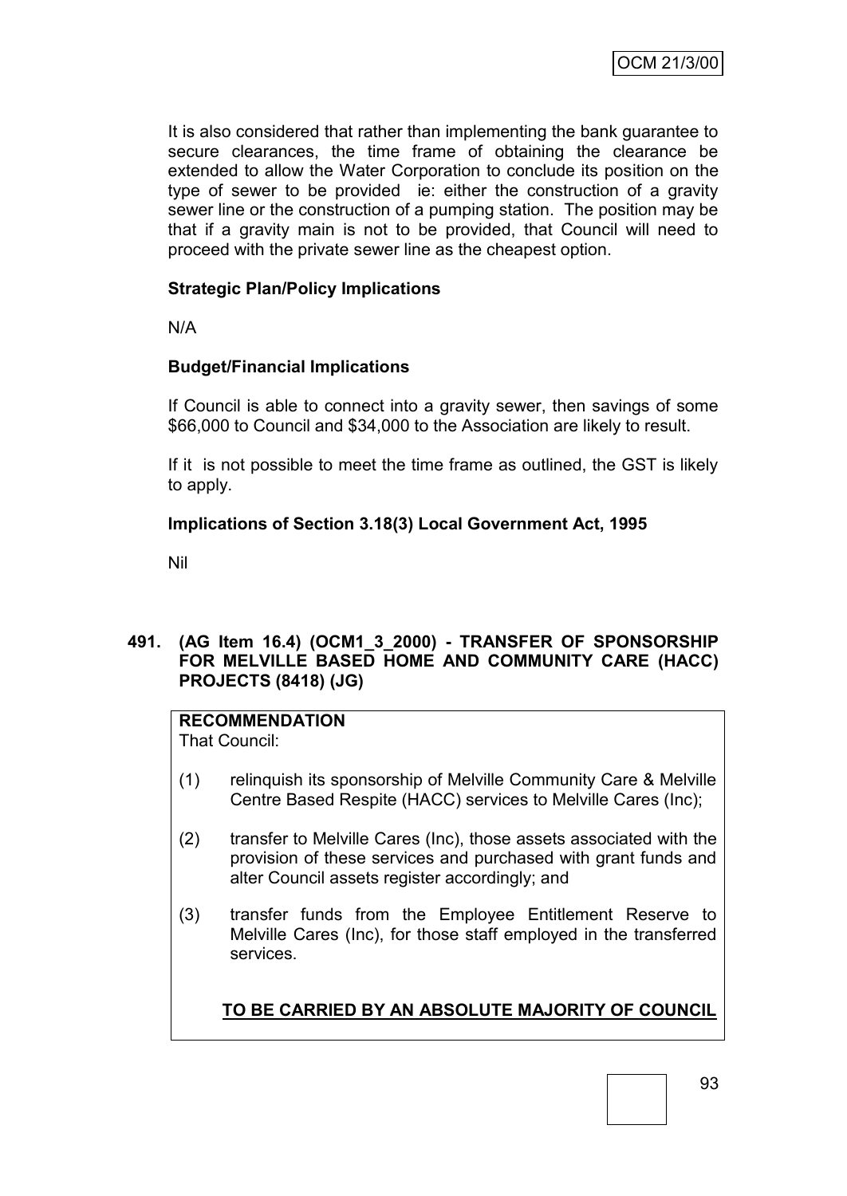It is also considered that rather than implementing the bank guarantee to secure clearances, the time frame of obtaining the clearance be extended to allow the Water Corporation to conclude its position on the type of sewer to be provided ie: either the construction of a gravity sewer line or the construction of a pumping station. The position may be that if a gravity main is not to be provided, that Council will need to proceed with the private sewer line as the cheapest option.

**Strategic Plan/Policy Implications**

N/A

**Budget/Financial Implications**

If Council is able to connect into a gravity sewer, then savings of some $66,000 to Council and $34,000 to the Association are likely to result.

If it is not possible to meet the time frame as outlined, the GST is likely to apply.

**Implications of Section 3.18(3) Local Government Act, 1995**

Nil

**491. (AG Item 16.4) (OCM1_3_2000) - TRANSFER OF SPONSORSHIP FOR MELVILLE BASED HOME AND COMMUNITY CARE (HACC) PROJECTS (8418) (JG)**

**RECOMMENDATION**

That Council:

(1) relinquish its sponsorship of Melville Community Care & Melville Centre Based Respite (HACC) services to Melville Cares (Inc);

(2) transfer to Melville Cares (Inc), those assets associated with the provision of these services and purchased with grant funds and alter Council assets register accordingly; and

(3) transfer funds from the Employee Entitlement Reserve to Melville Cares (Inc), for those staff employed in the transferred services.

**TO BE CARRIED BY AN ABSOLUTE MAJORITY OF COUNCIL**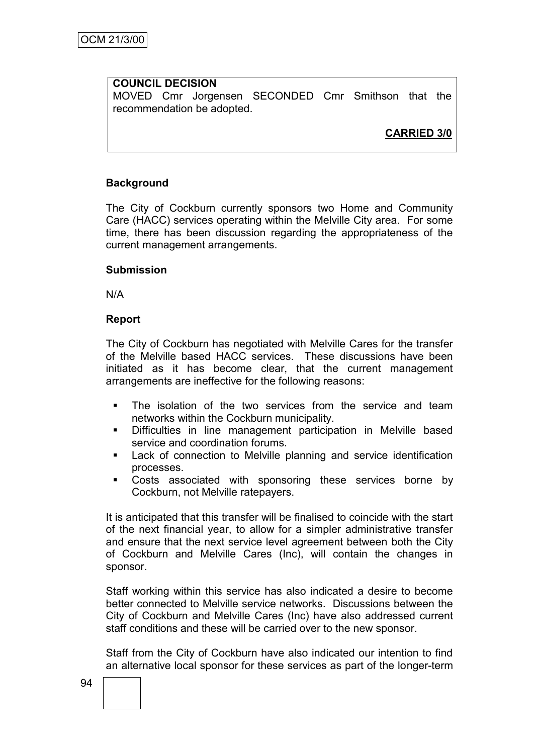**COUNCIL DECISION**

MOVED Cmr Jorgensen SECONDED Cmr Smithson that the recommendation be adopted.

**CARRIED 3/0**

**Background**

The City of Cockburn currently sponsors two Home and Community Care (HACC) services operating within the Melville City area. For some time, there has been discussion regarding the appropriateness of the current management arrangements.

**Submission**

N/A

**Report**

The City of Cockburn has negotiated with Melville Cares for the transfer of the Melville based HACC services. These discussions have been initiated as it has become clear, that the current management arrangements are ineffective for the following reasons:

- The isolation of the two services from the service and team networks within the Cockburn municipality.
- Difficulties in line management participation in Melville based service and coordination forums.
- Lack of connection to Melville planning and service identification processes.
- Costs associated with sponsoring these services borne by Cockburn, not Melville ratepayers.

It is anticipated that this transfer will be finalised to coincide with the start of the next financial year, to allow for a simpler administrative transfer and ensure that the next service level agreement between both the City of Cockburn and Melville Cares (Inc), will contain the changes in sponsor.

Staff working within this service has also indicated a desire to become better connected to Melville service networks. Discussions between the City of Cockburn and Melville Cares (Inc) have also addressed current staff conditions and these will be carried over to the new sponsor.

Staff from the City of Cockburn have also indicated our intention to find an alternative local sponsor for these services as part of the longer-term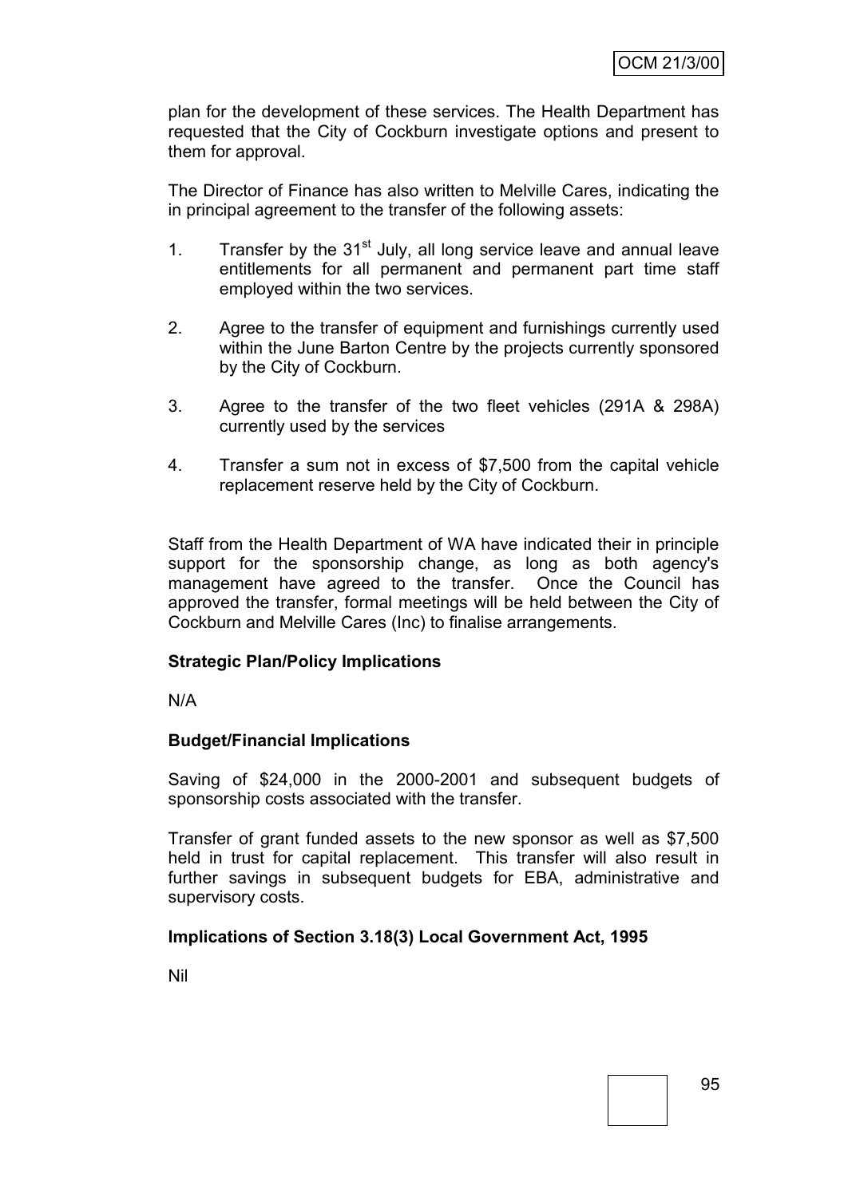plan for the development of these services. The Health Department has requested that the City of Cockburn investigate options and present to them for approval.

The Director of Finance has also written to Melville Cares, indicating the in principal agreement to the transfer of the following assets:

1. Transfer by the 31st July, all long service leave and annual leave entitlements for all permanent and permanent part time staff employed within the two services.

2. Agree to the transfer of equipment and furnishings currently used within the June Barton Centre by the projects currently sponsored by the City of Cockburn.

3. Agree to the transfer of the two fleet vehicles (291A & 298A) currently used by the services

4. Transfer a sum not in excess of $7,500 from the capital vehicle replacement reserve held by the City of Cockburn.

Staff from the Health Department of WA have indicated their in principle support for the sponsorship change, as long as both agency's management have agreed to the transfer. Once the Council has approved the transfer, formal meetings will be held between the City of Cockburn and Melville Cares (Inc) to finalise arrangements.

**Strategic Plan/Policy Implications**

N/A

**Budget/Financial Implications**

Saving of $24,000 in the 2000-2001 and subsequent budgets of sponsorship costs associated with the transfer.

Transfer of grant funded assets to the new sponsor as well as $7,500 held in trust for capital replacement. This transfer will also result in further savings in subsequent budgets for EBA, administrative and supervisory costs.

**Implications of Section 3.18(3) Local Government Act, 1995**

Nil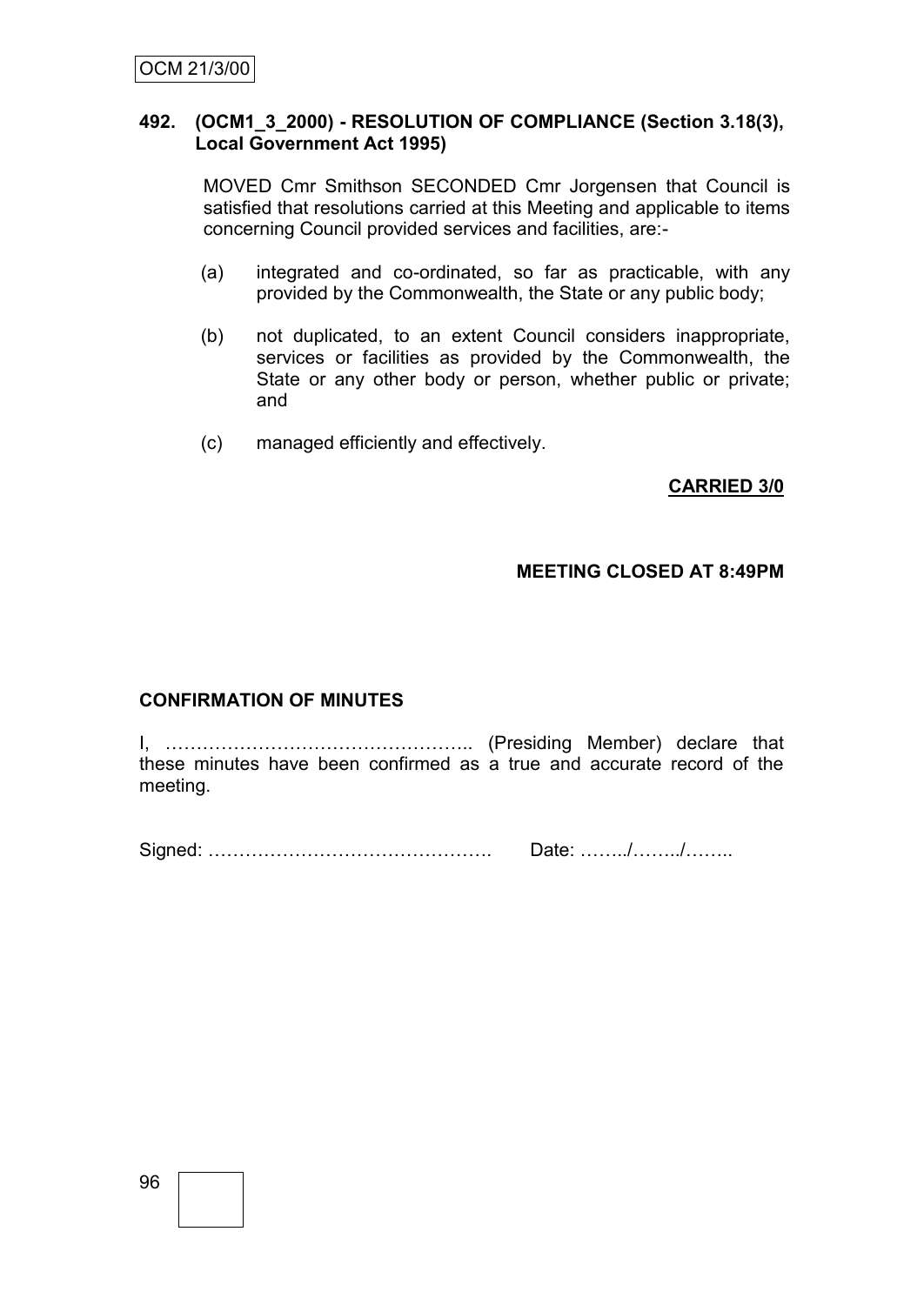**492. (OCM1_3_2000) - RESOLUTION OF COMPLIANCE (Section 3.18(3), Local Government Act 1995)**

MOVED Cmr Smithson SECONDED Cmr Jorgensen that Council is satisfied that resolutions carried at this Meeting and applicable to items concerning Council provided services and facilities, are:-

(a) integrated and co-ordinated, so far as practicable, with any provided by the Commonwealth, the State or any public body;

(b) not duplicated, to an extent Council considers inappropriate, services or facilities as provided by the Commonwealth, the State or any other body or person, whether public or private; and

(c) managed efficiently and effectively.

**CARRIED 3/0**

**MEETING CLOSED AT 8:49PM**

**CONFIRMATION OF MINUTES**

I, ………………………………………….. (Presiding Member) declare that these minutes have been confirmed as a true and accurate record of the meeting.

Signed: ………………………………………. Date: ……../……../……..